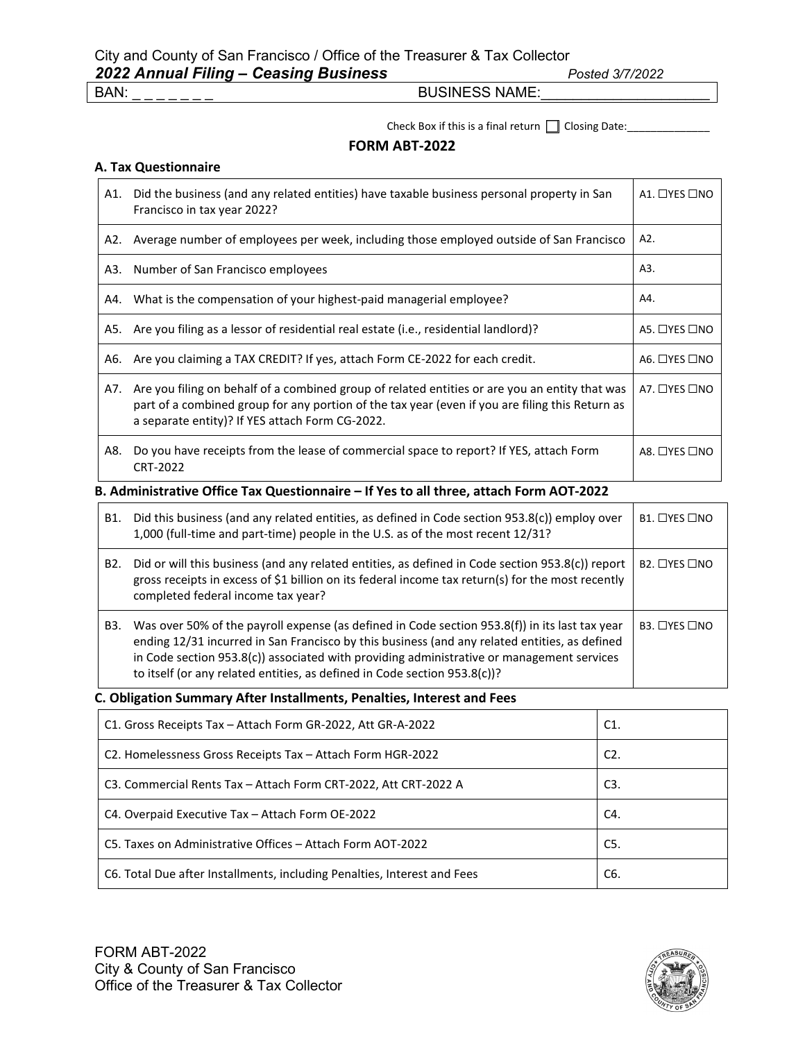City and County of San Francisco / Office of the Treasurer & Tax Collector

***2022 Annual Filing – Ceasing Business*** *Posted 3/7/2022*

| BAN: _ _ _ _ _ _ _ | BUSINESS NAME:_____________________ |
|---|---|

Check Box if this is a final return ☐ Closing Date:______________

# FORM ABT-2022

## A. Tax Questionnaire

| | | |
|---|---|---|
| A1. | Did the business (and any related entities) have taxable business personal property in San Francisco in tax year 2022? | A1. ☐YES ☐NO |
| A2. | Average number of employees per week, including those employed outside of San Francisco | A2. |
| A3. | Number of San Francisco employees | A3. |
| A4. | What is the compensation of your highest-paid managerial employee? | A4. |
| A5. | Are you filing as a lessor of residential real estate (i.e., residential landlord)? | A5. ☐YES ☐NO |
| A6. | Are you claiming a TAX CREDIT? If yes, attach Form CE-2022 for each credit. | A6. ☐YES ☐NO |
| A7. | Are you filing on behalf of a combined group of related entities or are you an entity that was part of a combined group for any portion of the tax year (even if you are filing this Return as a separate entity)? If YES attach Form CG-2022. | A7. ☐YES ☐NO |
| A8. | Do you have receipts from the lease of commercial space to report? If YES, attach Form CRT-2022 | A8. ☐YES ☐NO |

## B. Administrative Office Tax Questionnaire – If Yes to all three, attach Form AOT-2022

| | | |
|---|---|---|
| B1. | Did this business (and any related entities, as defined in Code section 953.8(c)) employ over 1,000 (full-time and part-time) people in the U.S. as of the most recent 12/31? | B1. ☐YES ☐NO |
| B2. | Did or will this business (and any related entities, as defined in Code section 953.8(c)) report gross receipts in excess of $1 billion on its federal income tax return(s) for the most recently completed federal income tax year? | B2. ☐YES ☐NO |
| B3. | Was over 50% of the payroll expense (as defined in Code section 953.8(f)) in its last tax year ending 12/31 incurred in San Francisco by this business (and any related entities, as defined in Code section 953.8(c)) associated with providing administrative or management services to itself (or any related entities, as defined in Code section 953.8(c))? | B3. ☐YES ☐NO |

## C. Obligation Summary After Installments, Penalties, Interest and Fees

| | |
|---|---|
| C1. Gross Receipts Tax – Attach Form GR-2022, Att GR-A-2022 | C1. |
| C2. Homelessness Gross Receipts Tax – Attach Form HGR-2022 | C2. |
| C3. Commercial Rents Tax – Attach Form CRT-2022, Att CRT-2022 A | C3. |
| C4. Overpaid Executive Tax – Attach Form OE-2022 | C4. |
| C5. Taxes on Administrative Offices – Attach Form AOT-2022 | C5. |
| C6. Total Due after Installments, including Penalties, Interest and Fees | C6. |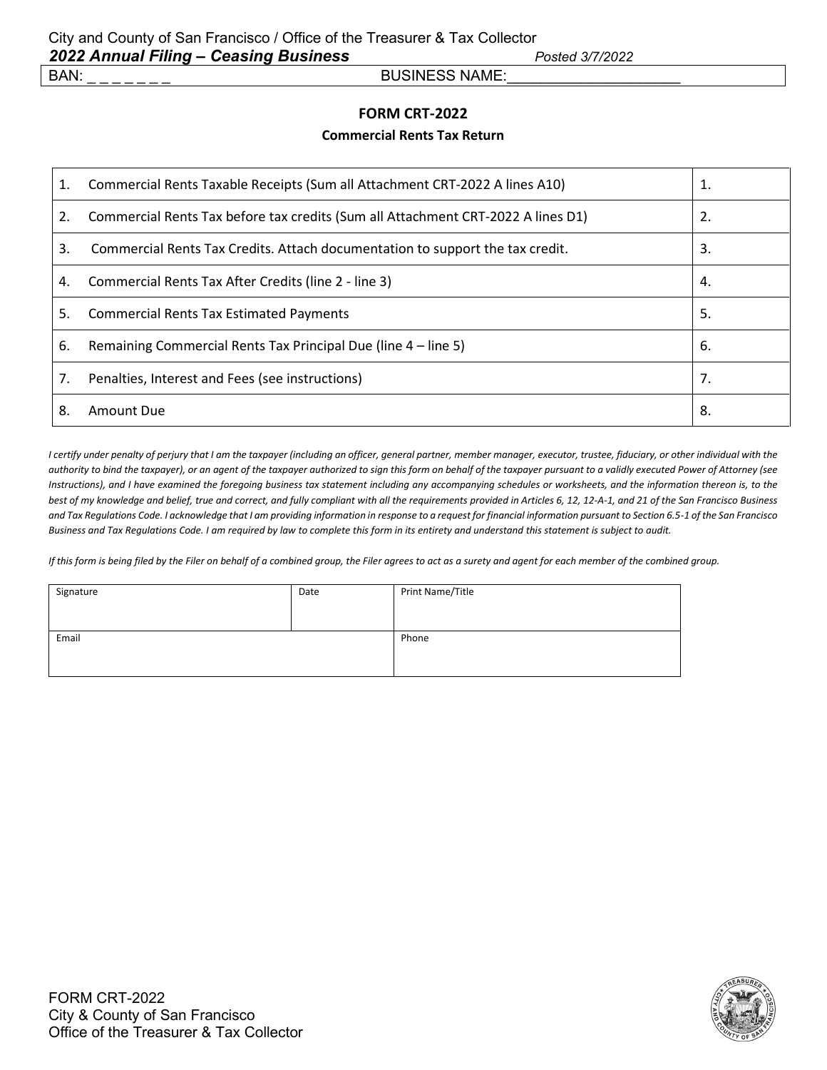City and County of San Francisco / Office of the Treasurer & Tax Collector

***2022 Annual Filing – Ceasing Business*** *Posted 3/7/2022*

BAN: _ _ _ _ _ _ _ BUSINESS NAME:_____________________

## FORM CRT-2022

### Commercial Rents Tax Return

| | | |
|---|---|---|
| 1. | Commercial Rents Taxable Receipts (Sum all Attachment CRT-2022 A lines A10) | 1. |
| 2. | Commercial Rents Tax before tax credits (Sum all Attachment CRT-2022 A lines D1) | 2. |
| 3. | Commercial Rents Tax Credits. Attach documentation to support the tax credit. | 3. |
| 4. | Commercial Rents Tax After Credits (line 2 - line 3) | 4. |
| 5. | Commercial Rents Tax Estimated Payments | 5. |
| 6. | Remaining Commercial Rents Tax Principal Due (line 4 – line 5) | 6. |
| 7. | Penalties, Interest and Fees (see instructions) | 7. |
| 8. | Amount Due | 8. |

*I certify under penalty of perjury that I am the taxpayer (including an officer, general partner, member manager, executor, trustee, fiduciary, or other individual with the authority to bind the taxpayer), or an agent of the taxpayer authorized to sign this form on behalf of the taxpayer pursuant to a validly executed Power of Attorney (see Instructions), and I have examined the foregoing business tax statement including any accompanying schedules or worksheets, and the information thereon is, to the best of my knowledge and belief, true and correct, and fully compliant with all the requirements provided in Articles 6, 12, 12-A-1, and 21 of the San Francisco Business and Tax Regulations Code. I acknowledge that I am providing information in response to a request for financial information pursuant to Section 6.5-1 of the San Francisco Business and Tax Regulations Code. I am required by law to complete this form in its entirety and understand this statement is subject to audit.*

*If this form is being filed by the Filer on behalf of a combined group, the Filer agrees to act as a surety and agent for each member of the combined group.*

| Signature | Date | Print Name/Title |
|---|---|---|
| Email | | Phone |

FORM CRT-2022
City & County of San Francisco
Office of the Treasurer & Tax Collector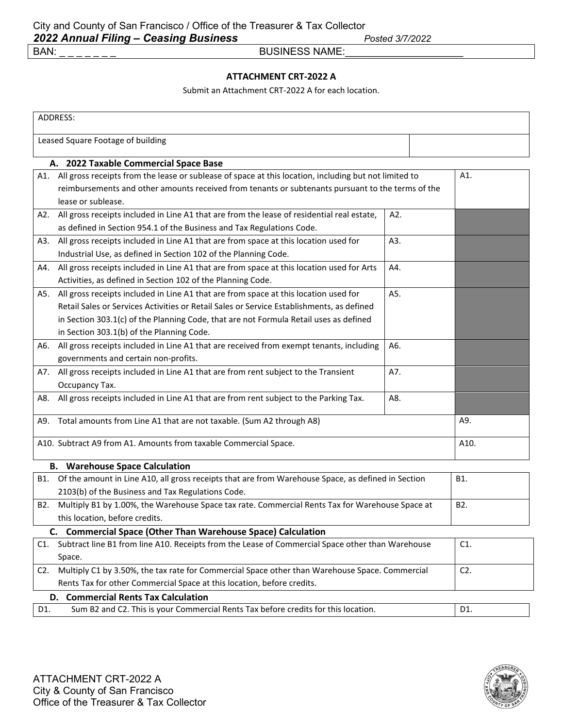City and County of San Francisco / Office of the Treasurer & Tax Collector

***2022 Annual Filing – Ceasing Business*** *Posted 3/7/2022*

BAN: _ _ _ _ _ _ _ BUSINESS NAME:____________________

### ATTACHMENT CRT-2022 A

Submit an Attachment CRT-2022 A for each location.

| ADDRESS: | |
|---|---|
| Leased Square Footage of building | |

#### A. 2022 Taxable Commercial Space Base

| | | |
|---|---|---|
| A1. All gross receipts from the lease or sublease of space at this location, including but not limited to reimbursements and other amounts received from tenants or subtenants pursuant to the terms of the lease or sublease. | | A1. |
| A2. All gross receipts included in Line A1 that are from the lease of residential real estate, as defined in Section 954.1 of the Business and Tax Regulations Code. | A2. | |
| A3. All gross receipts included in Line A1 that are from space at this location used for Industrial Use, as defined in Section 102 of the Planning Code. | A3. | |
| A4. All gross receipts included in Line A1 that are from space at this location used for Arts Activities, as defined in Section 102 of the Planning Code. | A4. | |
| A5. All gross receipts included in Line A1 that are from space at this location used for Retail Sales or Services Activities or Retail Sales or Service Establishments, as defined in Section 303.1(c) of the Planning Code, that are not Formula Retail uses as defined in Section 303.1(b) of the Planning Code. | A5. | |
| A6. All gross receipts included in Line A1 that are received from exempt tenants, including governments and certain non-profits. | A6. | |
| A7. All gross receipts included in Line A1 that are from rent subject to the Transient Occupancy Tax. | A7. | |
| A8. All gross receipts included in Line A1 that are from rent subject to the Parking Tax. | A8. | |
| A9. Total amounts from Line A1 that are not taxable. (Sum A2 through A8) | | A9. |
| A10. Subtract A9 from A1. Amounts from taxable Commercial Space. | | A10. |

#### B. Warehouse Space Calculation

| | |
|---|---|
| B1. Of the amount in Line A10, all gross receipts that are from Warehouse Space, as defined in Section 2103(b) of the Business and Tax Regulations Code. | B1. |
| B2. Multiply B1 by 1.00%, the Warehouse Space tax rate. Commercial Rents Tax for Warehouse Space at this location, before credits. | B2. |

#### C. Commercial Space (Other Than Warehouse Space) Calculation

| | |
|---|---|
| C1. Subtract line B1 from line A10. Receipts from the Lease of Commercial Space other than Warehouse Space. | C1. |
| C2. Multiply C1 by 3.50%, the tax rate for Commercial Space other than Warehouse Space. Commercial Rents Tax for other Commercial Space at this location, before credits. | C2. |

#### D. Commercial Rents Tax Calculation

| | |
|---|---|
| D1. Sum B2 and C2. This is your Commercial Rents Tax before credits for this location. | D1. |

ATTACHMENT CRT-2022 A
City & County of San Francisco
Office of the Treasurer & Tax Collector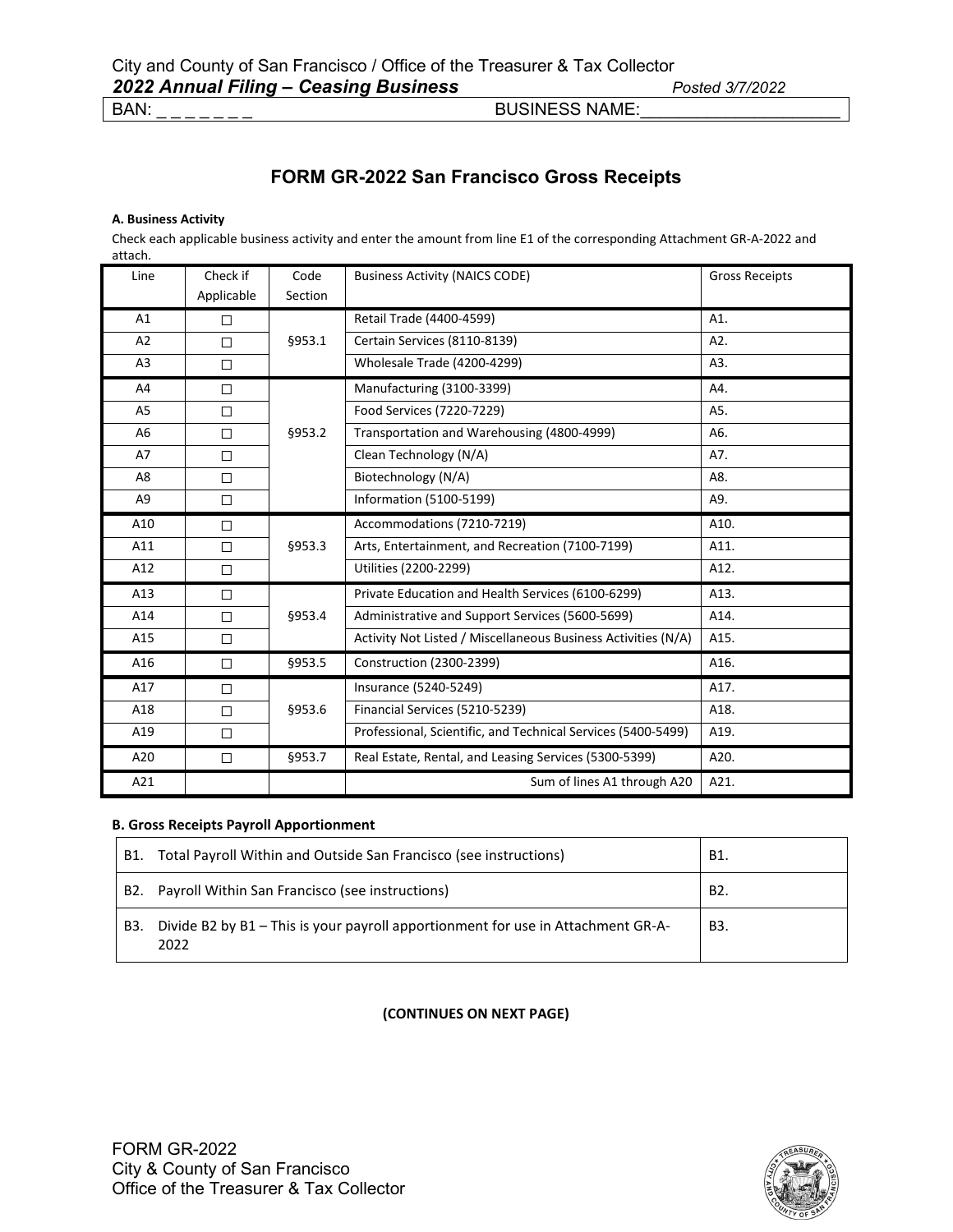# FORM GR-2022 San Francisco Gross Receipts

**A. Business Activity**

Check each applicable business activity and enter the amount from line E1 of the corresponding Attachment GR-A-2022 and attach.

| Line | Check if Applicable | Code Section | Business Activity (NAICS CODE) | Gross Receipts |
|---|---|---|---|---|
| A1 | ☐ | §953.1 | Retail Trade (4400-4599) | A1. |
| A2 | ☐ | | Certain Services (8110-8139) | A2. |
| A3 | ☐ | | Wholesale Trade (4200-4299) | A3. |
| A4 | ☐ | §953.2 | Manufacturing (3100-3399) | A4. |
| A5 | ☐ | | Food Services (7220-7229) | A5. |
| A6 | ☐ | | Transportation and Warehousing (4800-4999) | A6. |
| A7 | ☐ | | Clean Technology (N/A) | A7. |
| A8 | ☐ | | Biotechnology (N/A) | A8. |
| A9 | ☐ | | Information (5100-5199) | A9. |
| A10 | ☐ | §953.3 | Accommodations (7210-7219) | A10. |
| A11 | ☐ | | Arts, Entertainment, and Recreation (7100-7199) | A11. |
| A12 | ☐ | | Utilities (2200-2299) | A12. |
| A13 | ☐ | §953.4 | Private Education and Health Services (6100-6299) | A13. |
| A14 | ☐ | | Administrative and Support Services (5600-5699) | A14. |
| A15 | ☐ | | Activity Not Listed / Miscellaneous Business Activities (N/A) | A15. |
| A16 | ☐ | §953.5 | Construction (2300-2399) | A16. |
| A17 | ☐ | §953.6 | Insurance (5240-5249) | A17. |
| A18 | ☐ | | Financial Services (5210-5239) | A18. |
| A19 | ☐ | | Professional, Scientific, and Technical Services (5400-5499) | A19. |
| A20 | ☐ | §953.7 | Real Estate, Rental, and Leasing Services (5300-5399) | A20. |
| A21 | | | Sum of lines A1 through A20 | A21. |

**B. Gross Receipts Payroll Apportionment**

| | |
|---|---|
| B1. Total Payroll Within and Outside San Francisco (see instructions) | B1. |
| B2. Payroll Within San Francisco (see instructions) | B2. |
| B3. Divide B2 by B1 – This is your payroll apportionment for use in Attachment GR-A-2022 | B3. |

**(CONTINUES ON NEXT PAGE)**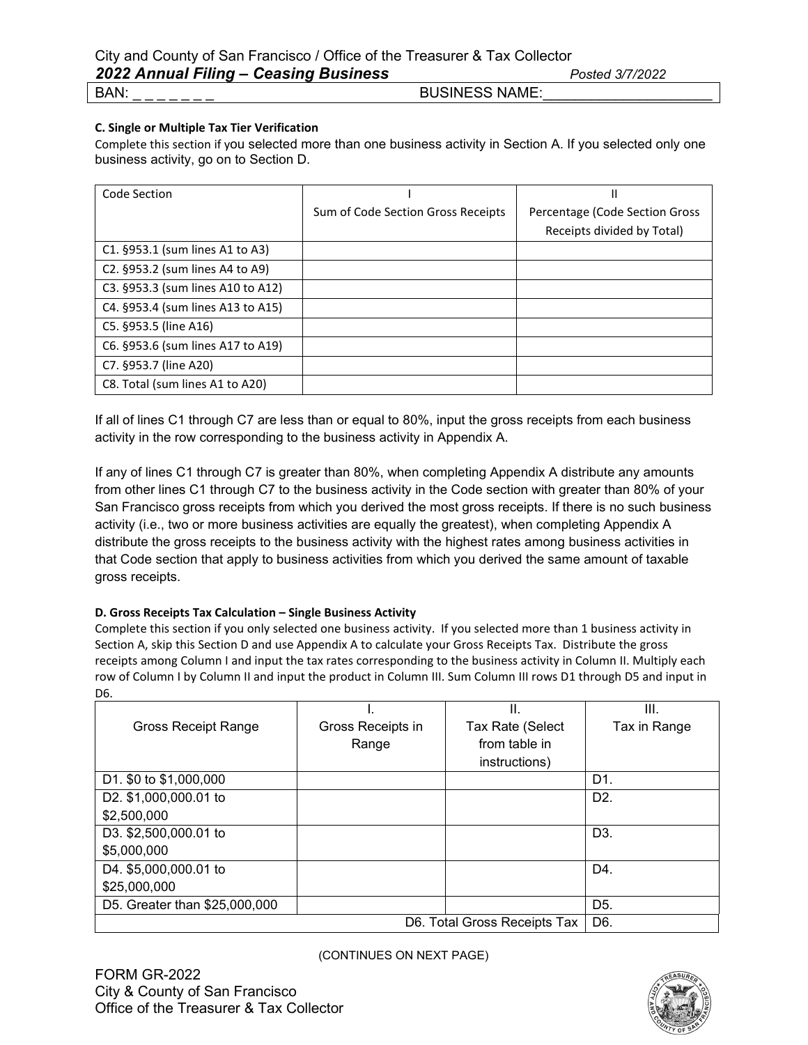**C. Single or Multiple Tax Tier Verification**

Complete this section if you selected more than one business activity in Section A. If you selected only one business activity, go on to Section D.

| Code Section | I<br>Sum of Code Section Gross Receipts | II<br>Percentage (Code Section Gross Receipts divided by Total) |
|---|---|---|
| C1. §953.1 (sum lines A1 to A3) | | |
| C2. §953.2 (sum lines A4 to A9) | | |
| C3. §953.3 (sum lines A10 to A12) | | |
| C4. §953.4 (sum lines A13 to A15) | | |
| C5. §953.5 (line A16) | | |
| C6. §953.6 (sum lines A17 to A19) | | |
| C7. §953.7 (line A20) | | |
| C8. Total (sum lines A1 to A20) | | |

If all of lines C1 through C7 are less than or equal to 80%, input the gross receipts from each business activity in the row corresponding to the business activity in Appendix A.

If any of lines C1 through C7 is greater than 80%, when completing Appendix A distribute any amounts from other lines C1 through C7 to the business activity in the Code section with greater than 80% of your San Francisco gross receipts from which you derived the most gross receipts. If there is no such business activity (i.e., two or more business activities are equally the greatest), when completing Appendix A distribute the gross receipts to the business activity with the highest rates among business activities in that Code section that apply to business activities from which you derived the same amount of taxable gross receipts.

**D. Gross Receipts Tax Calculation – Single Business Activity**

Complete this section if you only selected one business activity. If you selected more than 1 business activity in Section A, skip this Section D and use Appendix A to calculate your Gross Receipts Tax. Distribute the gross receipts among Column I and input the tax rates corresponding to the business activity in Column II. Multiply each row of Column I by Column II and input the product in Column III. Sum Column III rows D1 through D5 and input in D6.

| Gross Receipt Range | I.<br>Gross Receipts in Range | II.<br>Tax Rate (Select from table in instructions) | III.<br>Tax in Range |
|---|---|---|---|
| D1. $0 to $1,000,000 | | | D1. |
| D2. $1,000,000.01 to $2,500,000 | | | D2. |
| D3. $2,500,000.01 to $5,000,000 | | | D3. |
| D4. $5,000,000.01 to $25,000,000 | | | D4. |
| D5. Greater than $25,000,000 | | | D5. |
| | | D6. Total Gross Receipts Tax | D6. |

(CONTINUES ON NEXT PAGE)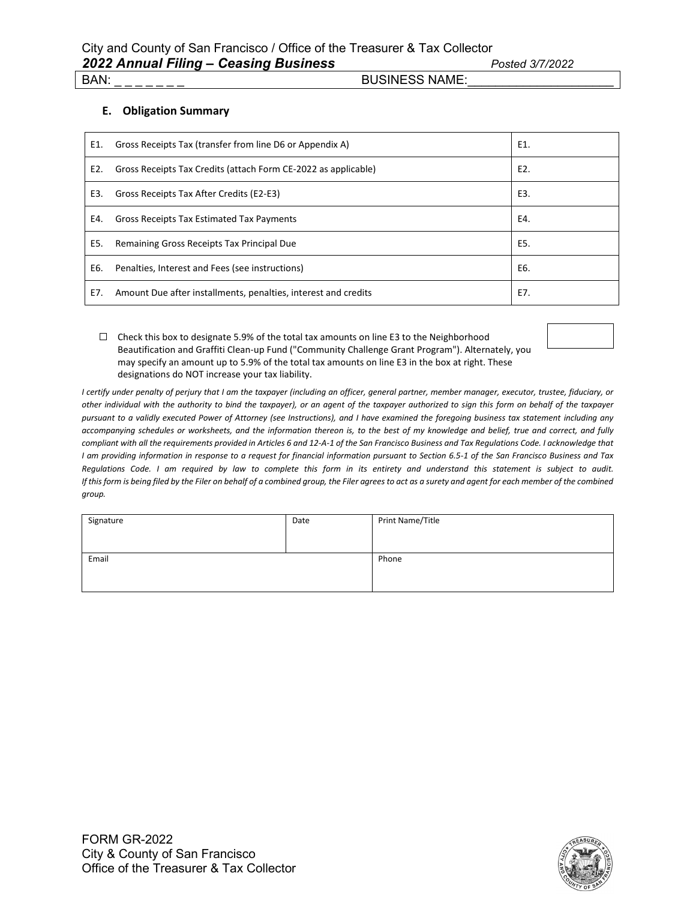BAN: _ _ _ _ _ _ _ BUSINESS NAME:_____________________

### E. Obligation Summary

| | |
|---|---|
| E1. Gross Receipts Tax (transfer from line D6 or Appendix A) | E1. |
| E2. Gross Receipts Tax Credits (attach Form CE-2022 as applicable) | E2. |
| E3. Gross Receipts Tax After Credits (E2-E3) | E3. |
| E4. Gross Receipts Tax Estimated Tax Payments | E4. |
| E5. Remaining Gross Receipts Tax Principal Due | E5. |
| E6. Penalties, Interest and Fees (see instructions) | E6. |
| E7. Amount Due after installments, penalties, interest and credits | E7. |

☐ Check this box to designate 5.9% of the total tax amounts on line E3 to the Neighborhood Beautification and Graffiti Clean-up Fund ("Community Challenge Grant Program"). Alternately, you may specify an amount up to 5.9% of the total tax amounts on line E3 in the box at right. These designations do NOT increase your tax liability.

*I certify under penalty of perjury that I am the taxpayer (including an officer, general partner, member manager, executor, trustee, fiduciary, or other individual with the authority to bind the taxpayer), or an agent of the taxpayer authorized to sign this form on behalf of the taxpayer pursuant to a validly executed Power of Attorney (see Instructions), and I have examined the foregoing business tax statement including any accompanying schedules or worksheets, and the information thereon is, to the best of my knowledge and belief, true and correct, and fully compliant with all the requirements provided in Articles 6 and 12-A-1 of the San Francisco Business and Tax Regulations Code. I acknowledge that I am providing information in response to a request for financial information pursuant to Section 6.5-1 of the San Francisco Business and Tax Regulations Code. I am required by law to complete this form in its entirety and understand this statement is subject to audit. If this form is being filed by the Filer on behalf of a combined group, the Filer agrees to act as a surety and agent for each member of the combined group.*

| Signature | Date | Print Name/Title |
|---|---|---|
| Email | | Phone |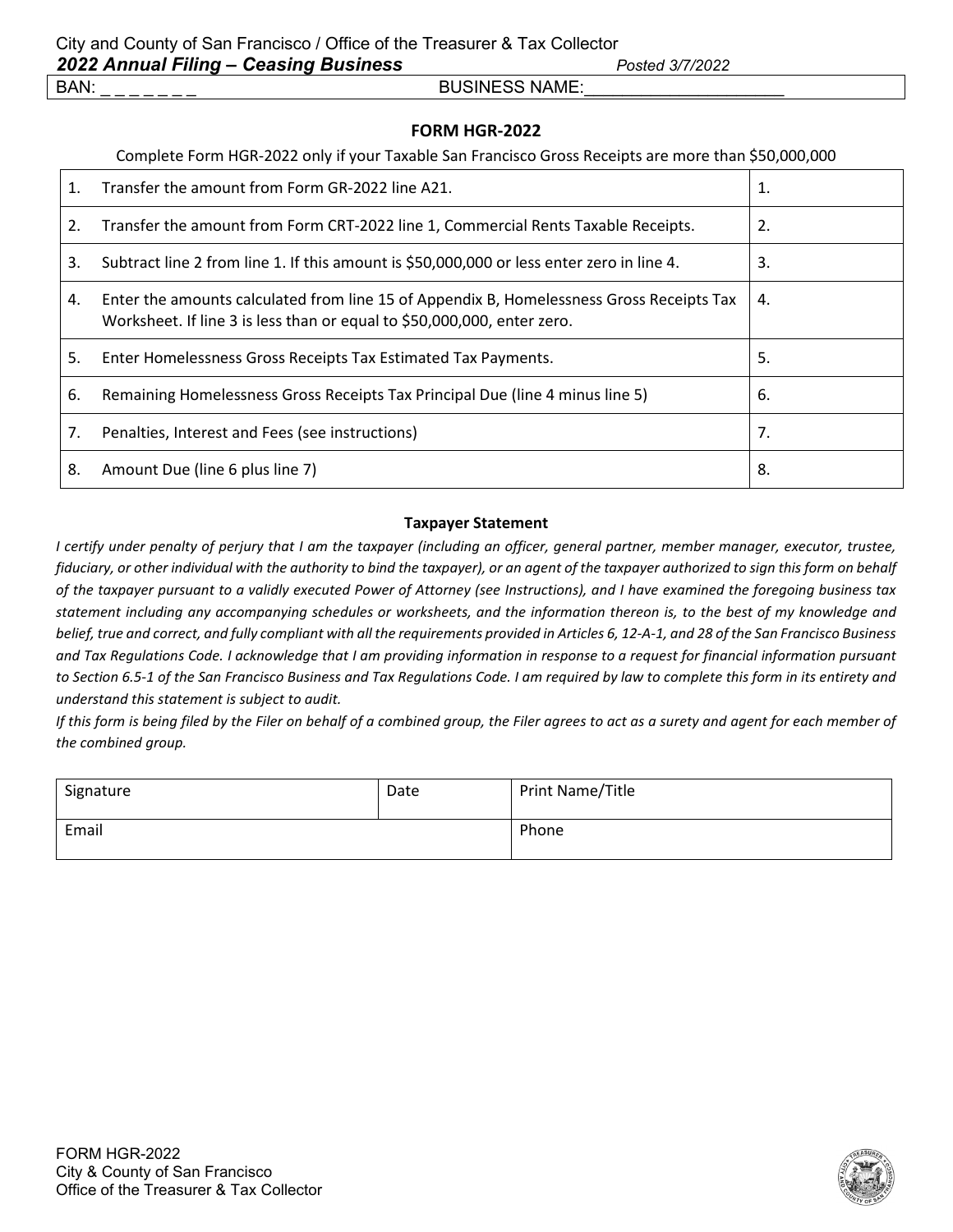City and County of San Francisco / Office of the Treasurer & Tax Collector

***2022 Annual Filing – Ceasing Business*** *Posted 3/7/2022*

BAN: _ _ _ _ _ _ _ BUSINESS NAME:_____________________

## FORM HGR-2022

Complete Form HGR-2022 only if your Taxable San Francisco Gross Receipts are more than $50,000,000

| | | |
|---|---|---|
| 1. | Transfer the amount from Form GR-2022 line A21. | 1. |
| 2. | Transfer the amount from Form CRT-2022 line 1, Commercial Rents Taxable Receipts. | 2. |
| 3. | Subtract line 2 from line 1. If this amount is $50,000,000 or less enter zero in line 4. | 3. |
| 4. | Enter the amounts calculated from line 15 of Appendix B, Homelessness Gross Receipts Tax Worksheet. If line 3 is less than or equal to $50,000,000, enter zero. | 4. |
| 5. | Enter Homelessness Gross Receipts Tax Estimated Tax Payments. | 5. |
| 6. | Remaining Homelessness Gross Receipts Tax Principal Due (line 4 minus line 5) | 6. |
| 7. | Penalties, Interest and Fees (see instructions) | 7. |
| 8. | Amount Due (line 6 plus line 7) | 8. |

### Taxpayer Statement

*I certify under penalty of perjury that I am the taxpayer (including an officer, general partner, member manager, executor, trustee, fiduciary, or other individual with the authority to bind the taxpayer), or an agent of the taxpayer authorized to sign this form on behalf of the taxpayer pursuant to a validly executed Power of Attorney (see Instructions), and I have examined the foregoing business tax statement including any accompanying schedules or worksheets, and the information thereon is, to the best of my knowledge and belief, true and correct, and fully compliant with all the requirements provided in Articles 6, 12-A-1, and 28 of the San Francisco Business and Tax Regulations Code. I acknowledge that I am providing information in response to a request for financial information pursuant to Section 6.5-1 of the San Francisco Business and Tax Regulations Code. I am required by law to complete this form in its entirety and understand this statement is subject to audit.*

*If this form is being filed by the Filer on behalf of a combined group, the Filer agrees to act as a surety and agent for each member of the combined group.*

| Signature | Date | Print Name/Title |
|---|---|---|
| Email | | Phone |

FORM HGR-2022
City & County of San Francisco
Office of the Treasurer & Tax Collector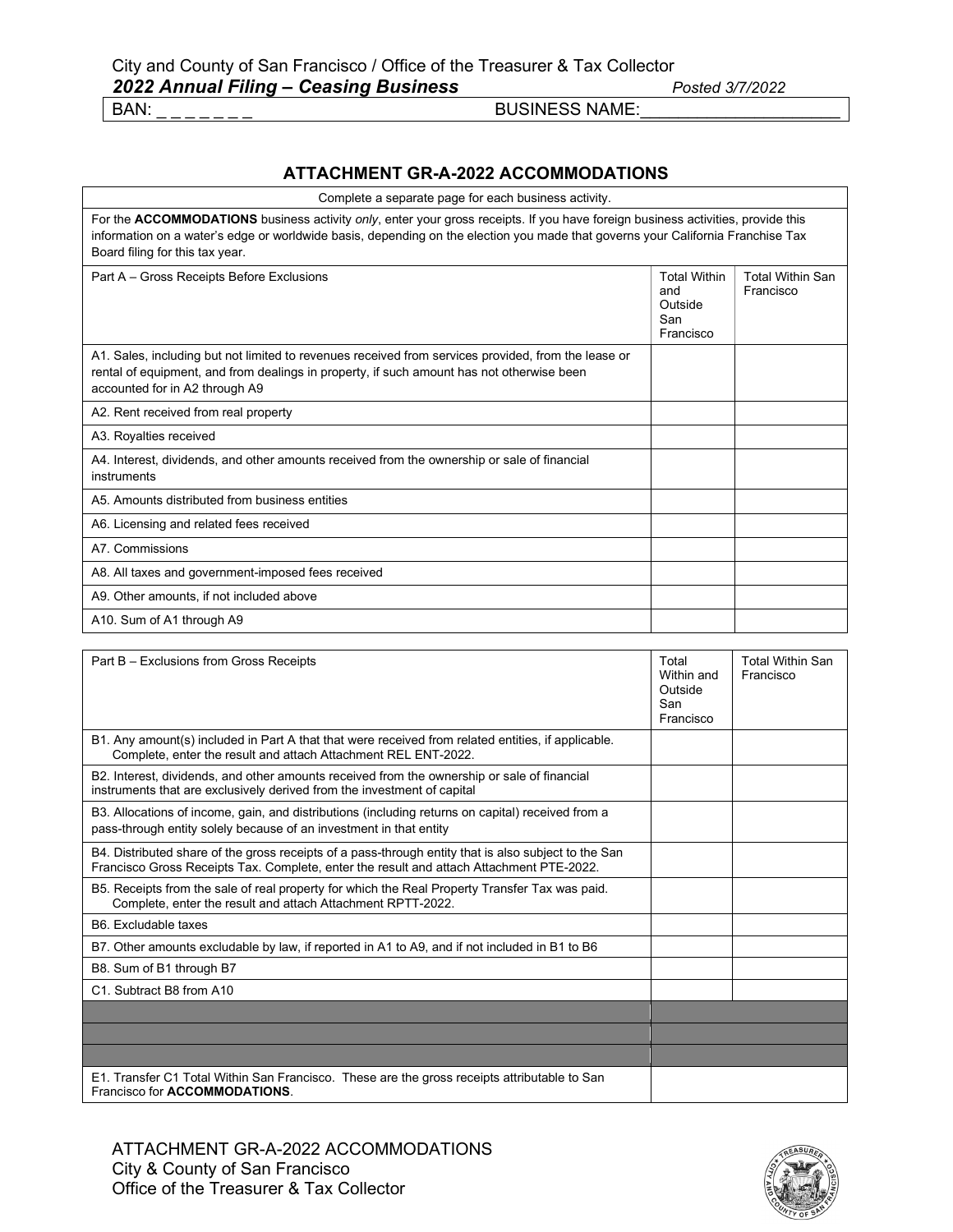City and County of San Francisco / Office of the Treasurer & Tax Collector

***2022 Annual Filing – Ceasing Business*** *Posted 3/7/2022*

BAN: _ _ _ _ _ _ _ BUSINESS NAME:_____________________

## ATTACHMENT GR-A-2022 ACCOMMODATIONS

Complete a separate page for each business activity.

For the **ACCOMMODATIONS** business activity *only*, enter your gross receipts. If you have foreign business activities, provide this information on a water's edge or worldwide basis, depending on the election you made that governs your California Franchise Tax Board filing for this tax year.

| Part A – Gross Receipts Before Exclusions | Total Within and Outside San Francisco | Total Within San Francisco |
|---|---|---|
| A1. Sales, including but not limited to revenues received from services provided, from the lease or rental of equipment, and from dealings in property, if such amount has not otherwise been accounted for in A2 through A9 | | |
| A2. Rent received from real property | | |
| A3. Royalties received | | |
| A4. Interest, dividends, and other amounts received from the ownership or sale of financial instruments | | |
| A5. Amounts distributed from business entities | | |
| A6. Licensing and related fees received | | |
| A7. Commissions | | |
| A8. All taxes and government-imposed fees received | | |
| A9. Other amounts, if not included above | | |
| A10. Sum of A1 through A9 | | |

| Part B – Exclusions from Gross Receipts | Total Within and Outside San Francisco | Total Within San Francisco |
|---|---|---|
| B1. Any amount(s) included in Part A that that were received from related entities, if applicable. Complete, enter the result and attach Attachment REL ENT-2022. | | |
| B2. Interest, dividends, and other amounts received from the ownership or sale of financial instruments that are exclusively derived from the investment of capital | | |
| B3. Allocations of income, gain, and distributions (including returns on capital) received from a pass-through entity solely because of an investment in that entity | | |
| B4. Distributed share of the gross receipts of a pass-through entity that is also subject to the San Francisco Gross Receipts Tax. Complete, enter the result and attach Attachment PTE-2022. | | |
| B5. Receipts from the sale of real property for which the Real Property Transfer Tax was paid. Complete, enter the result and attach Attachment RPTT-2022. | | |
| B6. Excludable taxes | | |
| B7. Other amounts excludable by law, if reported in A1 to A9, and if not included in B1 to B6 | | |
| B8. Sum of B1 through B7 | | |
| C1. Subtract B8 from A10 | | |

| | |
|---|---|
| E1. Transfer C1 Total Within San Francisco. These are the gross receipts attributable to San Francisco for **ACCOMMODATIONS**. | |

ATTACHMENT GR-A-2022 ACCOMMODATIONS
City & County of San Francisco
Office of the Treasurer & Tax Collector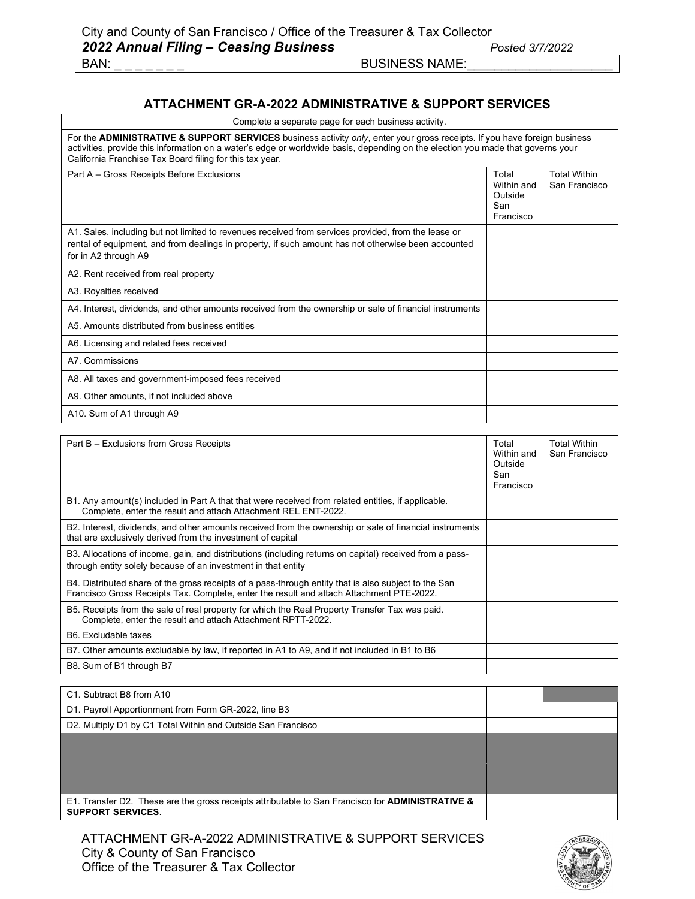City and County of San Francisco / Office of the Treasurer & Tax Collector

***2022 Annual Filing – Ceasing Business*** *Posted 3/7/2022*

BAN: _ _ _ _ _ _ _ BUSINESS NAME:_____________________

## ATTACHMENT GR-A-2022 ADMINISTRATIVE & SUPPORT SERVICES

Complete a separate page for each business activity.

For the **ADMINISTRATIVE & SUPPORT SERVICES** business activity *only*, enter your gross receipts. If you have foreign business activities, provide this information on a water's edge or worldwide basis, depending on the election you made that governs your California Franchise Tax Board filing for this tax year.

| Part A – Gross Receipts Before Exclusions | Total Within and Outside San Francisco | Total Within San Francisco |
|---|---|---|
| A1. Sales, including but not limited to revenues received from services provided, from the lease or rental of equipment, and from dealings in property, if such amount has not otherwise been accounted for in A2 through A9 | | |
| A2. Rent received from real property | | |
| A3. Royalties received | | |
| A4. Interest, dividends, and other amounts received from the ownership or sale of financial instruments | | |
| A5. Amounts distributed from business entities | | |
| A6. Licensing and related fees received | | |
| A7. Commissions | | |
| A8. All taxes and government-imposed fees received | | |
| A9. Other amounts, if not included above | | |
| A10. Sum of A1 through A9 | | |

| Part B – Exclusions from Gross Receipts | Total Within and Outside San Francisco | Total Within San Francisco |
|---|---|---|
| B1. Any amount(s) included in Part A that that were received from related entities, if applicable. Complete, enter the result and attach Attachment REL ENT-2022. | | |
| B2. Interest, dividends, and other amounts received from the ownership or sale of financial instruments that are exclusively derived from the investment of capital | | |
| B3. Allocations of income, gain, and distributions (including returns on capital) received from a pass-through entity solely because of an investment in that entity | | |
| B4. Distributed share of the gross receipts of a pass-through entity that is also subject to the San Francisco Gross Receipts Tax. Complete, enter the result and attach Attachment PTE-2022. | | |
| B5. Receipts from the sale of real property for which the Real Property Transfer Tax was paid. Complete, enter the result and attach Attachment RPTT-2022. | | |
| B6. Excludable taxes | | |
| B7. Other amounts excludable by law, if reported in A1 to A9, and if not included in B1 to B6 | | |
| B8. Sum of B1 through B7 | | |

| | |
|---|---|
| C1. Subtract B8 from A10 | |
| D1. Payroll Apportionment from Form GR-2022, line B3 | |
| D2. Multiply D1 by C1 Total Within and Outside San Francisco | |
| E1. Transfer D2. These are the gross receipts attributable to San Francisco for **ADMINISTRATIVE & SUPPORT SERVICES**. | |

ATTACHMENT GR-A-2022 ADMINISTRATIVE & SUPPORT SERVICES
City & County of San Francisco
Office of the Treasurer & Tax Collector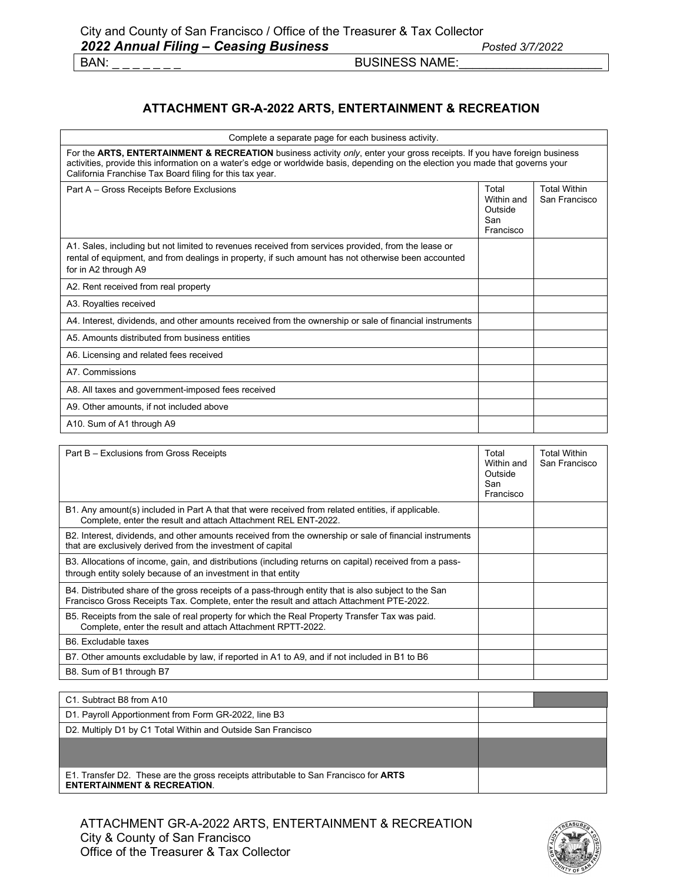City and County of San Francisco / Office of the Treasurer & Tax Collector
***2022 Annual Filing – Ceasing Business*** *Posted 3/7/2022*

BAN: _ _ _ _ _ _ _ BUSINESS NAME:______________________

## ATTACHMENT GR-A-2022 ARTS, ENTERTAINMENT & RECREATION

Complete a separate page for each business activity.

For the **ARTS, ENTERTAINMENT & RECREATION** business activity *only*, enter your gross receipts. If you have foreign business activities, provide this information on a water's edge or worldwide basis, depending on the election you made that governs your California Franchise Tax Board filing for this tax year.

| Part A – Gross Receipts Before Exclusions | Total Within and Outside San Francisco | Total Within San Francisco |
|---|---|---|
| A1. Sales, including but not limited to revenues received from services provided, from the lease or rental of equipment, and from dealings in property, if such amount has not otherwise been accounted for in A2 through A9 | | |
| A2. Rent received from real property | | |
| A3. Royalties received | | |
| A4. Interest, dividends, and other amounts received from the ownership or sale of financial instruments | | |
| A5. Amounts distributed from business entities | | |
| A6. Licensing and related fees received | | |
| A7. Commissions | | |
| A8. All taxes and government-imposed fees received | | |
| A9. Other amounts, if not included above | | |
| A10. Sum of A1 through A9 | | |

| Part B – Exclusions from Gross Receipts | Total Within and Outside San Francisco | Total Within San Francisco |
|---|---|---|
| B1. Any amount(s) included in Part A that that were received from related entities, if applicable. Complete, enter the result and attach Attachment REL ENT-2022. | | |
| B2. Interest, dividends, and other amounts received from the ownership or sale of financial instruments that are exclusively derived from the investment of capital | | |
| B3. Allocations of income, gain, and distributions (including returns on capital) received from a pass-through entity solely because of an investment in that entity | | |
| B4. Distributed share of the gross receipts of a pass-through entity that is also subject to the San Francisco Gross Receipts Tax. Complete, enter the result and attach Attachment PTE-2022. | | |
| B5. Receipts from the sale of real property for which the Real Property Transfer Tax was paid. Complete, enter the result and attach Attachment RPTT-2022. | | |
| B6. Excludable taxes | | |
| B7. Other amounts excludable by law, if reported in A1 to A9, and if not included in B1 to B6 | | |
| B8. Sum of B1 through B7 | | |

| | | |
|---|---|---|
| C1. Subtract B8 from A10 | | |
| D1. Payroll Apportionment from Form GR-2022, line B3 | | |
| D2. Multiply D1 by C1 Total Within and Outside San Francisco | | |
| | | |
| E1. Transfer D2. These are the gross receipts attributable to San Francisco for **ARTS ENTERTAINMENT & RECREATION**. | | |

ATTACHMENT GR-A-2022 ARTS, ENTERTAINMENT & RECREATION
City & County of San Francisco
Office of the Treasurer & Tax Collector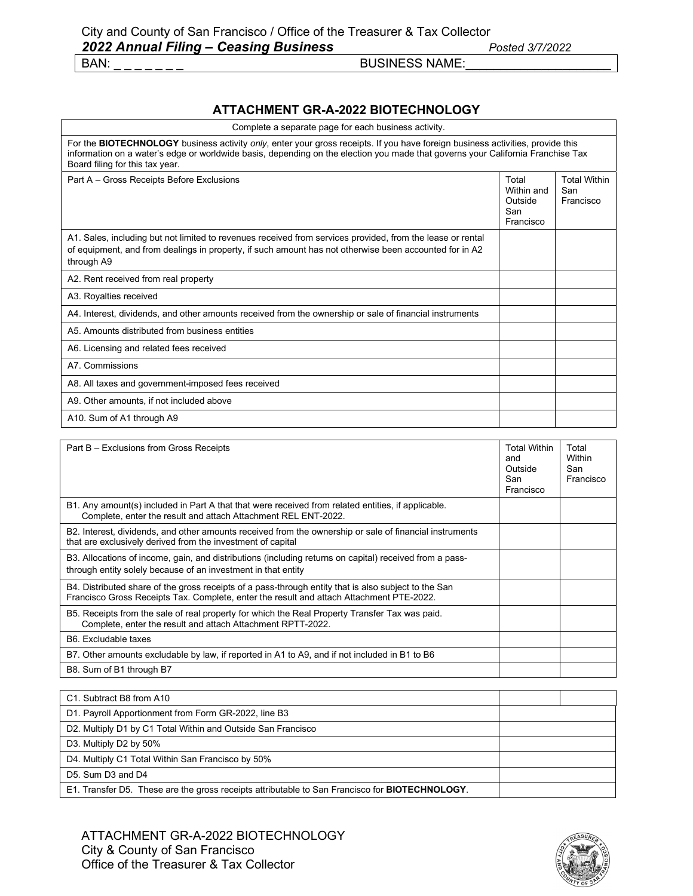BAN: _ _ _ _ _ _ _ BUSINESS NAME:____________________

## ATTACHMENT GR-A-2022 BIOTECHNOLOGY

Complete a separate page for each business activity.

For the **BIOTECHNOLOGY** business activity *only*, enter your gross receipts. If you have foreign business activities, provide this information on a water's edge or worldwide basis, depending on the election you made that governs your California Franchise Tax Board filing for this tax year.

| Part A – Gross Receipts Before Exclusions | Total Within and Outside San Francisco | Total Within San Francisco |
|---|---|---|
| A1. Sales, including but not limited to revenues received from services provided, from the lease or rental of equipment, and from dealings in property, if such amount has not otherwise been accounted for in A2 through A9 | | |
| A2. Rent received from real property | | |
| A3. Royalties received | | |
| A4. Interest, dividends, and other amounts received from the ownership or sale of financial instruments | | |
| A5. Amounts distributed from business entities | | |
| A6. Licensing and related fees received | | |
| A7. Commissions | | |
| A8. All taxes and government-imposed fees received | | |
| A9. Other amounts, if not included above | | |
| A10. Sum of A1 through A9 | | |

| Part B – Exclusions from Gross Receipts | Total Within and Outside San Francisco | Total Within San Francisco |
|---|---|---|
| B1. Any amount(s) included in Part A that that were received from related entities, if applicable. Complete, enter the result and attach Attachment REL ENT-2022. | | |
| B2. Interest, dividends, and other amounts received from the ownership or sale of financial instruments that are exclusively derived from the investment of capital | | |
| B3. Allocations of income, gain, and distributions (including returns on capital) received from a pass-through entity solely because of an investment in that entity | | |
| B4. Distributed share of the gross receipts of a pass-through entity that is also subject to the San Francisco Gross Receipts Tax. Complete, enter the result and attach Attachment PTE-2022. | | |
| B5. Receipts from the sale of real property for which the Real Property Transfer Tax was paid. Complete, enter the result and attach Attachment RPTT-2022. | | |
| B6. Excludable taxes | | |
| B7. Other amounts excludable by law, if reported in A1 to A9, and if not included in B1 to B6 | | |
| B8. Sum of B1 through B7 | | |

| | | |
|---|---|---|
| C1. Subtract B8 from A10 | | |
| D1. Payroll Apportionment from Form GR-2022, line B3 | | |
| D2. Multiply D1 by C1 Total Within and Outside San Francisco | | |
| D3. Multiply D2 by 50% | | |
| D4. Multiply C1 Total Within San Francisco by 50% | | |
| D5. Sum D3 and D4 | | |
| E1. Transfer D5. These are the gross receipts attributable to San Francisco for **BIOTECHNOLOGY**. | | |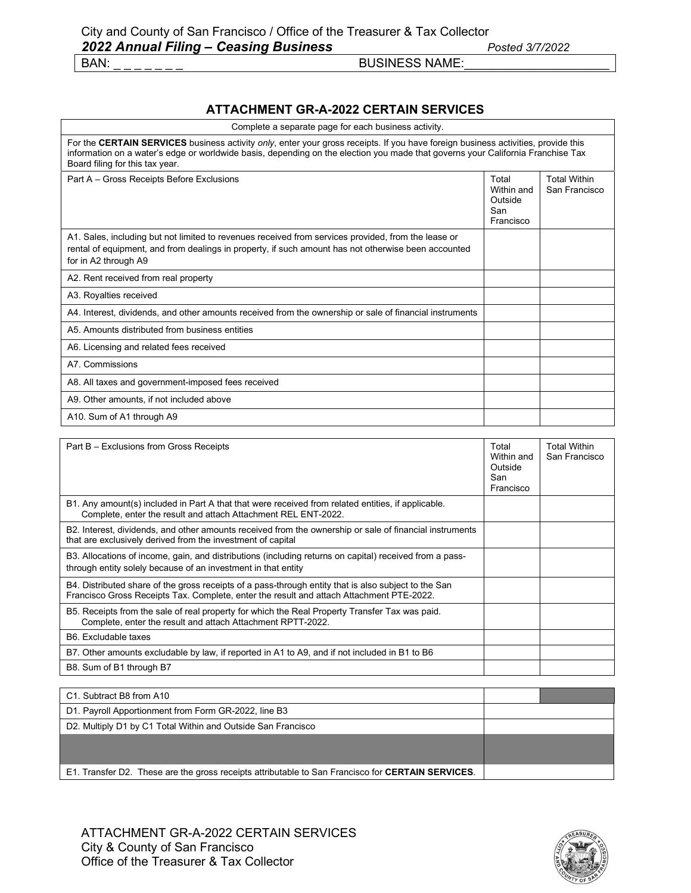City and County of San Francisco / Office of the Treasurer & Tax Collector

***2022 Annual Filing – Ceasing Business*** *Posted 3/7/2022*

BAN: _ _ _ _ _ _ _ BUSINESS NAME:_____________________

## ATTACHMENT GR-A-2022 CERTAIN SERVICES

Complete a separate page for each business activity.

For the **CERTAIN SERVICES** business activity *only*, enter your gross receipts. If you have foreign business activities, provide this information on a water's edge or worldwide basis, depending on the election you made that governs your California Franchise Tax Board filing for this tax year.

| Part A – Gross Receipts Before Exclusions | Total Within and Outside San Francisco | Total Within San Francisco |
|---|---|---|
| A1. Sales, including but not limited to revenues received from services provided, from the lease or rental of equipment, and from dealings in property, if such amount has not otherwise been accounted for in A2 through A9 | | |
| A2. Rent received from real property | | |
| A3. Royalties received | | |
| A4. Interest, dividends, and other amounts received from the ownership or sale of financial instruments | | |
| A5. Amounts distributed from business entities | | |
| A6. Licensing and related fees received | | |
| A7. Commissions | | |
| A8. All taxes and government-imposed fees received | | |
| A9. Other amounts, if not included above | | |
| A10. Sum of A1 through A9 | | |

| Part B – Exclusions from Gross Receipts | Total Within and Outside San Francisco | Total Within San Francisco |
|---|---|---|
| B1. Any amount(s) included in Part A that that were received from related entities, if applicable. Complete, enter the result and attach Attachment REL ENT-2022. | | |
| B2. Interest, dividends, and other amounts received from the ownership or sale of financial instruments that are exclusively derived from the investment of capital | | |
| B3. Allocations of income, gain, and distributions (including returns on capital) received from a pass-through entity solely because of an investment in that entity | | |
| B4. Distributed share of the gross receipts of a pass-through entity that is also subject to the San Francisco Gross Receipts Tax. Complete, enter the result and attach Attachment PTE-2022. | | |
| B5. Receipts from the sale of real property for which the Real Property Transfer Tax was paid. Complete, enter the result and attach Attachment RPTT-2022. | | |
| B6. Excludable taxes | | |
| B7. Other amounts excludable by law, if reported in A1 to A9, and if not included in B1 to B6 | | |
| B8. Sum of B1 through B7 | | |

| | |
|---|---|
| C1. Subtract B8 from A10 | |
| D1. Payroll Apportionment from Form GR-2022, line B3 | |
| D2. Multiply D1 by C1 Total Within and Outside San Francisco | |
| E1. Transfer D2. These are the gross receipts attributable to San Francisco for **CERTAIN SERVICES**. | |

ATTACHMENT GR-A-2022 CERTAIN SERVICES
City & County of San Francisco
Office of the Treasurer & Tax Collector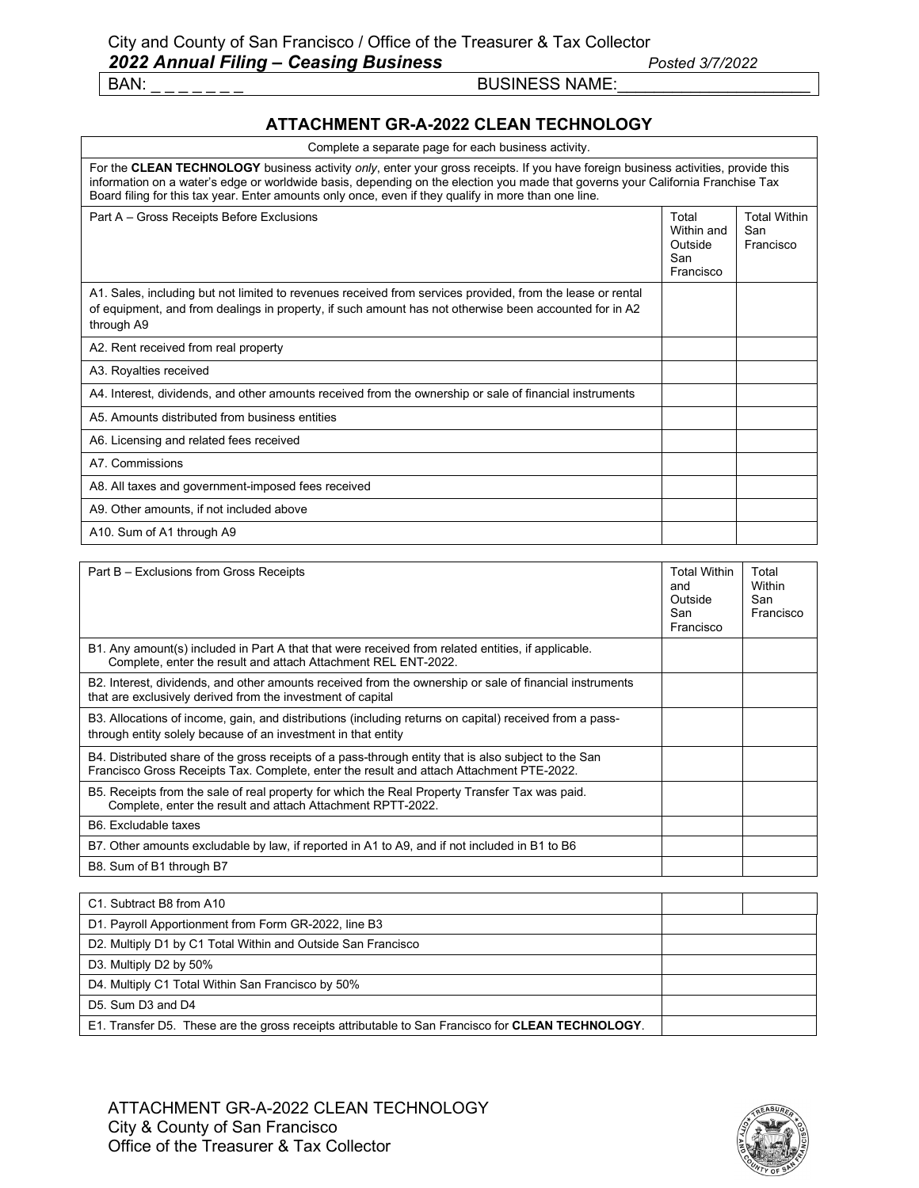City and County of San Francisco / Office of the Treasurer & Tax Collector

***2022 Annual Filing – Ceasing Business*** *Posted 3/7/2022*

BAN: _ _ _ _ _ _ _ BUSINESS NAME:_____________________

## ATTACHMENT GR-A-2022 CLEAN TECHNOLOGY

Complete a separate page for each business activity.

For the **CLEAN TECHNOLOGY** business activity *only*, enter your gross receipts. If you have foreign business activities, provide this information on a water's edge or worldwide basis, depending on the election you made that governs your California Franchise Tax Board filing for this tax year. Enter amounts only once, even if they qualify in more than one line.

| Part A – Gross Receipts Before Exclusions | Total Within and Outside San Francisco | Total Within San Francisco |
|---|---|---|
| A1. Sales, including but not limited to revenues received from services provided, from the lease or rental of equipment, and from dealings in property, if such amount has not otherwise been accounted for in A2 through A9 | | |
| A2. Rent received from real property | | |
| A3. Royalties received | | |
| A4. Interest, dividends, and other amounts received from the ownership or sale of financial instruments | | |
| A5. Amounts distributed from business entities | | |
| A6. Licensing and related fees received | | |
| A7. Commissions | | |
| A8. All taxes and government-imposed fees received | | |
| A9. Other amounts, if not included above | | |
| A10. Sum of A1 through A9 | | |

| Part B – Exclusions from Gross Receipts | Total Within and Outside San Francisco | Total Within San Francisco |
|---|---|---|
| B1. Any amount(s) included in Part A that that were received from related entities, if applicable. Complete, enter the result and attach Attachment REL ENT-2022. | | |
| B2. Interest, dividends, and other amounts received from the ownership or sale of financial instruments that are exclusively derived from the investment of capital | | |
| B3. Allocations of income, gain, and distributions (including returns on capital) received from a pass-through entity solely because of an investment in that entity | | |
| B4. Distributed share of the gross receipts of a pass-through entity that is also subject to the San Francisco Gross Receipts Tax. Complete, enter the result and attach Attachment PTE-2022. | | |
| B5. Receipts from the sale of real property for which the Real Property Transfer Tax was paid. Complete, enter the result and attach Attachment RPTT-2022. | | |
| B6. Excludable taxes | | |
| B7. Other amounts excludable by law, if reported in A1 to A9, and if not included in B1 to B6 | | |
| B8. Sum of B1 through B7 | | |

| | | |
|---|---|---|
| C1. Subtract B8 from A10 | | |
| D1. Payroll Apportionment from Form GR-2022, line B3 | | |
| D2. Multiply D1 by C1 Total Within and Outside San Francisco | | |
| D3. Multiply D2 by 50% | | |
| D4. Multiply C1 Total Within San Francisco by 50% | | |
| D5. Sum D3 and D4 | | |
| E1. Transfer D5. These are the gross receipts attributable to San Francisco for **CLEAN TECHNOLOGY**. | | |

ATTACHMENT GR-A-2022 CLEAN TECHNOLOGY
City & County of San Francisco
Office of the Treasurer & Tax Collector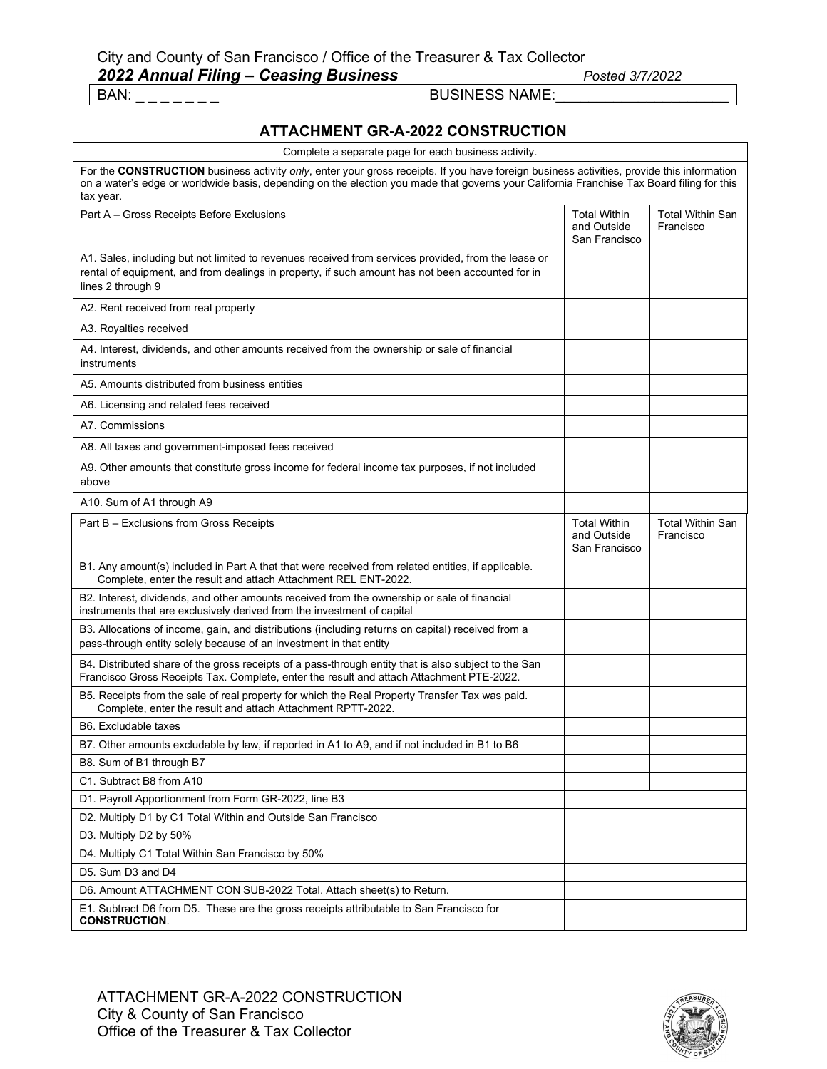City and County of San Francisco / Office of the Treasurer & Tax Collector

***2022 Annual Filing – Ceasing Business*** *Posted 3/7/2022*

BAN: _ _ _ _ _ _ _ BUSINESS NAME:_____________________

## ATTACHMENT GR-A-2022 CONSTRUCTION

Complete a separate page for each business activity.

For the **CONSTRUCTION** business activity *only*, enter your gross receipts. If you have foreign business activities, provide this information on a water's edge or worldwide basis, depending on the election you made that governs your California Franchise Tax Board filing for this tax year.

| Part A – Gross Receipts Before Exclusions | Total Within and Outside San Francisco | Total Within San Francisco |
|---|---|---|
| A1. Sales, including but not limited to revenues received from services provided, from the lease or rental of equipment, and from dealings in property, if such amount has not been accounted for in lines 2 through 9 | | |
| A2. Rent received from real property | | |
| A3. Royalties received | | |
| A4. Interest, dividends, and other amounts received from the ownership or sale of financial instruments | | |
| A5. Amounts distributed from business entities | | |
| A6. Licensing and related fees received | | |
| A7. Commissions | | |
| A8. All taxes and government-imposed fees received | | |
| A9. Other amounts that constitute gross income for federal income tax purposes, if not included above | | |
| A10. Sum of A1 through A9 | | |

| Part B – Exclusions from Gross Receipts | Total Within and Outside San Francisco | Total Within San Francisco |
|---|---|---|
| B1. Any amount(s) included in Part A that that were received from related entities, if applicable. Complete, enter the result and attach Attachment REL ENT-2022. | | |
| B2. Interest, dividends, and other amounts received from the ownership or sale of financial instruments that are exclusively derived from the investment of capital | | |
| B3. Allocations of income, gain, and distributions (including returns on capital) received from a pass-through entity solely because of an investment in that entity | | |
| B4. Distributed share of the gross receipts of a pass-through entity that is also subject to the San Francisco Gross Receipts Tax. Complete, enter the result and attach Attachment PTE-2022. | | |
| B5. Receipts from the sale of real property for which the Real Property Transfer Tax was paid. Complete, enter the result and attach Attachment RPTT-2022. | | |
| B6. Excludable taxes | | |
| B7. Other amounts excludable by law, if reported in A1 to A9, and if not included in B1 to B6 | | |
| B8. Sum of B1 through B7 | | |
| C1. Subtract B8 from A10 | | |

| | |
|---|---|
| D1. Payroll Apportionment from Form GR-2022, line B3 | |
| D2. Multiply D1 by C1 Total Within and Outside San Francisco | |
| D3. Multiply D2 by 50% | |
| D4. Multiply C1 Total Within San Francisco by 50% | |
| D5. Sum D3 and D4 | |
| D6. Amount ATTACHMENT CON SUB-2022 Total. Attach sheet(s) to Return. | |
| E1. Subtract D6 from D5. These are the gross receipts attributable to San Francisco for **CONSTRUCTION**. | |

ATTACHMENT GR-A-2022 CONSTRUCTION
City & County of San Francisco
Office of the Treasurer & Tax Collector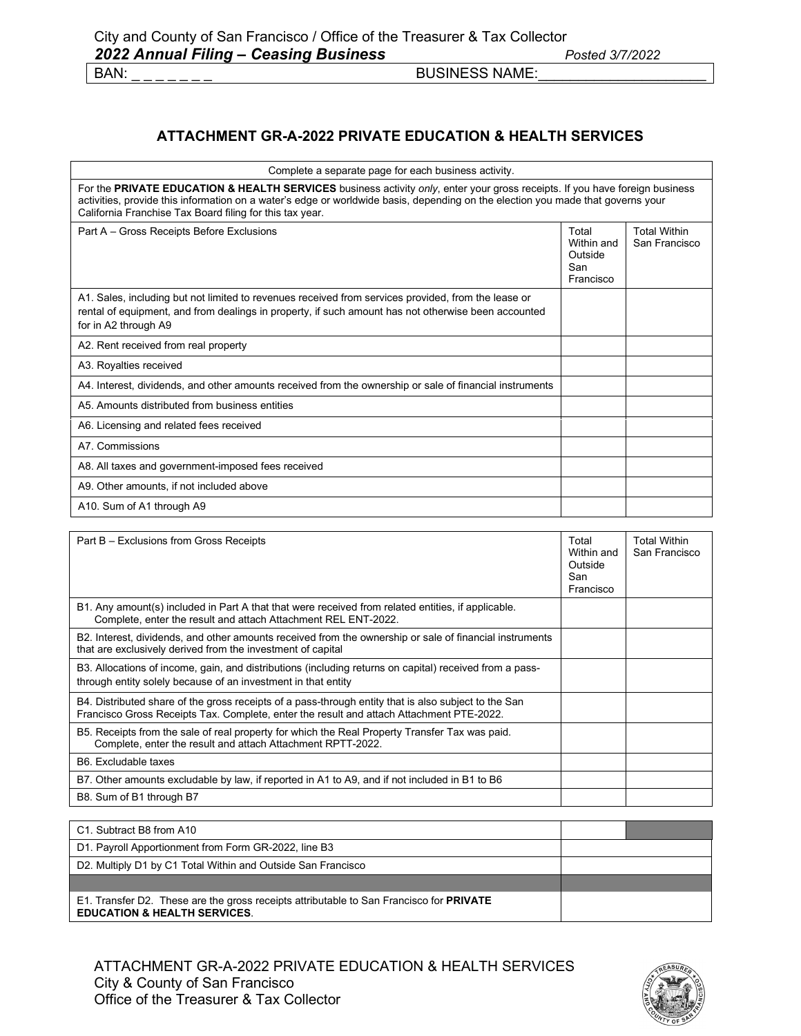City and County of San Francisco / Office of the Treasurer & Tax Collector
***2022 Annual Filing – Ceasing Business*** *Posted 3/7/2022*

BAN: _ _ _ _ _ _ _ BUSINESS NAME:____________________

## ATTACHMENT GR-A-2022 PRIVATE EDUCATION & HEALTH SERVICES

Complete a separate page for each business activity.

For the **PRIVATE EDUCATION & HEALTH SERVICES** business activity *only*, enter your gross receipts. If you have foreign business activities, provide this information on a water's edge or worldwide basis, depending on the election you made that governs your California Franchise Tax Board filing for this tax year.

| Part A – Gross Receipts Before Exclusions | Total Within and Outside San Francisco | Total Within San Francisco |
|---|---|---|
| A1. Sales, including but not limited to revenues received from services provided, from the lease or rental of equipment, and from dealings in property, if such amount has not otherwise been accounted for in A2 through A9 | | |
| A2. Rent received from real property | | |
| A3. Royalties received | | |
| A4. Interest, dividends, and other amounts received from the ownership or sale of financial instruments | | |
| A5. Amounts distributed from business entities | | |
| A6. Licensing and related fees received | | |
| A7. Commissions | | |
| A8. All taxes and government-imposed fees received | | |
| A9. Other amounts, if not included above | | |
| A10. Sum of A1 through A9 | | |

| Part B – Exclusions from Gross Receipts | Total Within and Outside San Francisco | Total Within San Francisco |
|---|---|---|
| B1. Any amount(s) included in Part A that that were received from related entities, if applicable. Complete, enter the result and attach Attachment REL ENT-2022. | | |
| B2. Interest, dividends, and other amounts received from the ownership or sale of financial instruments that are exclusively derived from the investment of capital | | |
| B3. Allocations of income, gain, and distributions (including returns on capital) received from a pass-through entity solely because of an investment in that entity | | |
| B4. Distributed share of the gross receipts of a pass-through entity that is also subject to the San Francisco Gross Receipts Tax. Complete, enter the result and attach Attachment PTE-2022. | | |
| B5. Receipts from the sale of real property for which the Real Property Transfer Tax was paid. Complete, enter the result and attach Attachment RPTT-2022. | | |
| B6. Excludable taxes | | |
| B7. Other amounts excludable by law, if reported in A1 to A9, and if not included in B1 to B6 | | |
| B8. Sum of B1 through B7 | | |

| | | |
|---|---|---|
| C1. Subtract B8 from A10 | | |
| D1. Payroll Apportionment from Form GR-2022, line B3 | | |
| D2. Multiply D1 by C1 Total Within and Outside San Francisco | | |
| E1. Transfer D2. These are the gross receipts attributable to San Francisco for **PRIVATE EDUCATION & HEALTH SERVICES**. | | |

ATTACHMENT GR-A-2022 PRIVATE EDUCATION & HEALTH SERVICES
City & County of San Francisco
Office of the Treasurer & Tax Collector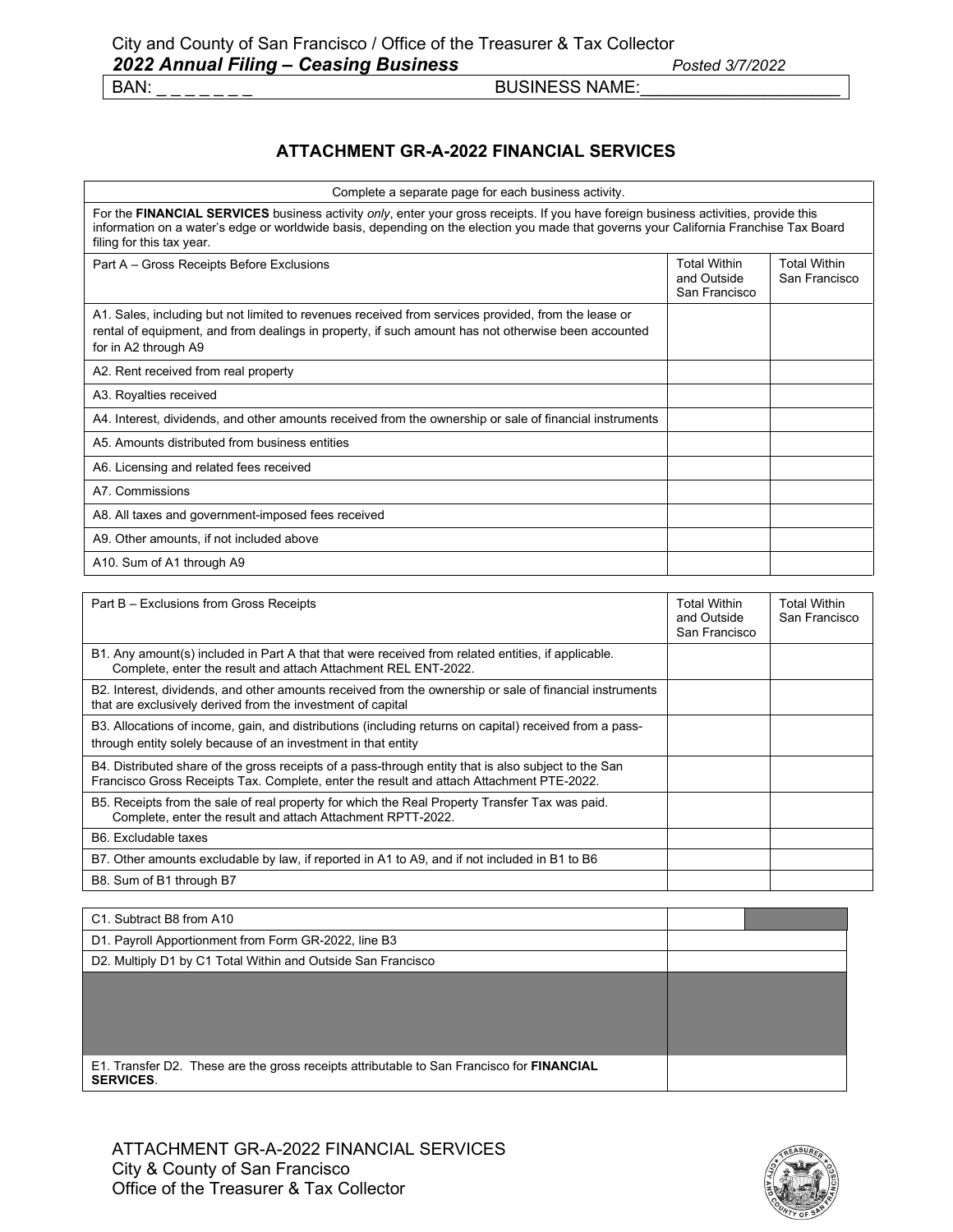City and County of San Francisco / Office of the Treasurer & Tax Collector

***2022 Annual Filing – Ceasing Business*** *Posted 3/7/2022*

BAN: _ _ _ _ _ _ _ BUSINESS NAME:_____________________

## ATTACHMENT GR-A-2022 FINANCIAL SERVICES

Complete a separate page for each business activity.

For the **FINANCIAL SERVICES** business activity *only*, enter your gross receipts. If you have foreign business activities, provide this information on a water's edge or worldwide basis, depending on the election you made that governs your California Franchise Tax Board filing for this tax year.

| Part A – Gross Receipts Before Exclusions | Total Within and Outside San Francisco | Total Within San Francisco |
|---|---|---|
| A1. Sales, including but not limited to revenues received from services provided, from the lease or rental of equipment, and from dealings in property, if such amount has not otherwise been accounted for in A2 through A9 | | |
| A2. Rent received from real property | | |
| A3. Royalties received | | |
| A4. Interest, dividends, and other amounts received from the ownership or sale of financial instruments | | |
| A5. Amounts distributed from business entities | | |
| A6. Licensing and related fees received | | |
| A7. Commissions | | |
| A8. All taxes and government-imposed fees received | | |
| A9. Other amounts, if not included above | | |
| A10. Sum of A1 through A9 | | |

| Part B – Exclusions from Gross Receipts | Total Within and Outside San Francisco | Total Within San Francisco |
|---|---|---|
| B1. Any amount(s) included in Part A that that were received from related entities, if applicable. Complete, enter the result and attach Attachment REL ENT-2022. | | |
| B2. Interest, dividends, and other amounts received from the ownership or sale of financial instruments that are exclusively derived from the investment of capital | | |
| B3. Allocations of income, gain, and distributions (including returns on capital) received from a pass-through entity solely because of an investment in that entity | | |
| B4. Distributed share of the gross receipts of a pass-through entity that is also subject to the San Francisco Gross Receipts Tax. Complete, enter the result and attach Attachment PTE-2022. | | |
| B5. Receipts from the sale of real property for which the Real Property Transfer Tax was paid. Complete, enter the result and attach Attachment RPTT-2022. | | |
| B6. Excludable taxes | | |
| B7. Other amounts excludable by law, if reported in A1 to A9, and if not included in B1 to B6 | | |
| B8. Sum of B1 through B7 | | |

| | |
|---|---|
| C1. Subtract B8 from A10 | |
| D1. Payroll Apportionment from Form GR-2022, line B3 | |
| D2. Multiply D1 by C1 Total Within and Outside San Francisco | |
| E1. Transfer D2. These are the gross receipts attributable to San Francisco for **FINANCIAL SERVICES**. | |

ATTACHMENT GR-A-2022 FINANCIAL SERVICES
City & County of San Francisco
Office of the Treasurer & Tax Collector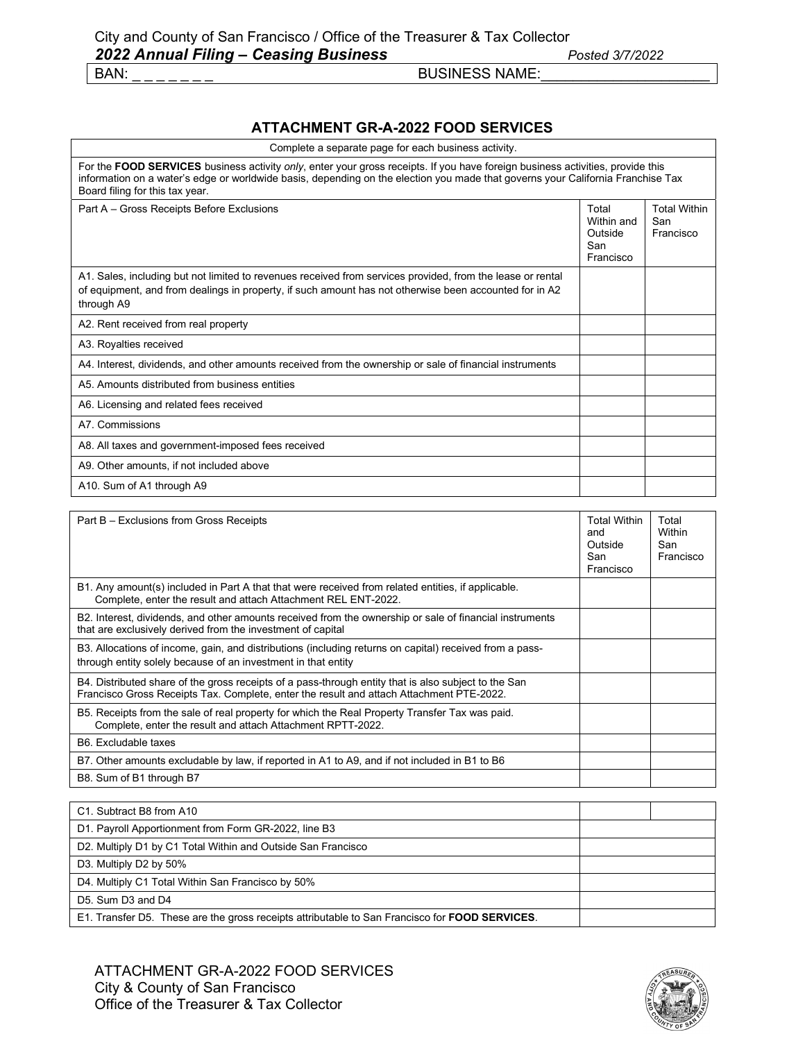City and County of San Francisco / Office of the Treasurer & Tax Collector

***2022 Annual Filing – Ceasing Business*** *Posted 3/7/2022*

BAN: _ _ _ _ _ _ _ BUSINESS NAME:_____________________

## ATTACHMENT GR-A-2022 FOOD SERVICES

Complete a separate page for each business activity.

For the **FOOD SERVICES** business activity *only*, enter your gross receipts. If you have foreign business activities, provide this information on a water's edge or worldwide basis, depending on the election you made that governs your California Franchise Tax Board filing for this tax year.

| Part A – Gross Receipts Before Exclusions | Total Within and Outside San Francisco | Total Within San Francisco |
|---|---|---|
| A1. Sales, including but not limited to revenues received from services provided, from the lease or rental of equipment, and from dealings in property, if such amount has not otherwise been accounted for in A2 through A9 | | |
| A2. Rent received from real property | | |
| A3. Royalties received | | |
| A4. Interest, dividends, and other amounts received from the ownership or sale of financial instruments | | |
| A5. Amounts distributed from business entities | | |
| A6. Licensing and related fees received | | |
| A7. Commissions | | |
| A8. All taxes and government-imposed fees received | | |
| A9. Other amounts, if not included above | | |
| A10. Sum of A1 through A9 | | |

| Part B – Exclusions from Gross Receipts | Total Within and Outside San Francisco | Total Within San Francisco |
|---|---|---|
| B1. Any amount(s) included in Part A that that were received from related entities, if applicable. Complete, enter the result and attach Attachment REL ENT-2022. | | |
| B2. Interest, dividends, and other amounts received from the ownership or sale of financial instruments that are exclusively derived from the investment of capital | | |
| B3. Allocations of income, gain, and distributions (including returns on capital) received from a pass-through entity solely because of an investment in that entity | | |
| B4. Distributed share of the gross receipts of a pass-through entity that is also subject to the San Francisco Gross Receipts Tax. Complete, enter the result and attach Attachment PTE-2022. | | |
| B5. Receipts from the sale of real property for which the Real Property Transfer Tax was paid. Complete, enter the result and attach Attachment RPTT-2022. | | |
| B6. Excludable taxes | | |
| B7. Other amounts excludable by law, if reported in A1 to A9, and if not included in B1 to B6 | | |
| B8. Sum of B1 through B7 | | |

| | | |
|---|---|---|
| C1. Subtract B8 from A10 | | |

| | |
|---|---|
| D1. Payroll Apportionment from Form GR-2022, line B3 | |
| D2. Multiply D1 by C1 Total Within and Outside San Francisco | |
| D3. Multiply D2 by 50% | |
| D4. Multiply C1 Total Within San Francisco by 50% | |
| D5. Sum D3 and D4 | |
| E1. Transfer D5. These are the gross receipts attributable to San Francisco for **FOOD SERVICES**. | |

ATTACHMENT GR-A-2022 FOOD SERVICES
City & County of San Francisco
Office of the Treasurer & Tax Collector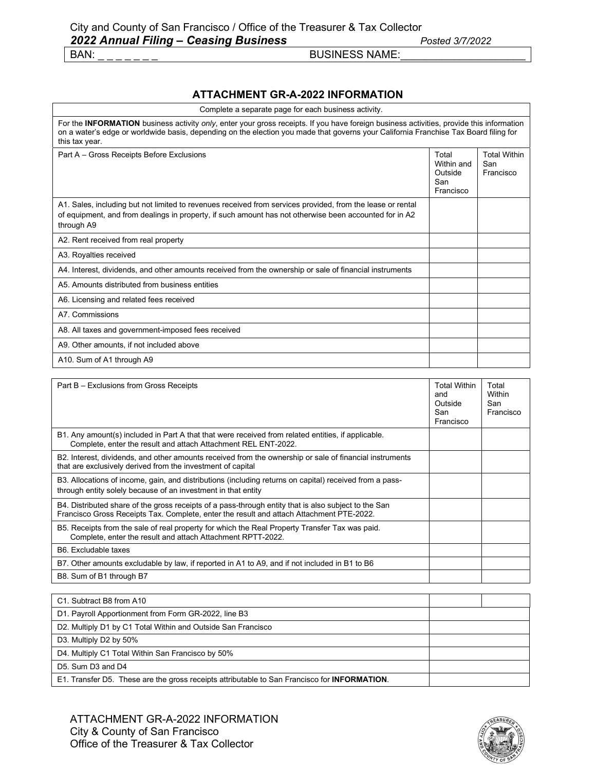City and County of San Francisco / Office of the Treasurer & Tax Collector

***2022 Annual Filing – Ceasing Business*** *Posted 3/7/2022*

BAN: _ _ _ _ _ _ _ BUSINESS NAME:______________________

## ATTACHMENT GR-A-2022 INFORMATION

Complete a separate page for each business activity.

For the **INFORMATION** business activity *only*, enter your gross receipts. If you have foreign business activities, provide this information on a water's edge or worldwide basis, depending on the election you made that governs your California Franchise Tax Board filing for this tax year.

| Part A – Gross Receipts Before Exclusions | Total Within and Outside San Francisco | Total Within San Francisco |
|---|---|---|
| A1. Sales, including but not limited to revenues received from services provided, from the lease or rental of equipment, and from dealings in property, if such amount has not otherwise been accounted for in A2 through A9 | | |
| A2. Rent received from real property | | |
| A3. Royalties received | | |
| A4. Interest, dividends, and other amounts received from the ownership or sale of financial instruments | | |
| A5. Amounts distributed from business entities | | |
| A6. Licensing and related fees received | | |
| A7. Commissions | | |
| A8. All taxes and government-imposed fees received | | |
| A9. Other amounts, if not included above | | |
| A10. Sum of A1 through A9 | | |

| Part B – Exclusions from Gross Receipts | Total Within and Outside San Francisco | Total Within San Francisco |
|---|---|---|
| B1. Any amount(s) included in Part A that that were received from related entities, if applicable. Complete, enter the result and attach Attachment REL ENT-2022. | | |
| B2. Interest, dividends, and other amounts received from the ownership or sale of financial instruments that are exclusively derived from the investment of capital | | |
| B3. Allocations of income, gain, and distributions (including returns on capital) received from a pass-through entity solely because of an investment in that entity | | |
| B4. Distributed share of the gross receipts of a pass-through entity that is also subject to the San Francisco Gross Receipts Tax. Complete, enter the result and attach Attachment PTE-2022. | | |
| B5. Receipts from the sale of real property for which the Real Property Transfer Tax was paid. Complete, enter the result and attach Attachment RPTT-2022. | | |
| B6. Excludable taxes | | |
| B7. Other amounts excludable by law, if reported in A1 to A9, and if not included in B1 to B6 | | |
| B8. Sum of B1 through B7 | | |

| | | |
|---|---|---|
| C1. Subtract B8 from A10 | | |
| D1. Payroll Apportionment from Form GR-2022, line B3 | | |
| D2. Multiply D1 by C1 Total Within and Outside San Francisco | | |
| D3. Multiply D2 by 50% | | |
| D4. Multiply C1 Total Within San Francisco by 50% | | |
| D5. Sum D3 and D4 | | |
| E1. Transfer D5. These are the gross receipts attributable to San Francisco for **INFORMATION**. | | |

ATTACHMENT GR-A-2022 INFORMATION
City & County of San Francisco
Office of the Treasurer & Tax Collector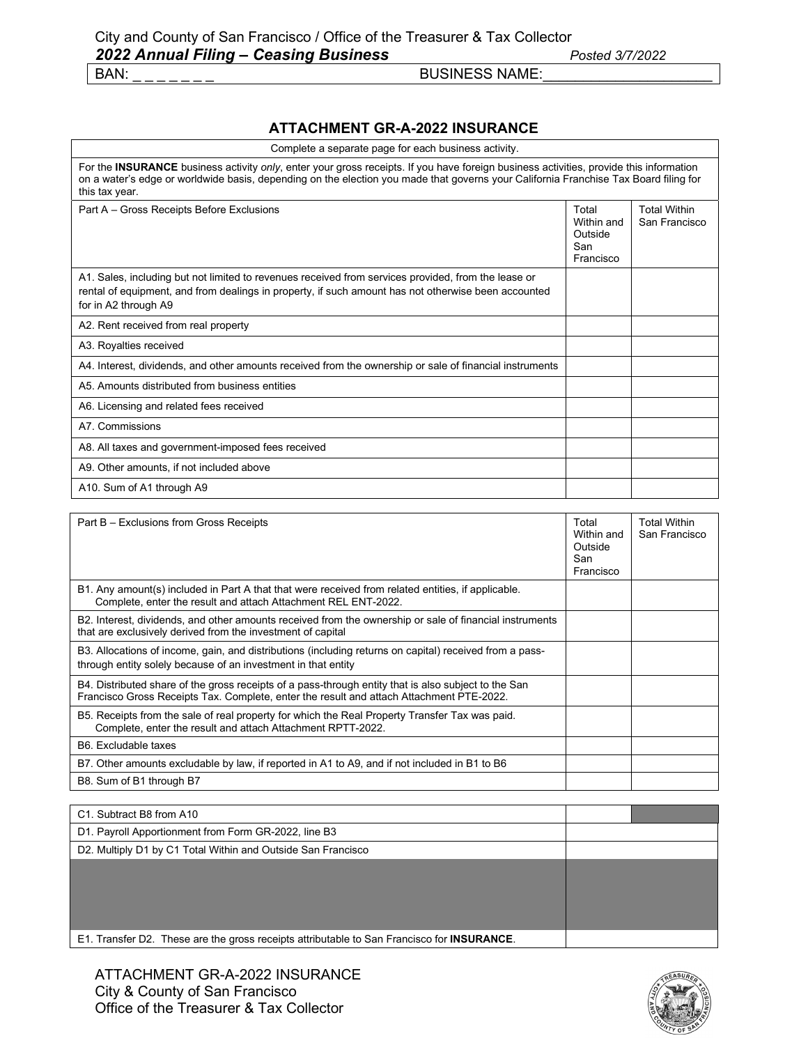City and County of San Francisco / Office of the Treasurer & Tax Collector

***2022 Annual Filing – Ceasing Business*** *Posted 3/7/2022*

BAN: _ _ _ _ _ _ _ BUSINESS NAME:_____________________

## ATTACHMENT GR-A-2022 INSURANCE

Complete a separate page for each business activity.

For the **INSURANCE** business activity *only*, enter your gross receipts. If you have foreign business activities, provide this information on a water's edge or worldwide basis, depending on the election you made that governs your California Franchise Tax Board filing for this tax year.

| Part A – Gross Receipts Before Exclusions | Total Within and Outside San Francisco | Total Within San Francisco |
|---|---|---|
| A1. Sales, including but not limited to revenues received from services provided, from the lease or rental of equipment, and from dealings in property, if such amount has not otherwise been accounted for in A2 through A9 | | |
| A2. Rent received from real property | | |
| A3. Royalties received | | |
| A4. Interest, dividends, and other amounts received from the ownership or sale of financial instruments | | |
| A5. Amounts distributed from business entities | | |
| A6. Licensing and related fees received | | |
| A7. Commissions | | |
| A8. All taxes and government-imposed fees received | | |
| A9. Other amounts, if not included above | | |
| A10. Sum of A1 through A9 | | |

| Part B – Exclusions from Gross Receipts | Total Within and Outside San Francisco | Total Within San Francisco |
|---|---|---|
| B1. Any amount(s) included in Part A that that were received from related entities, if applicable. Complete, enter the result and attach Attachment REL ENT-2022. | | |
| B2. Interest, dividends, and other amounts received from the ownership or sale of financial instruments that are exclusively derived from the investment of capital | | |
| B3. Allocations of income, gain, and distributions (including returns on capital) received from a pass-through entity solely because of an investment in that entity | | |
| B4. Distributed share of the gross receipts of a pass-through entity that is also subject to the San Francisco Gross Receipts Tax. Complete, enter the result and attach Attachment PTE-2022. | | |
| B5. Receipts from the sale of real property for which the Real Property Transfer Tax was paid. Complete, enter the result and attach Attachment RPTT-2022. | | |
| B6. Excludable taxes | | |
| B7. Other amounts excludable by law, if reported in A1 to A9, and if not included in B1 to B6 | | |
| B8. Sum of B1 through B7 | | |

| | |
|---|---|
| C1. Subtract B8 from A10 | |
| D1. Payroll Apportionment from Form GR-2022, line B3 | |
| D2. Multiply D1 by C1 Total Within and Outside San Francisco | |
| E1. Transfer D2. These are the gross receipts attributable to San Francisco for **INSURANCE**. | |

ATTACHMENT GR-A-2022 INSURANCE
City & County of San Francisco
Office of the Treasurer & Tax Collector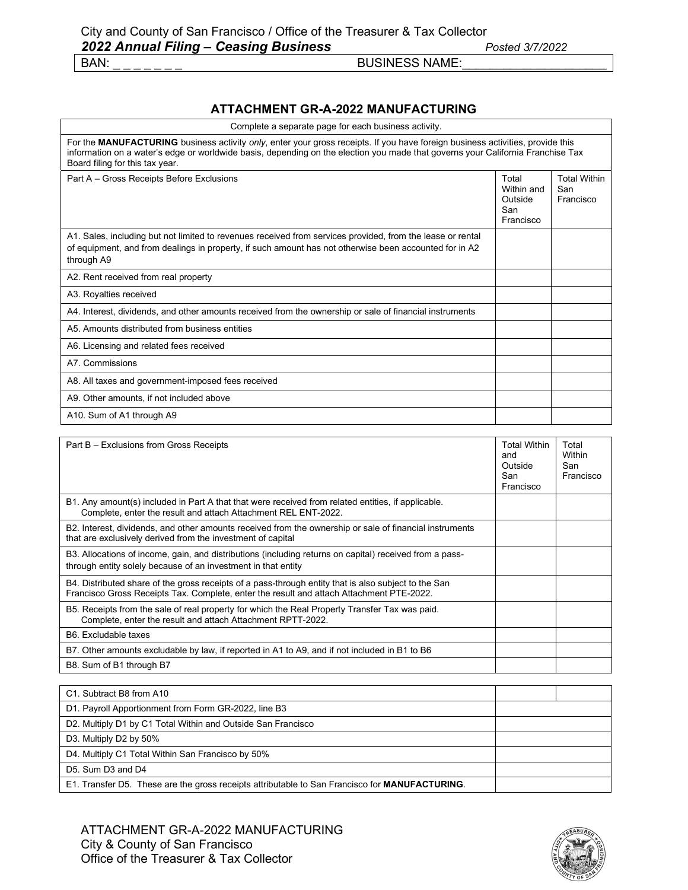City and County of San Francisco / Office of the Treasurer & Tax Collector

***2022 Annual Filing – Ceasing Business*** *Posted 3/7/2022*

BAN: _ _ _ _ _ _ _ BUSINESS NAME:_____________________

## ATTACHMENT GR-A-2022 MANUFACTURING

Complete a separate page for each business activity.

For the **MANUFACTURING** business activity *only*, enter your gross receipts. If you have foreign business activities, provide this information on a water's edge or worldwide basis, depending on the election you made that governs your California Franchise Tax Board filing for this tax year.

| Part A – Gross Receipts Before Exclusions | Total Within and Outside San Francisco | Total Within San Francisco |
|---|---|---|
| A1. Sales, including but not limited to revenues received from services provided, from the lease or rental of equipment, and from dealings in property, if such amount has not otherwise been accounted for in A2 through A9 | | |
| A2. Rent received from real property | | |
| A3. Royalties received | | |
| A4. Interest, dividends, and other amounts received from the ownership or sale of financial instruments | | |
| A5. Amounts distributed from business entities | | |
| A6. Licensing and related fees received | | |
| A7. Commissions | | |
| A8. All taxes and government-imposed fees received | | |
| A9. Other amounts, if not included above | | |
| A10. Sum of A1 through A9 | | |

| Part B – Exclusions from Gross Receipts | Total Within and Outside San Francisco | Total Within San Francisco |
|---|---|---|
| B1. Any amount(s) included in Part A that that were received from related entities, if applicable. Complete, enter the result and attach Attachment REL ENT-2022. | | |
| B2. Interest, dividends, and other amounts received from the ownership or sale of financial instruments that are exclusively derived from the investment of capital | | |
| B3. Allocations of income, gain, and distributions (including returns on capital) received from a pass-through entity solely because of an investment in that entity | | |
| B4. Distributed share of the gross receipts of a pass-through entity that is also subject to the San Francisco Gross Receipts Tax. Complete, enter the result and attach Attachment PTE-2022. | | |
| B5. Receipts from the sale of real property for which the Real Property Transfer Tax was paid. Complete, enter the result and attach Attachment RPTT-2022. | | |
| B6. Excludable taxes | | |
| B7. Other amounts excludable by law, if reported in A1 to A9, and if not included in B1 to B6 | | |
| B8. Sum of B1 through B7 | | |

| | | |
|---|---|---|
| C1. Subtract B8 from A10 | | |

| | |
|---|---|
| D1. Payroll Apportionment from Form GR-2022, line B3 | |
| D2. Multiply D1 by C1 Total Within and Outside San Francisco | |
| D3. Multiply D2 by 50% | |
| D4. Multiply C1 Total Within San Francisco by 50% | |
| D5. Sum D3 and D4 | |
| E1. Transfer D5. These are the gross receipts attributable to San Francisco for **MANUFACTURING**. | |

ATTACHMENT GR-A-2022 MANUFACTURING
City & County of San Francisco
Office of the Treasurer & Tax Collector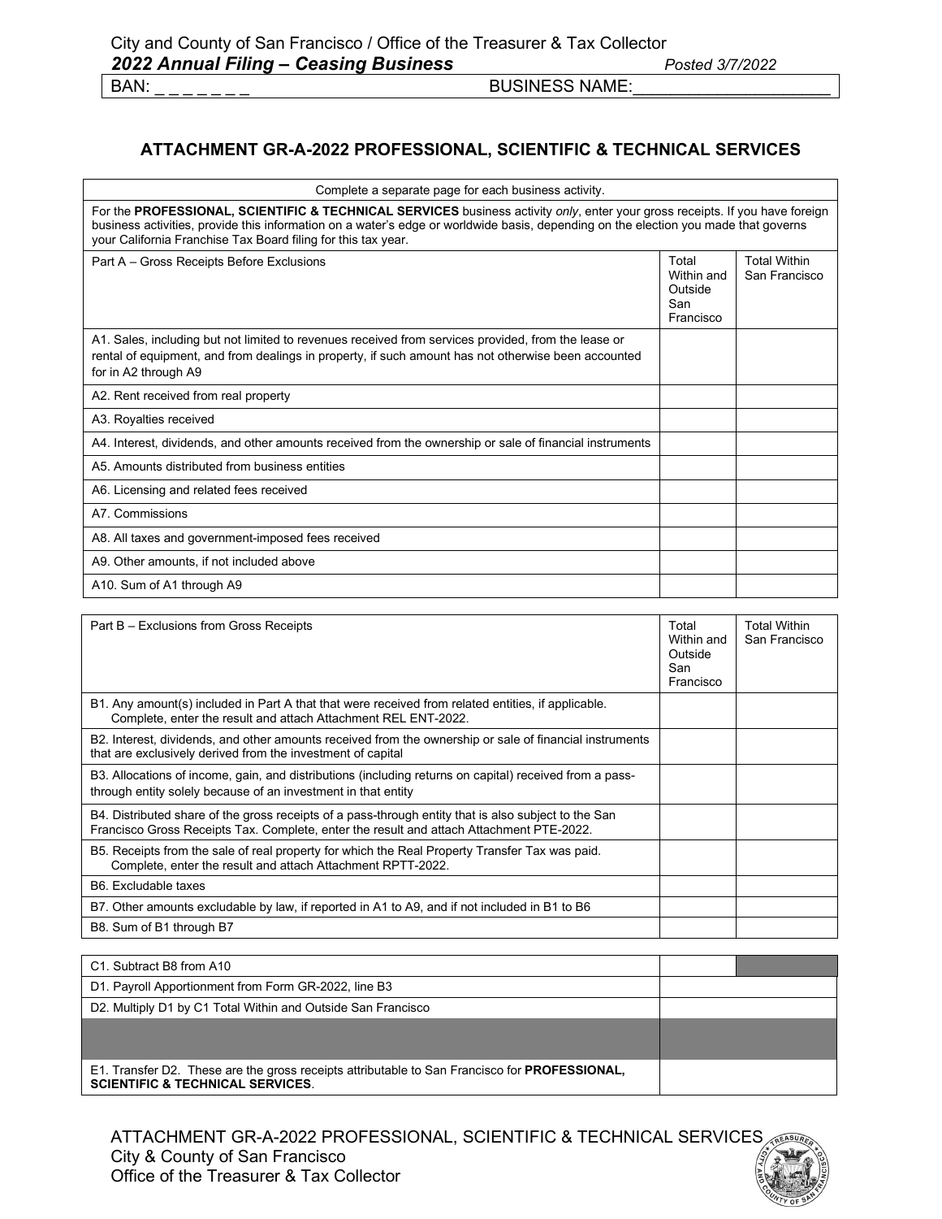City and County of San Francisco / Office of the Treasurer & Tax Collector

***2022 Annual Filing – Ceasing Business*** *Posted 3/7/2022*

BAN: _ _ _ _ _ _ _ BUSINESS NAME:_____________________

## ATTACHMENT GR-A-2022 PROFESSIONAL, SCIENTIFIC & TECHNICAL SERVICES

Complete a separate page for each business activity.

For the **PROFESSIONAL, SCIENTIFIC & TECHNICAL SERVICES** business activity *only*, enter your gross receipts. If you have foreign business activities, provide this information on a water's edge or worldwide basis, depending on the election you made that governs your California Franchise Tax Board filing for this tax year.

| Part A – Gross Receipts Before Exclusions | Total Within and Outside San Francisco | Total Within San Francisco |
|---|---|---|
| A1. Sales, including but not limited to revenues received from services provided, from the lease or rental of equipment, and from dealings in property, if such amount has not otherwise been accounted for in A2 through A9 | | |
| A2. Rent received from real property | | |
| A3. Royalties received | | |
| A4. Interest, dividends, and other amounts received from the ownership or sale of financial instruments | | |
| A5. Amounts distributed from business entities | | |
| A6. Licensing and related fees received | | |
| A7. Commissions | | |
| A8. All taxes and government-imposed fees received | | |
| A9. Other amounts, if not included above | | |
| A10. Sum of A1 through A9 | | |

| Part B – Exclusions from Gross Receipts | Total Within and Outside San Francisco | Total Within San Francisco |
|---|---|---|
| B1. Any amount(s) included in Part A that that were received from related entities, if applicable. Complete, enter the result and attach Attachment REL ENT-2022. | | |
| B2. Interest, dividends, and other amounts received from the ownership or sale of financial instruments that are exclusively derived from the investment of capital | | |
| B3. Allocations of income, gain, and distributions (including returns on capital) received from a pass-through entity solely because of an investment in that entity | | |
| B4. Distributed share of the gross receipts of a pass-through entity that is also subject to the San Francisco Gross Receipts Tax. Complete, enter the result and attach Attachment PTE-2022. | | |
| B5. Receipts from the sale of real property for which the Real Property Transfer Tax was paid. Complete, enter the result and attach Attachment RPTT-2022. | | |
| B6. Excludable taxes | | |
| B7. Other amounts excludable by law, if reported in A1 to A9, and if not included in B1 to B6 | | |
| B8. Sum of B1 through B7 | | |

| | |
|---|---|
| C1. Subtract B8 from A10 | |
| D1. Payroll Apportionment from Form GR-2022, line B3 | |
| D2. Multiply D1 by C1 Total Within and Outside San Francisco | |
| E1. Transfer D2. These are the gross receipts attributable to San Francisco for **PROFESSIONAL, SCIENTIFIC & TECHNICAL SERVICES**. | |

ATTACHMENT GR-A-2022 PROFESSIONAL, SCIENTIFIC & TECHNICAL SERVICES
City & County of San Francisco
Office of the Treasurer & Tax Collector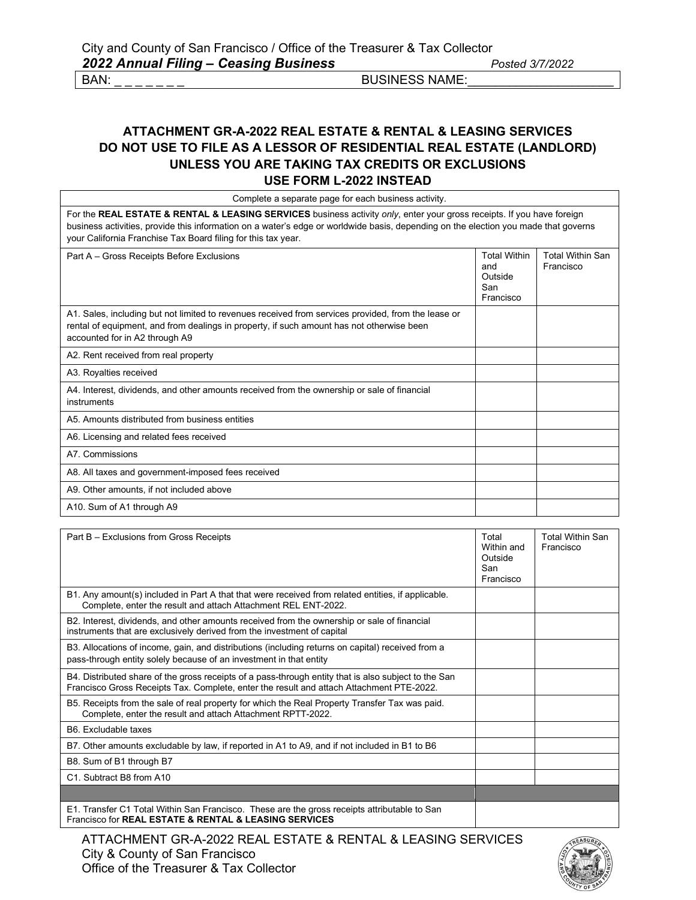City and County of San Francisco / Office of the Treasurer & Tax Collector
***2022 Annual Filing – Ceasing Business*** *Posted 3/7/2022*

BAN: _ _ _ _ _ _ _ BUSINESS NAME:_____________________

## ATTACHMENT GR-A-2022 REAL ESTATE & RENTAL & LEASING SERVICES DO NOT USE TO FILE AS A LESSOR OF RESIDENTIAL REAL ESTATE (LANDLORD) UNLESS YOU ARE TAKING TAX CREDITS OR EXCLUSIONS USE FORM L-2022 INSTEAD

Complete a separate page for each business activity.

For the **REAL ESTATE & RENTAL & LEASING SERVICES** business activity *only*, enter your gross receipts. If you have foreign business activities, provide this information on a water's edge or worldwide basis, depending on the election you made that governs your California Franchise Tax Board filing for this tax year.

| Part A – Gross Receipts Before Exclusions | Total Within and Outside San Francisco | Total Within San Francisco |
|---|---|---|
| A1. Sales, including but not limited to revenues received from services provided, from the lease or rental of equipment, and from dealings in property, if such amount has not otherwise been accounted for in A2 through A9 | | |
| A2. Rent received from real property | | |
| A3. Royalties received | | |
| A4. Interest, dividends, and other amounts received from the ownership or sale of financial instruments | | |
| A5. Amounts distributed from business entities | | |
| A6. Licensing and related fees received | | |
| A7. Commissions | | |
| A8. All taxes and government-imposed fees received | | |
| A9. Other amounts, if not included above | | |
| A10. Sum of A1 through A9 | | |

| Part B – Exclusions from Gross Receipts | Total Within and Outside San Francisco | Total Within San Francisco |
|---|---|---|
| B1. Any amount(s) included in Part A that that were received from related entities, if applicable. Complete, enter the result and attach Attachment REL ENT-2022. | | |
| B2. Interest, dividends, and other amounts received from the ownership or sale of financial instruments that are exclusively derived from the investment of capital | | |
| B3. Allocations of income, gain, and distributions (including returns on capital) received from a pass-through entity solely because of an investment in that entity | | |
| B4. Distributed share of the gross receipts of a pass-through entity that is also subject to the San Francisco Gross Receipts Tax. Complete, enter the result and attach Attachment PTE-2022. | | |
| B5. Receipts from the sale of real property for which the Real Property Transfer Tax was paid. Complete, enter the result and attach Attachment RPTT-2022. | | |
| B6. Excludable taxes | | |
| B7. Other amounts excludable by law, if reported in A1 to A9, and if not included in B1 to B6 | | |
| B8. Sum of B1 through B7 | | |
| C1. Subtract B8 from A10 | | |
| | | |
| E1. Transfer C1 Total Within San Francisco. These are the gross receipts attributable to San Francisco for **REAL ESTATE & RENTAL & LEASING SERVICES** | | |

ATTACHMENT GR-A-2022 REAL ESTATE & RENTAL & LEASING SERVICES
City & County of San Francisco
Office of the Treasurer & Tax Collector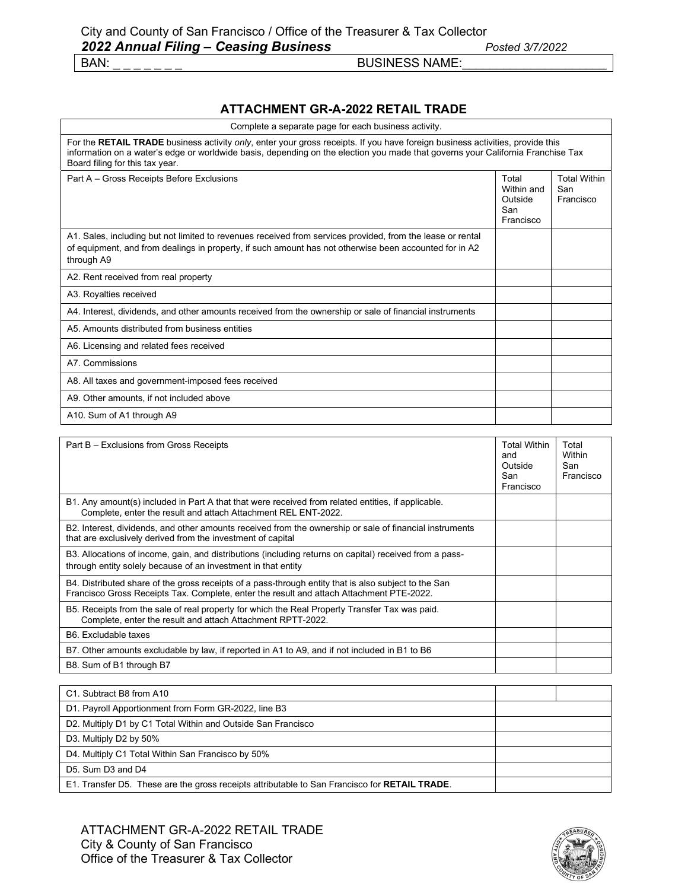City and County of San Francisco / Office of the Treasurer & Tax Collector

***2022 Annual Filing – Ceasing Business*** *Posted 3/7/2022*

BAN: _ _ _ _ _ _ _ BUSINESS NAME:_____________________

## ATTACHMENT GR-A-2022 RETAIL TRADE

Complete a separate page for each business activity.

For the **RETAIL TRADE** business activity *only*, enter your gross receipts. If you have foreign business activities, provide this information on a water's edge or worldwide basis, depending on the election you made that governs your California Franchise Tax Board filing for this tax year.

| Part A – Gross Receipts Before Exclusions | Total Within and Outside San Francisco | Total Within San Francisco |
|---|---|---|
| A1. Sales, including but not limited to revenues received from services provided, from the lease or rental of equipment, and from dealings in property, if such amount has not otherwise been accounted for in A2 through A9 | | |
| A2. Rent received from real property | | |
| A3. Royalties received | | |
| A4. Interest, dividends, and other amounts received from the ownership or sale of financial instruments | | |
| A5. Amounts distributed from business entities | | |
| A6. Licensing and related fees received | | |
| A7. Commissions | | |
| A8. All taxes and government-imposed fees received | | |
| A9. Other amounts, if not included above | | |
| A10. Sum of A1 through A9 | | |

| Part B – Exclusions from Gross Receipts | Total Within and Outside San Francisco | Total Within San Francisco |
|---|---|---|
| B1. Any amount(s) included in Part A that that were received from related entities, if applicable. Complete, enter the result and attach Attachment REL ENT-2022. | | |
| B2. Interest, dividends, and other amounts received from the ownership or sale of financial instruments that are exclusively derived from the investment of capital | | |
| B3. Allocations of income, gain, and distributions (including returns on capital) received from a pass-through entity solely because of an investment in that entity | | |
| B4. Distributed share of the gross receipts of a pass-through entity that is also subject to the San Francisco Gross Receipts Tax. Complete, enter the result and attach Attachment PTE-2022. | | |
| B5. Receipts from the sale of real property for which the Real Property Transfer Tax was paid. Complete, enter the result and attach Attachment RPTT-2022. | | |
| B6. Excludable taxes | | |
| B7. Other amounts excludable by law, if reported in A1 to A9, and if not included in B1 to B6 | | |
| B8. Sum of B1 through B7 | | |

| | | |
|---|---|---|
| C1. Subtract B8 from A10 | | |

| | |
|---|---|
| D1. Payroll Apportionment from Form GR-2022, line B3 | |
| D2. Multiply D1 by C1 Total Within and Outside San Francisco | |
| D3. Multiply D2 by 50% | |
| D4. Multiply C1 Total Within San Francisco by 50% | |
| D5. Sum D3 and D4 | |
| E1. Transfer D5. These are the gross receipts attributable to San Francisco for **RETAIL TRADE**. | |

ATTACHMENT GR-A-2022 RETAIL TRADE
City & County of San Francisco
Office of the Treasurer & Tax Collector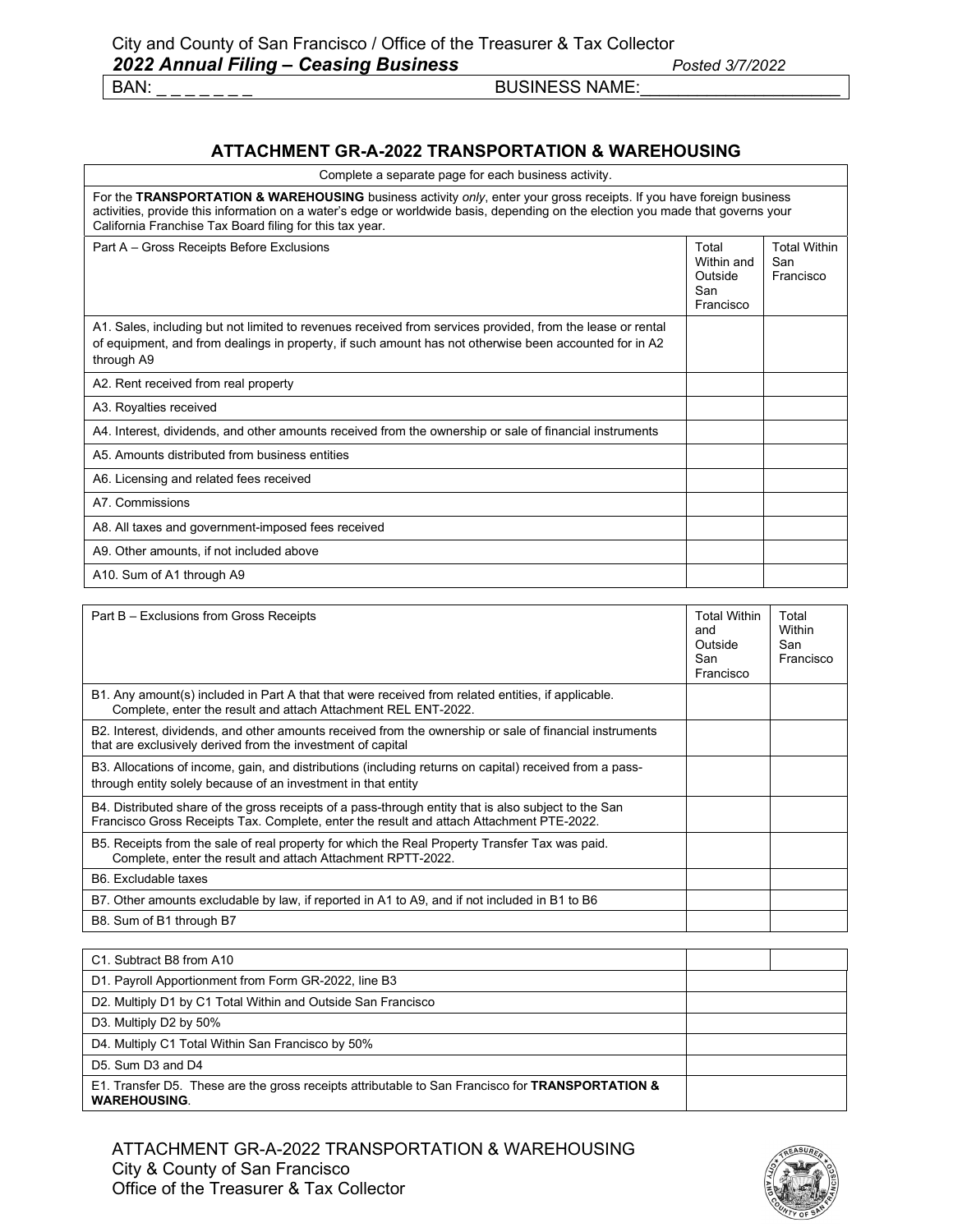City and County of San Francisco / Office of the Treasurer & Tax Collector

***2022 Annual Filing – Ceasing Business*** *Posted 3/7/2022*

BAN: _ _ _ _ _ _ _ BUSINESS NAME:_____________________

## ATTACHMENT GR-A-2022 TRANSPORTATION & WAREHOUSING

Complete a separate page for each business activity.

For the **TRANSPORTATION & WAREHOUSING** business activity *only*, enter your gross receipts. If you have foreign business activities, provide this information on a water's edge or worldwide basis, depending on the election you made that governs your California Franchise Tax Board filing for this tax year.

| Part A – Gross Receipts Before Exclusions | Total Within and Outside San Francisco | Total Within San Francisco |
|---|---|---|
| A1. Sales, including but not limited to revenues received from services provided, from the lease or rental of equipment, and from dealings in property, if such amount has not otherwise been accounted for in A2 through A9 | | |
| A2. Rent received from real property | | |
| A3. Royalties received | | |
| A4. Interest, dividends, and other amounts received from the ownership or sale of financial instruments | | |
| A5. Amounts distributed from business entities | | |
| A6. Licensing and related fees received | | |
| A7. Commissions | | |
| A8. All taxes and government-imposed fees received | | |
| A9. Other amounts, if not included above | | |
| A10. Sum of A1 through A9 | | |

| Part B – Exclusions from Gross Receipts | Total Within and Outside San Francisco | Total Within San Francisco |
|---|---|---|
| B1. Any amount(s) included in Part A that that were received from related entities, if applicable. Complete, enter the result and attach Attachment REL ENT-2022. | | |
| B2. Interest, dividends, and other amounts received from the ownership or sale of financial instruments that are exclusively derived from the investment of capital | | |
| B3. Allocations of income, gain, and distributions (including returns on capital) received from a pass-through entity solely because of an investment in that entity | | |
| B4. Distributed share of the gross receipts of a pass-through entity that is also subject to the San Francisco Gross Receipts Tax. Complete, enter the result and attach Attachment PTE-2022. | | |
| B5. Receipts from the sale of real property for which the Real Property Transfer Tax was paid. Complete, enter the result and attach Attachment RPTT-2022. | | |
| B6. Excludable taxes | | |
| B7. Other amounts excludable by law, if reported in A1 to A9, and if not included in B1 to B6 | | |
| B8. Sum of B1 through B7 | | |

| | | |
|---|---|---|
| C1. Subtract B8 from A10 | | |

| | |
|---|---|
| D1. Payroll Apportionment from Form GR-2022, line B3 | |
| D2. Multiply D1 by C1 Total Within and Outside San Francisco | |
| D3. Multiply D2 by 50% | |
| D4. Multiply C1 Total Within San Francisco by 50% | |
| D5. Sum D3 and D4 | |
| E1. Transfer D5. These are the gross receipts attributable to San Francisco for **TRANSPORTATION & WAREHOUSING**. | |

ATTACHMENT GR-A-2022 TRANSPORTATION & WAREHOUSING
City & County of San Francisco
Office of the Treasurer & Tax Collector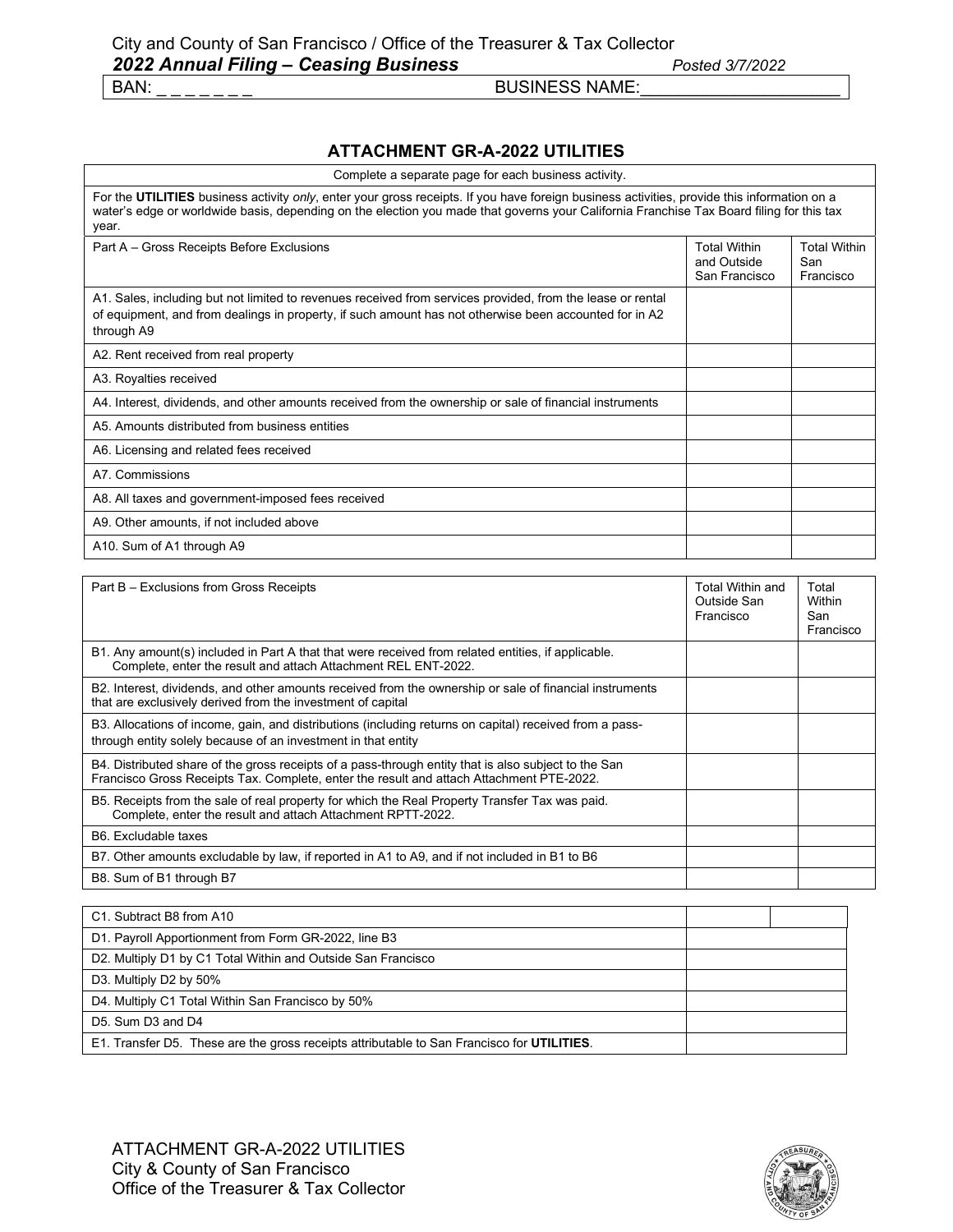City and County of San Francisco / Office of the Treasurer & Tax Collector
***2022 Annual Filing – Ceasing Business*** *Posted 3/7/2022*

BAN: _ _ _ _ _ _ _ BUSINESS NAME:____________________

## ATTACHMENT GR-A-2022 UTILITIES

Complete a separate page for each business activity.

For the **UTILITIES** business activity *only*, enter your gross receipts. If you have foreign business activities, provide this information on a water's edge or worldwide basis, depending on the election you made that governs your California Franchise Tax Board filing for this tax year.

| Part A – Gross Receipts Before Exclusions | Total Within and Outside San Francisco | Total Within San Francisco |
|---|---|---|
| A1. Sales, including but not limited to revenues received from services provided, from the lease or rental of equipment, and from dealings in property, if such amount has not otherwise been accounted for in A2 through A9 | | |
| A2. Rent received from real property | | |
| A3. Royalties received | | |
| A4. Interest, dividends, and other amounts received from the ownership or sale of financial instruments | | |
| A5. Amounts distributed from business entities | | |
| A6. Licensing and related fees received | | |
| A7. Commissions | | |
| A8. All taxes and government-imposed fees received | | |
| A9. Other amounts, if not included above | | |
| A10. Sum of A1 through A9 | | |

| Part B – Exclusions from Gross Receipts | Total Within and Outside San Francisco | Total Within San Francisco |
|---|---|---|
| B1. Any amount(s) included in Part A that that were received from related entities, if applicable. Complete, enter the result and attach Attachment REL ENT-2022. | | |
| B2. Interest, dividends, and other amounts received from the ownership or sale of financial instruments that are exclusively derived from the investment of capital | | |
| B3. Allocations of income, gain, and distributions (including returns on capital) received from a pass-through entity solely because of an investment in that entity | | |
| B4. Distributed share of the gross receipts of a pass-through entity that is also subject to the San Francisco Gross Receipts Tax. Complete, enter the result and attach Attachment PTE-2022. | | |
| B5. Receipts from the sale of real property for which the Real Property Transfer Tax was paid. Complete, enter the result and attach Attachment RPTT-2022. | | |
| B6. Excludable taxes | | |
| B7. Other amounts excludable by law, if reported in A1 to A9, and if not included in B1 to B6 | | |
| B8. Sum of B1 through B7 | | |

| | | |
|---|---|---|
| C1. Subtract B8 from A10 | | |
| D1. Payroll Apportionment from Form GR-2022, line B3 | | |
| D2. Multiply D1 by C1 Total Within and Outside San Francisco | | |
| D3. Multiply D2 by 50% | | |
| D4. Multiply C1 Total Within San Francisco by 50% | | |
| D5. Sum D3 and D4 | | |
| E1. Transfer D5. These are the gross receipts attributable to San Francisco for **UTILITIES**. | | |

ATTACHMENT GR-A-2022 UTILITIES
City & County of San Francisco
Office of the Treasurer & Tax Collector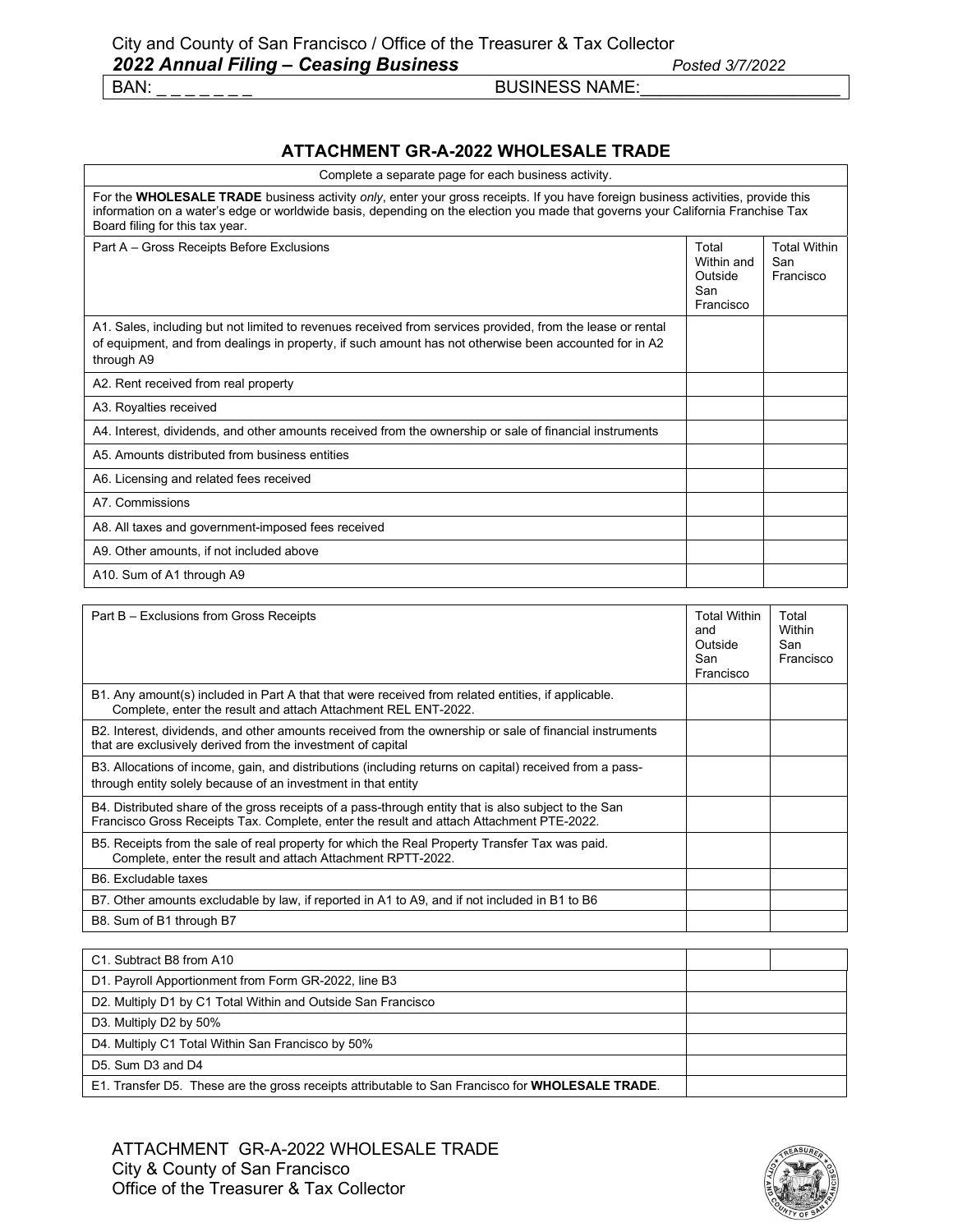City and County of San Francisco / Office of the Treasurer & Tax Collector

***2022 Annual Filing – Ceasing Business*** *Posted 3/7/2022*

BAN: _ _ _ _ _ _ _ BUSINESS NAME:____________________

## ATTACHMENT GR-A-2022 WHOLESALE TRADE

Complete a separate page for each business activity.

For the **WHOLESALE TRADE** business activity *only*, enter your gross receipts. If you have foreign business activities, provide this information on a water's edge or worldwide basis, depending on the election you made that governs your California Franchise Tax Board filing for this tax year.

| Part A – Gross Receipts Before Exclusions | Total Within and Outside San Francisco | Total Within San Francisco |
|---|---|---|
| A1. Sales, including but not limited to revenues received from services provided, from the lease or rental of equipment, and from dealings in property, if such amount has not otherwise been accounted for in A2 through A9 | | |
| A2. Rent received from real property | | |
| A3. Royalties received | | |
| A4. Interest, dividends, and other amounts received from the ownership or sale of financial instruments | | |
| A5. Amounts distributed from business entities | | |
| A6. Licensing and related fees received | | |
| A7. Commissions | | |
| A8. All taxes and government-imposed fees received | | |
| A9. Other amounts, if not included above | | |
| A10. Sum of A1 through A9 | | |

| Part B – Exclusions from Gross Receipts | Total Within and Outside San Francisco | Total Within San Francisco |
|---|---|---|
| B1. Any amount(s) included in Part A that that were received from related entities, if applicable. Complete, enter the result and attach Attachment REL ENT-2022. | | |
| B2. Interest, dividends, and other amounts received from the ownership or sale of financial instruments that are exclusively derived from the investment of capital | | |
| B3. Allocations of income, gain, and distributions (including returns on capital) received from a pass-through entity solely because of an investment in that entity | | |
| B4. Distributed share of the gross receipts of a pass-through entity that is also subject to the San Francisco Gross Receipts Tax. Complete, enter the result and attach Attachment PTE-2022. | | |
| B5. Receipts from the sale of real property for which the Real Property Transfer Tax was paid. Complete, enter the result and attach Attachment RPTT-2022. | | |
| B6. Excludable taxes | | |
| B7. Other amounts excludable by law, if reported in A1 to A9, and if not included in B1 to B6 | | |
| B8. Sum of B1 through B7 | | |

| | | |
|---|---|---|
| C1. Subtract B8 from A10 | | |
| D1. Payroll Apportionment from Form GR-2022, line B3 | | |
| D2. Multiply D1 by C1 Total Within and Outside San Francisco | | |
| D3. Multiply D2 by 50% | | |
| D4. Multiply C1 Total Within San Francisco by 50% | | |
| D5. Sum D3 and D4 | | |
| E1. Transfer D5. These are the gross receipts attributable to San Francisco for **WHOLESALE TRADE**. | | |

ATTACHMENT GR-A-2022 WHOLESALE TRADE
City & County of San Francisco
Office of the Treasurer & Tax Collector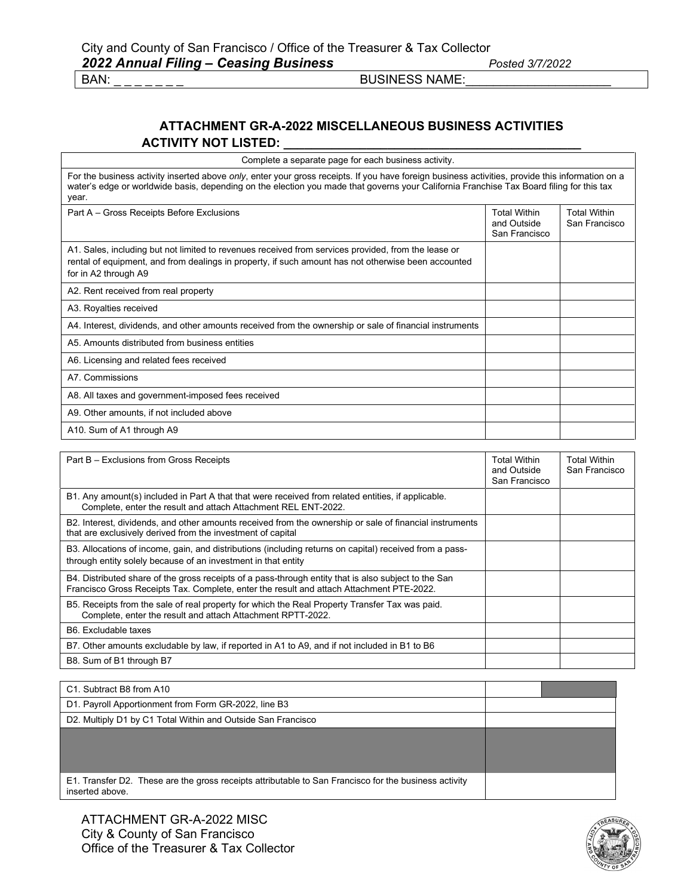City and County of San Francisco / Office of the Treasurer & Tax Collector

***2022 Annual Filing – Ceasing Business*** *Posted 3/7/2022*

BAN: _ _ _ _ _ _ _ BUSINESS NAME:_____________________

## ATTACHMENT GR-A-2022 MISCELLANEOUS BUSINESS ACTIVITIES
## ACTIVITY NOT LISTED: ___________________________________________

Complete a separate page for each business activity.

For the business activity inserted above *only*, enter your gross receipts. If you have foreign business activities, provide this information on a water's edge or worldwide basis, depending on the election you made that governs your California Franchise Tax Board filing for this tax year.

| Part A – Gross Receipts Before Exclusions | Total Within and Outside San Francisco | Total Within San Francisco |
|---|---|---|
| A1. Sales, including but not limited to revenues received from services provided, from the lease or rental of equipment, and from dealings in property, if such amount has not otherwise been accounted for in A2 through A9 | | |
| A2. Rent received from real property | | |
| A3. Royalties received | | |
| A4. Interest, dividends, and other amounts received from the ownership or sale of financial instruments | | |
| A5. Amounts distributed from business entities | | |
| A6. Licensing and related fees received | | |
| A7. Commissions | | |
| A8. All taxes and government-imposed fees received | | |
| A9. Other amounts, if not included above | | |
| A10. Sum of A1 through A9 | | |

| Part B – Exclusions from Gross Receipts | Total Within and Outside San Francisco | Total Within San Francisco |
|---|---|---|
| B1. Any amount(s) included in Part A that that were received from related entities, if applicable. Complete, enter the result and attach Attachment REL ENT-2022. | | |
| B2. Interest, dividends, and other amounts received from the ownership or sale of financial instruments that are exclusively derived from the investment of capital | | |
| B3. Allocations of income, gain, and distributions (including returns on capital) received from a pass-through entity solely because of an investment in that entity | | |
| B4. Distributed share of the gross receipts of a pass-through entity that is also subject to the San Francisco Gross Receipts Tax. Complete, enter the result and attach Attachment PTE-2022. | | |
| B5. Receipts from the sale of real property for which the Real Property Transfer Tax was paid. Complete, enter the result and attach Attachment RPTT-2022. | | |
| B6. Excludable taxes | | |
| B7. Other amounts excludable by law, if reported in A1 to A9, and if not included in B1 to B6 | | |
| B8. Sum of B1 through B7 | | |

| | |
|---|---|
| C1. Subtract B8 from A10 | |
| D1. Payroll Apportionment from Form GR-2022, line B3 | |
| D2. Multiply D1 by C1 Total Within and Outside San Francisco | |
| E1. Transfer D2. These are the gross receipts attributable to San Francisco for the business activity inserted above. | |

ATTACHMENT GR-A-2022 MISC
City & County of San Francisco
Office of the Treasurer & Tax Collector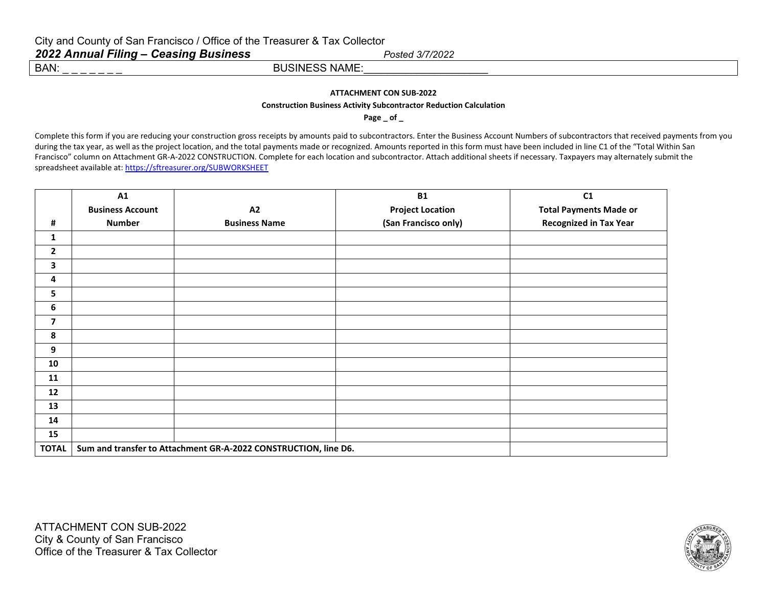City and County of San Francisco / Office of the Treasurer & Tax Collector

***2022 Annual Filing – Ceasing Business*** *Posted 3/7/2022*

BAN: _ _ _ _ _ _ _ BUSINESS NAME:____________________

**ATTACHMENT CON SUB-2022**

**Construction Business Activity Subcontractor Reduction Calculation**

**Page _ of _**

Complete this form if you are reducing your construction gross receipts by amounts paid to subcontractors. Enter the Business Account Numbers of subcontractors that received payments from you during the tax year, as well as the project location, and the total payments made or recognized. Amounts reported in this form must have been included in line C1 of the "Total Within San Francisco" column on Attachment GR-A-2022 CONSTRUCTION. Complete for each location and subcontractor. Attach additional sheets if necessary. Taxpayers may alternately submit the spreadsheet available at: https://sftreasurer.org/SUBWORKSHEET

| # | A1 Business Account Number | A2 Business Name | B1 Project Location (San Francisco only) | C1 Total Payments Made or Recognized in Tax Year |
|---|---|---|---|---|
| 1 | | | | |
| 2 | | | | |
| 3 | | | | |
| 4 | | | | |
| 5 | | | | |
| 6 | | | | |
| 7 | | | | |
| 8 | | | | |
| 9 | | | | |
| 10 | | | | |
| 11 | | | | |
| 12 | | | | |
| 13 | | | | |
| 14 | | | | |
| 15 | | | | |
| **TOTAL** | **Sum and transfer to Attachment GR-A-2022 CONSTRUCTION, line D6.** | | | |

ATTACHMENT CON SUB-2022
City & County of San Francisco
Office of the Treasurer & Tax Collector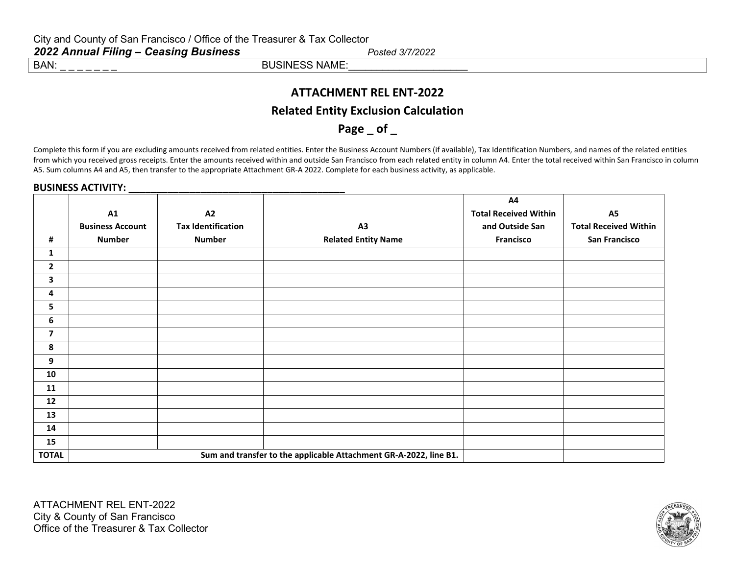City and County of San Francisco / Office of the Treasurer & Tax Collector

***2022 Annual Filing – Ceasing Business*** *Posted 3/7/2022*

BAN: _ _ _ _ _ _ _ BUSINESS NAME:____________________

## ATTACHMENT REL ENT-2022

## Related Entity Exclusion Calculation

## Page _ of _

Complete this form if you are excluding amounts received from related entities. Enter the Business Account Numbers (if available), Tax Identification Numbers, and names of the related entities from which you received gross receipts. Enter the amounts received within and outside San Francisco from each related entity in column A4. Enter the total received within San Francisco in column A5. Sum columns A4 and A5, then transfer to the appropriate Attachment GR-A 2022. Complete for each business activity, as applicable.

**BUSINESS ACTIVITY: ________________________________________**

| # | A1 Business Account Number | A2 Tax Identification Number | A3 Related Entity Name | A4 Total Received Within and Outside San Francisco | A5 Total Received Within San Francisco |
|---|---|---|---|---|---|
| **1** | | | | | |
| **2** | | | | | |
| **3** | | | | | |
| **4** | | | | | |
| **5** | | | | | |
| **6** | | | | | |
| **7** | | | | | |
| **8** | | | | | |
| **9** | | | | | |
| **10** | | | | | |
| **11** | | | | | |
| **12** | | | | | |
| **13** | | | | | |
| **14** | | | | | |
| **15** | | | | | |
| **TOTAL** | **Sum and transfer to the applicable Attachment GR-A-2022, line B1.** | | | | |

ATTACHMENT REL ENT-2022
City & County of San Francisco
Office of the Treasurer & Tax Collector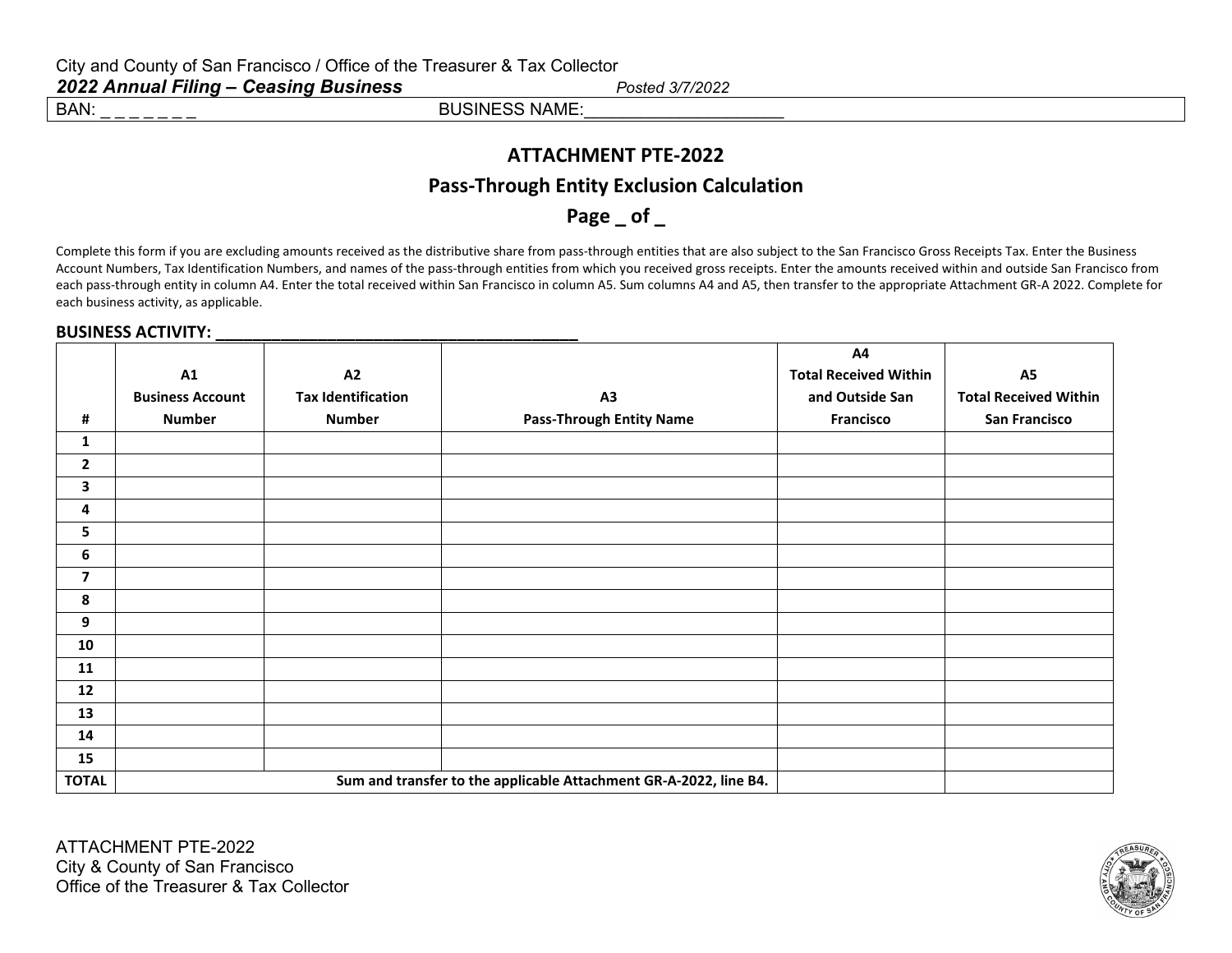City and County of San Francisco / Office of the Treasurer & Tax Collector
***2022 Annual Filing – Ceasing Business*** *Posted 3/7/2022*

BAN: _ _ _ _ _ _ _ BUSINESS NAME:_____________________

# ATTACHMENT PTE-2022

## Pass-Through Entity Exclusion Calculation

## Page _ of _

Complete this form if you are excluding amounts received as the distributive share from pass-through entities that are also subject to the San Francisco Gross Receipts Tax. Enter the Business Account Numbers, Tax Identification Numbers, and names of the pass-through entities from which you received gross receipts. Enter the amounts received within and outside San Francisco from each pass-through entity in column A4. Enter the total received within San Francisco in column A5. Sum columns A4 and A5, then transfer to the appropriate Attachment GR-A 2022. Complete for each business activity, as applicable.

**BUSINESS ACTIVITY: ________________________________________**

| # | A1 Business Account Number | A2 Tax Identification Number | A3 Pass-Through Entity Name | A4 Total Received Within and Outside San Francisco | A5 Total Received Within San Francisco |
|---|---|---|---|---|---|
| 1 | | | | | |
| 2 | | | | | |
| 3 | | | | | |
| 4 | | | | | |
| 5 | | | | | |
| 6 | | | | | |
| 7 | | | | | |
| 8 | | | | | |
| 9 | | | | | |
| 10 | | | | | |
| 11 | | | | | |
| 12 | | | | | |
| 13 | | | | | |
| 14 | | | | | |
| 15 | | | | | |
| **TOTAL** | **Sum and transfer to the applicable Attachment GR-A-2022, line B4.** | | | | |

ATTACHMENT PTE-2022
City & County of San Francisco
Office of the Treasurer & Tax Collector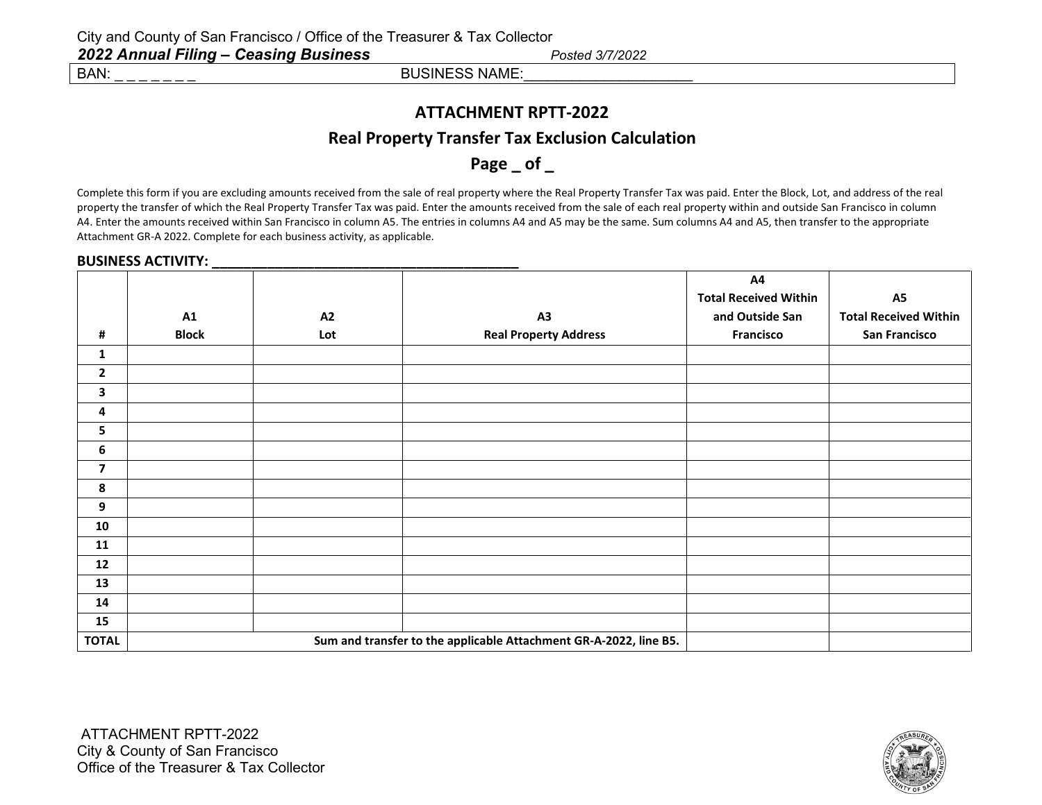City and County of San Francisco / Office of the Treasurer & Tax Collector

***2022 Annual Filing – Ceasing Business*** *Posted 3/7/2022*

BAN: _ _ _ _ _ _ _ BUSINESS NAME:_____________________

# ATTACHMENT RPTT-2022

## Real Property Transfer Tax Exclusion Calculation

## Page _ of _

Complete this form if you are excluding amounts received from the sale of real property where the Real Property Transfer Tax was paid. Enter the Block, Lot, and address of the real property the transfer of which the Real Property Transfer Tax was paid. Enter the amounts received from the sale of each real property within and outside San Francisco in column A4. Enter the amounts received within San Francisco in column A5. The entries in columns A4 and A5 may be the same. Sum columns A4 and A5, then transfer to the appropriate Attachment GR-A 2022. Complete for each business activity, as applicable.

**BUSINESS ACTIVITY: ________________________________________**

| # | A1 Block | A2 Lot | A3 Real Property Address | A4 Total Received Within and Outside San Francisco | A5 Total Received Within San Francisco |
|---|---|---|---|---|---|
| 1 | | | | | |
| 2 | | | | | |
| 3 | | | | | |
| 4 | | | | | |
| 5 | | | | | |
| 6 | | | | | |
| 7 | | | | | |
| 8 | | | | | |
| 9 | | | | | |
| 10 | | | | | |
| 11 | | | | | |
| 12 | | | | | |
| 13 | | | | | |
| 14 | | | | | |
| 15 | | | | | |
| **TOTAL** | **Sum and transfer to the applicable Attachment GR-A-2022, line B5.** | | | | |

ATTACHMENT RPTT-2022
City & County of San Francisco
Office of the Treasurer & Tax Collector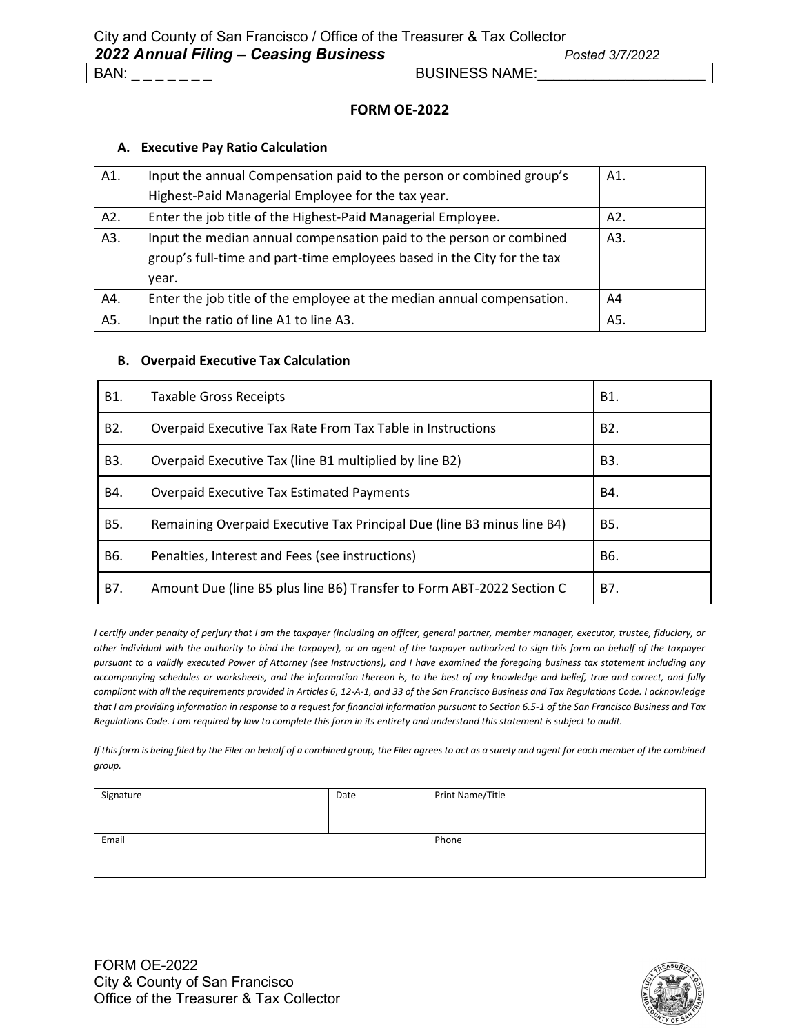City and County of San Francisco / Office of the Treasurer & Tax Collector

***2022 Annual Filing – Ceasing Business*** *Posted 3/7/2022*

BAN: _ _ _ _ _ _ _ BUSINESS NAME:_____________________

**FORM OE-2022**

**A. Executive Pay Ratio Calculation**

| | | |
|---|---|---|
| A1. | Input the annual Compensation paid to the person or combined group's Highest-Paid Managerial Employee for the tax year. | A1. |
| A2. | Enter the job title of the Highest-Paid Managerial Employee. | A2. |
| A3. | Input the median annual compensation paid to the person or combined group's full-time and part-time employees based in the City for the tax year. | A3. |
| A4. | Enter the job title of the employee at the median annual compensation. | A4 |
| A5. | Input the ratio of line A1 to line A3. | A5. |

**B. Overpaid Executive Tax Calculation**

| | | |
|---|---|---|
| B1. | Taxable Gross Receipts | B1. |
| B2. | Overpaid Executive Tax Rate From Tax Table in Instructions | B2. |
| B3. | Overpaid Executive Tax (line B1 multiplied by line B2) | B3. |
| B4. | Overpaid Executive Tax Estimated Payments | B4. |
| B5. | Remaining Overpaid Executive Tax Principal Due (line B3 minus line B4) | B5. |
| B6. | Penalties, Interest and Fees (see instructions) | B6. |
| B7. | Amount Due (line B5 plus line B6) Transfer to Form ABT-2022 Section C | B7. |

*I certify under penalty of perjury that I am the taxpayer (including an officer, general partner, member manager, executor, trustee, fiduciary, or other individual with the authority to bind the taxpayer), or an agent of the taxpayer authorized to sign this form on behalf of the taxpayer pursuant to a validly executed Power of Attorney (see Instructions), and I have examined the foregoing business tax statement including any accompanying schedules or worksheets, and the information thereon is, to the best of my knowledge and belief, true and correct, and fully compliant with all the requirements provided in Articles 6, 12-A-1, and 33 of the San Francisco Business and Tax Regulations Code. I acknowledge that I am providing information in response to a request for financial information pursuant to Section 6.5-1 of the San Francisco Business and Tax Regulations Code. I am required by law to complete this form in its entirety and understand this statement is subject to audit.*

*If this form is being filed by the Filer on behalf of a combined group, the Filer agrees to act as a surety and agent for each member of the combined group.*

| Signature | Date | Print Name/Title |
|---|---|---|
| Email | | Phone |

FORM OE-2022
City & County of San Francisco
Office of the Treasurer & Tax Collector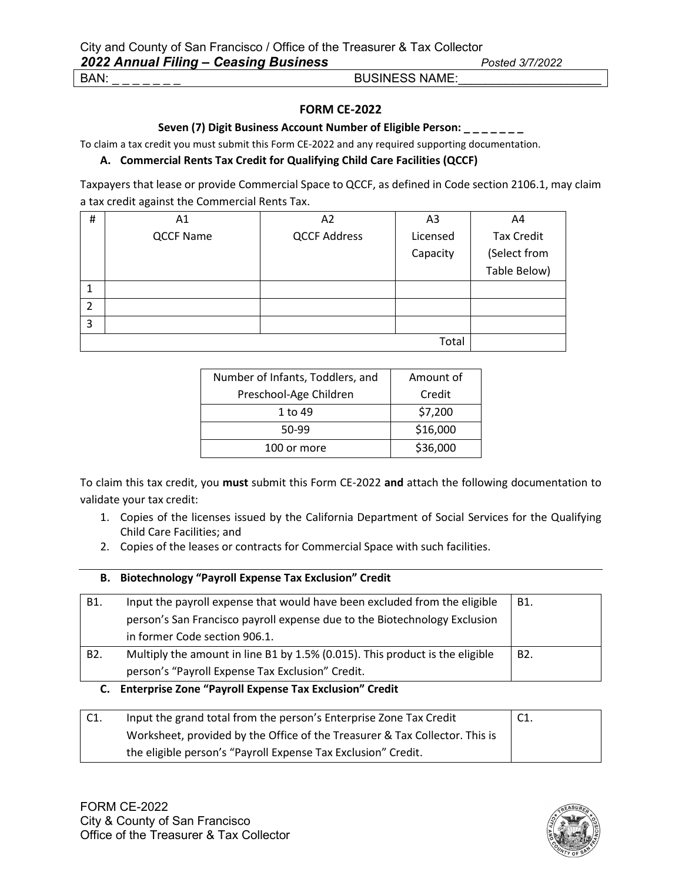BAN: _ _ _ _ _ _ _ BUSINESS NAME:_____________________

## FORM CE-2022

**Seven (7) Digit Business Account Number of Eligible Person: _ _ _ _ _ _ _**

To claim a tax credit you must submit this Form CE-2022 and any required supporting documentation.

### A. Commercial Rents Tax Credit for Qualifying Child Care Facilities (QCCF)

Taxpayers that lease or provide Commercial Space to QCCF, as defined in Code section 2106.1, may claim a tax credit against the Commercial Rents Tax.

| # | A1 QCCF Name | A2 QCCF Address | A3 Licensed Capacity | A4 Tax Credit (Select from Table Below) |
|---|---|---|---|---|
| 1 | | | | |
| 2 | | | | |
| 3 | | | | |
| | | | Total | |

| Number of Infants, Toddlers, and Preschool-Age Children | Amount of Credit |
|---|---|
| 1 to 49 | $7,200 |
| 50-99 | $16,000 |
| 100 or more | $36,000 |

To claim this tax credit, you **must** submit this Form CE-2022 **and** attach the following documentation to validate your tax credit:

1. Copies of the licenses issued by the California Department of Social Services for the Qualifying Child Care Facilities; and
2. Copies of the leases or contracts for Commercial Space with such facilities.

### B. Biotechnology "Payroll Expense Tax Exclusion" Credit

| | | |
|---|---|---|
| B1. | Input the payroll expense that would have been excluded from the eligible person's San Francisco payroll expense due to the Biotechnology Exclusion in former Code section 906.1. | B1. |
| B2. | Multiply the amount in line B1 by 1.5% (0.015). This product is the eligible person's "Payroll Expense Tax Exclusion" Credit. | B2. |

### C. Enterprise Zone "Payroll Expense Tax Exclusion" Credit

| | | |
|---|---|---|
| C1. | Input the grand total from the person's Enterprise Zone Tax Credit Worksheet, provided by the Office of the Treasurer & Tax Collector. This is the eligible person's "Payroll Expense Tax Exclusion" Credit. | C1. |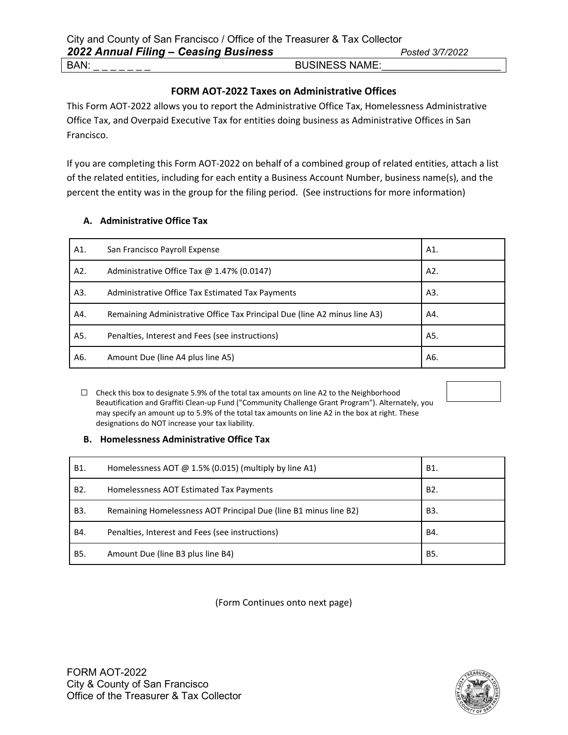City and County of San Francisco / Office of the Treasurer & Tax Collector

***2022 Annual Filing – Ceasing Business*** *Posted 3/7/2022*

BAN: _ _ _ _ _ _ _ BUSINESS NAME:____________________

## FORM AOT-2022 Taxes on Administrative Offices

This Form AOT-2022 allows you to report the Administrative Office Tax, Homelessness Administrative Office Tax, and Overpaid Executive Tax for entities doing business as Administrative Offices in San Francisco.

If you are completing this Form AOT-2022 on behalf of a combined group of related entities, attach a list of the related entities, including for each entity a Business Account Number, business name(s), and the percent the entity was in the group for the filing period. (See instructions for more information)

### A. Administrative Office Tax

| | | |
|---|---|---|
| A1. | San Francisco Payroll Expense | A1. |
| A2. | Administrative Office Tax @ 1.47% (0.0147) | A2. |
| A3. | Administrative Office Tax Estimated Tax Payments | A3. |
| A4. | Remaining Administrative Office Tax Principal Due (line A2 minus line A3) | A4. |
| A5. | Penalties, Interest and Fees (see instructions) | A5. |
| A6. | Amount Due (line A4 plus line A5) | A6. |

☐ Check this box to designate 5.9% of the total tax amounts on line A2 to the Neighborhood Beautification and Graffiti Clean-up Fund ("Community Challenge Grant Program"). Alternately, you may specify an amount up to 5.9% of the total tax amounts on line A2 in the box at right. These designations do NOT increase your tax liability.

### B. Homelessness Administrative Office Tax

| | | |
|---|---|---|
| B1. | Homelessness AOT @ 1.5% (0.015) (multiply by line A1) | B1. |
| B2. | Homelessness AOT Estimated Tax Payments | B2. |
| B3. | Remaining Homelessness AOT Principal Due (line B1 minus line B2) | B3. |
| B4. | Penalties, Interest and Fees (see instructions) | B4. |
| B5. | Amount Due (line B3 plus line B4) | B5. |

(Form Continues onto next page)

FORM AOT-2022
City & County of San Francisco
Office of the Treasurer & Tax Collector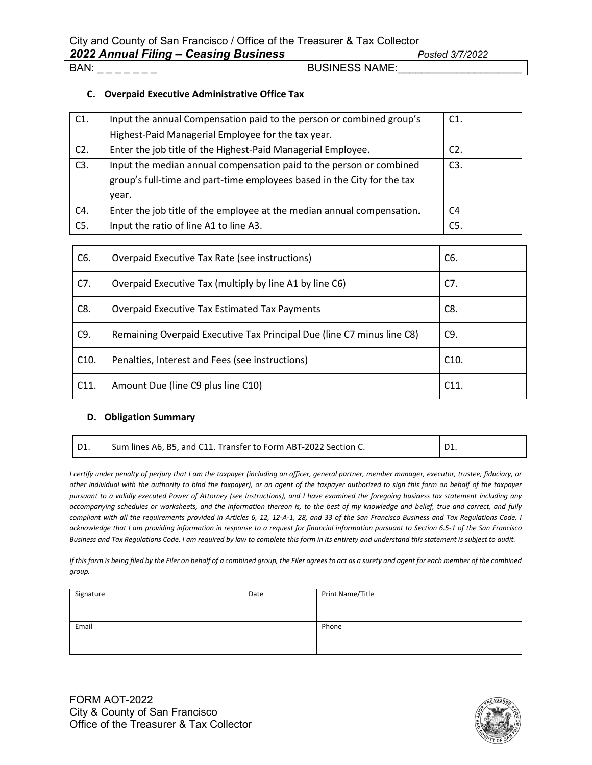BAN: _ _ _ _ _ _ _ BUSINESS NAME:_____________________

### C. Overpaid Executive Administrative Office Tax

| | | |
|---|---|---|
| C1. | Input the annual Compensation paid to the person or combined group's Highest-Paid Managerial Employee for the tax year. | C1. |
| C2. | Enter the job title of the Highest-Paid Managerial Employee. | C2. |
| C3. | Input the median annual compensation paid to the person or combined group's full-time and part-time employees based in the City for the tax year. | C3. |
| C4. | Enter the job title of the employee at the median annual compensation. | C4 |
| C5. | Input the ratio of line A1 to line A3. | C5. |

| | | |
|---|---|---|
| C6. | Overpaid Executive Tax Rate (see instructions) | C6. |
| C7. | Overpaid Executive Tax (multiply by line A1 by line C6) | C7. |
| C8. | Overpaid Executive Tax Estimated Tax Payments | C8. |
| C9. | Remaining Overpaid Executive Tax Principal Due (line C7 minus line C8) | C9. |
| C10. | Penalties, Interest and Fees (see instructions) | C10. |
| C11. | Amount Due (line C9 plus line C10) | C11. |

### D. Obligation Summary

| | | |
|---|---|---|
| D1. | Sum lines A6, B5, and C11. Transfer to Form ABT-2022 Section C. | D1. |

*I certify under penalty of perjury that I am the taxpayer (including an officer, general partner, member manager, executor, trustee, fiduciary, or other individual with the authority to bind the taxpayer), or an agent of the taxpayer authorized to sign this form on behalf of the taxpayer pursuant to a validly executed Power of Attorney (see Instructions), and I have examined the foregoing business tax statement including any accompanying schedules or worksheets, and the information thereon is, to the best of my knowledge and belief, true and correct, and fully compliant with all the requirements provided in Articles 6, 12, 12-A-1, 28, and 33 of the San Francisco Business and Tax Regulations Code. I acknowledge that I am providing information in response to a request for financial information pursuant to Section 6.5-1 of the San Francisco Business and Tax Regulations Code. I am required by law to complete this form in its entirety and understand this statement is subject to audit.*

*If this form is being filed by the Filer on behalf of a combined group, the Filer agrees to act as a surety and agent for each member of the combined group.*

| Signature | Date | Print Name/Title |
|---|---|---|
| Email | | Phone |

FORM AOT-2022
City & County of San Francisco
Office of the Treasurer & Tax Collector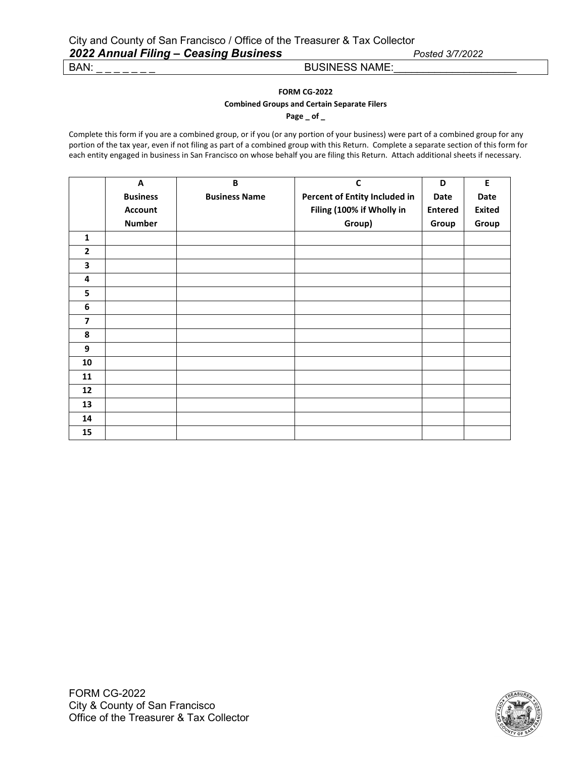BAN: _ _ _ _ _ _ _ BUSINESS NAME:______________________

**FORM CG-2022**

**Combined Groups and Certain Separate Filers**

**Page _ of _**

Complete this form if you are a combined group, or if you (or any portion of your business) were part of a combined group for any portion of the tax year, even if not filing as part of a combined group with this Return. Complete a separate section of this form for each entity engaged in business in San Francisco on whose behalf you are filing this Return. Attach additional sheets if necessary.

| | A<br>Business Account Number | B<br>Business Name | C<br>Percent of Entity Included in Filing (100% if Wholly in Group) | D<br>Date Entered Group | E<br>Date Exited Group |
|---|---|---|---|---|---|
| 1 | | | | | |
| 2 | | | | | |
| 3 | | | | | |
| 4 | | | | | |
| 5 | | | | | |
| 6 | | | | | |
| 7 | | | | | |
| 8 | | | | | |
| 9 | | | | | |
| 10 | | | | | |
| 11 | | | | | |
| 12 | | | | | |
| 13 | | | | | |
| 14 | | | | | |
| 15 | | | | | |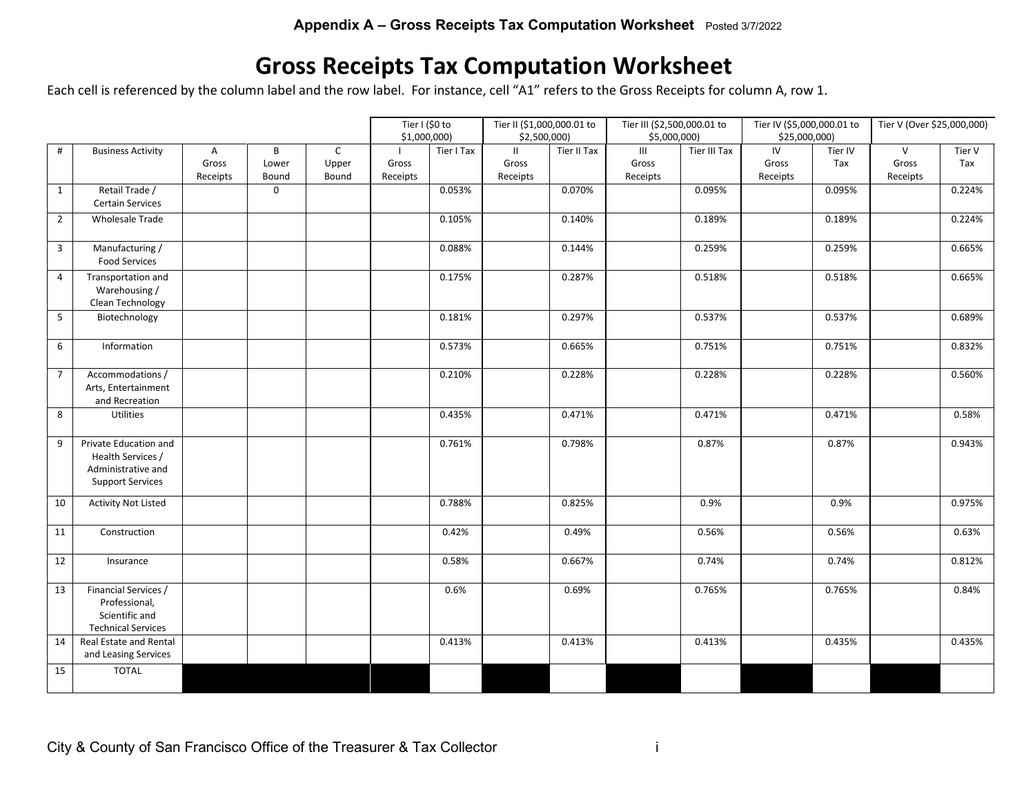**Appendix A – Gross Receipts Tax Computation Worksheet** Posted 3/7/2022

# Gross Receipts Tax Computation Worksheet

Each cell is referenced by the column label and the row label. For instance, cell "A1" refers to the Gross Receipts for column A, row 1.

| | | | | | Tier I ($0 to $1,000,000) | | Tier II ($1,000,000.01 to $2,500,000) | | Tier III ($2,500,000.01 to $5,000,000) | | Tier IV ($5,000,000.01 to $25,000,000) | | Tier V (Over $25,000,000) | |
|---|---|---|---|---|---|---|---|---|---|---|---|---|---|---|
| # | Business Activity | A Gross Receipts | B Lower Bound | C Upper Bound | I Gross Receipts | Tier I Tax | II Gross Receipts | Tier II Tax | III Gross Receipts | Tier III Tax | IV Gross Receipts | Tier IV Tax | V Gross Receipts | Tier V Tax |
| 1 | Retail Trade / Certain Services | | 0 | | | 0.053% | | 0.070% | | 0.095% | | 0.095% | | 0.224% |
| 2 | Wholesale Trade | | | | | 0.105% | | 0.140% | | 0.189% | | 0.189% | | 0.224% |
| 3 | Manufacturing / Food Services | | | | | 0.088% | | 0.144% | | 0.259% | | 0.259% | | 0.665% |
| 4 | Transportation and Warehousing / Clean Technology | | | | | 0.175% | | 0.287% | | 0.518% | | 0.518% | | 0.665% |
| 5 | Biotechnology | | | | | 0.181% | | 0.297% | | 0.537% | | 0.537% | | 0.689% |
| 6 | Information | | | | | 0.573% | | 0.665% | | 0.751% | | 0.751% | | 0.832% |
| 7 | Accommodations / Arts, Entertainment and Recreation | | | | | 0.210% | | 0.228% | | 0.228% | | 0.228% | | 0.560% |
| 8 | Utilities | | | | | 0.435% | | 0.471% | | 0.471% | | 0.471% | | 0.58% |
| 9 | Private Education and Health Services / Administrative and Support Services | | | | | 0.761% | | 0.798% | | 0.87% | | 0.87% | | 0.943% |
| 10 | Activity Not Listed | | | | | 0.788% | | 0.825% | | 0.9% | | 0.9% | | 0.975% |
| 11 | Construction | | | | | 0.42% | | 0.49% | | 0.56% | | 0.56% | | 0.63% |
| 12 | Insurance | | | | | 0.58% | | 0.667% | | 0.74% | | 0.74% | | 0.812% |
| 13 | Financial Services / Professional, Scientific and Technical Services | | | | | 0.6% | | 0.69% | | 0.765% | | 0.765% | | 0.84% |
| 14 | Real Estate and Rental and Leasing Services | | | | | 0.413% | | 0.413% | | 0.413% | | 0.435% | | 0.435% |
| 15 | TOTAL | | | | | | | | | | | | | |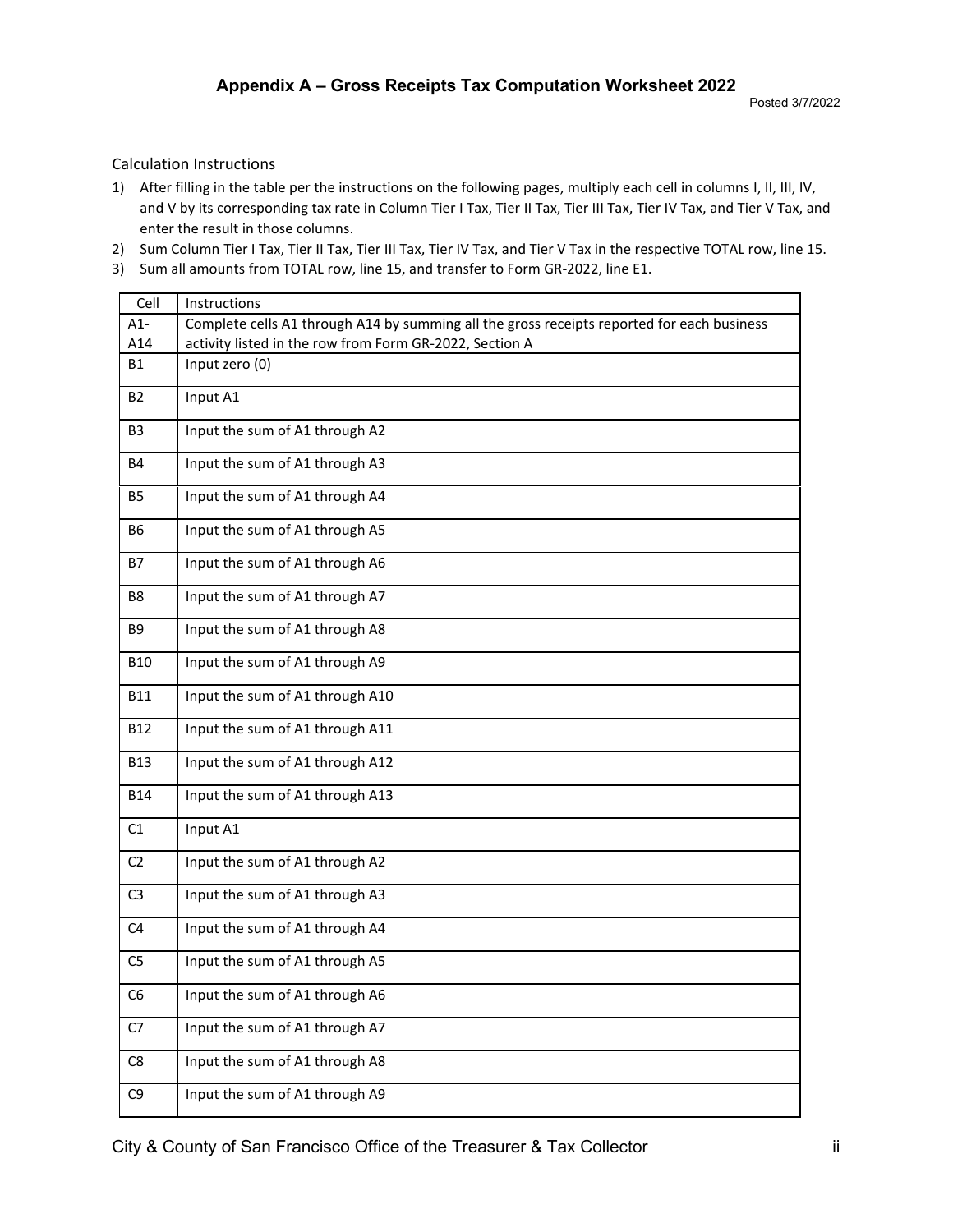## Appendix A – Gross Receipts Tax Computation Worksheet 2022

Posted 3/7/2022

Calculation Instructions

1) After filling in the table per the instructions on the following pages, multiply each cell in columns I, II, III, IV, and V by its corresponding tax rate in Column Tier I Tax, Tier II Tax, Tier III Tax, Tier IV Tax, and Tier V Tax, and enter the result in those columns.
2) Sum Column Tier I Tax, Tier II Tax, Tier III Tax, Tier IV Tax, and Tier V Tax in the respective TOTAL row, line 15.
3) Sum all amounts from TOTAL row, line 15, and transfer to Form GR-2022, line E1.

| Cell | Instructions |
|---|---|
| A1-A14 | Complete cells A1 through A14 by summing all the gross receipts reported for each business activity listed in the row from Form GR-2022, Section A |
| B1 | Input zero (0) |
| B2 | Input A1 |
| B3 | Input the sum of A1 through A2 |
| B4 | Input the sum of A1 through A3 |
| B5 | Input the sum of A1 through A4 |
| B6 | Input the sum of A1 through A5 |
| B7 | Input the sum of A1 through A6 |
| B8 | Input the sum of A1 through A7 |
| B9 | Input the sum of A1 through A8 |
| B10 | Input the sum of A1 through A9 |
| B11 | Input the sum of A1 through A10 |
| B12 | Input the sum of A1 through A11 |
| B13 | Input the sum of A1 through A12 |
| B14 | Input the sum of A1 through A13 |
| C1 | Input A1 |
| C2 | Input the sum of A1 through A2 |
| C3 | Input the sum of A1 through A3 |
| C4 | Input the sum of A1 through A4 |
| C5 | Input the sum of A1 through A5 |
| C6 | Input the sum of A1 through A6 |
| C7 | Input the sum of A1 through A7 |
| C8 | Input the sum of A1 through A8 |
| C9 | Input the sum of A1 through A9 |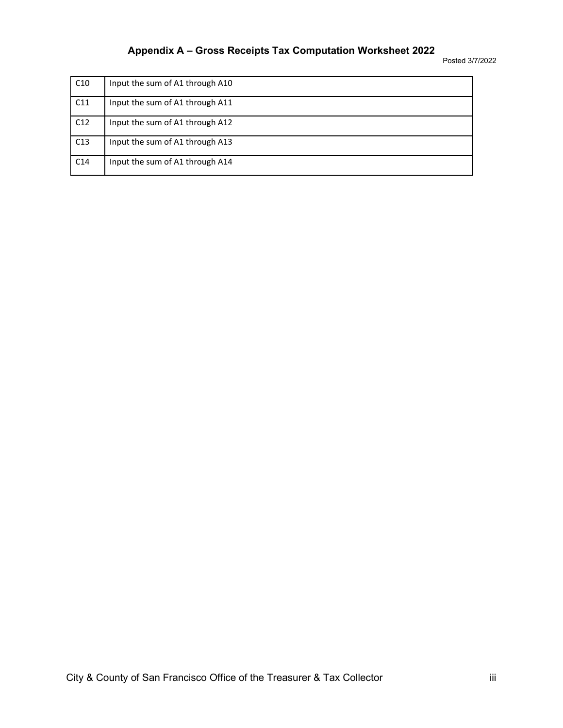| C10 | Input the sum of A1 through A10 |
|---|---|
| C11 | Input the sum of A1 through A11 |
| C12 | Input the sum of A1 through A12 |
| C13 | Input the sum of A1 through A13 |
| C14 | Input the sum of A1 through A14 |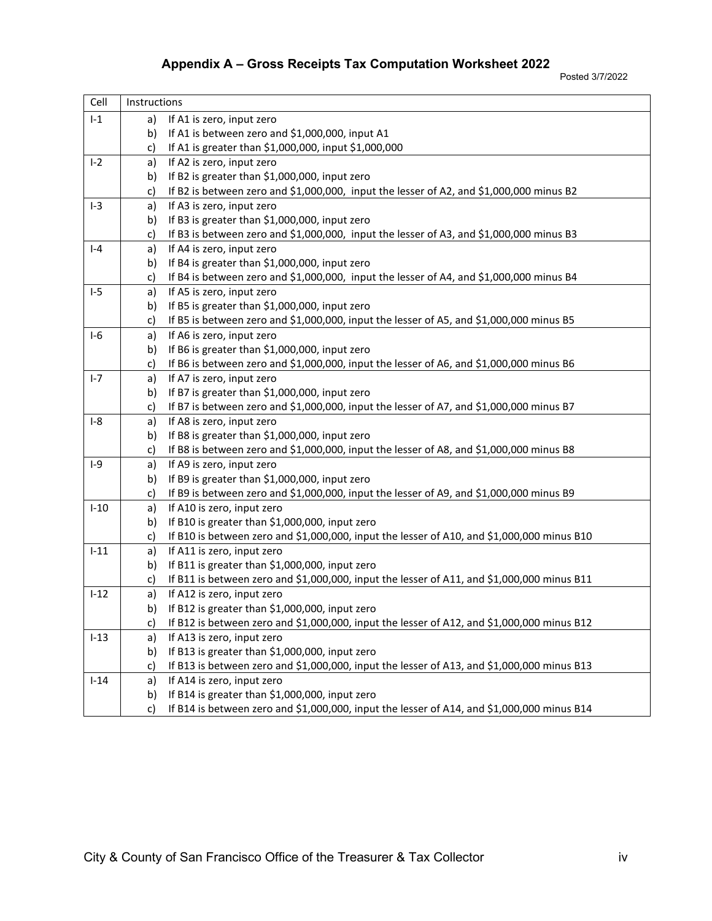## Appendix A – Gross Receipts Tax Computation Worksheet 2022

Posted 3/7/2022

| Cell | Instructions |
|---|---|
| I-1 | a) If A1 is zero, input zero<br>b) If A1 is between zero and $1,000,000, input A1<br>c) If A1 is greater than $1,000,000, input $1,000,000 |
| I-2 | a) If A2 is zero, input zero<br>b) If B2 is greater than $1,000,000, input zero<br>c) If B2 is between zero and $1,000,000, input the lesser of A2, and $1,000,000 minus B2 |
| I-3 | a) If A3 is zero, input zero<br>b) If B3 is greater than $1,000,000, input zero<br>c) If B3 is between zero and $1,000,000, input the lesser of A3, and $1,000,000 minus B3 |
| I-4 | a) If A4 is zero, input zero<br>b) If B4 is greater than $1,000,000, input zero<br>c) If B4 is between zero and $1,000,000, input the lesser of A4, and $1,000,000 minus B4 |
| I-5 | a) If A5 is zero, input zero<br>b) If B5 is greater than $1,000,000, input zero<br>c) If B5 is between zero and $1,000,000, input the lesser of A5, and $1,000,000 minus B5 |
| I-6 | a) If A6 is zero, input zero<br>b) If B6 is greater than $1,000,000, input zero<br>c) If B6 is between zero and $1,000,000, input the lesser of A6, and $1,000,000 minus B6 |
| I-7 | a) If A7 is zero, input zero<br>b) If B7 is greater than $1,000,000, input zero<br>c) If B7 is between zero and $1,000,000, input the lesser of A7, and $1,000,000 minus B7 |
| I-8 | a) If A8 is zero, input zero<br>b) If B8 is greater than $1,000,000, input zero<br>c) If B8 is between zero and $1,000,000, input the lesser of A8, and $1,000,000 minus B8 |
| I-9 | a) If A9 is zero, input zero<br>b) If B9 is greater than $1,000,000, input zero<br>c) If B9 is between zero and $1,000,000, input the lesser of A9, and $1,000,000 minus B9 |
| I-10 | a) If A10 is zero, input zero<br>b) If B10 is greater than $1,000,000, input zero<br>c) If B10 is between zero and $1,000,000, input the lesser of A10, and $1,000,000 minus B10 |
| I-11 | a) If A11 is zero, input zero<br>b) If B11 is greater than $1,000,000, input zero<br>c) If B11 is between zero and $1,000,000, input the lesser of A11, and $1,000,000 minus B11 |
| I-12 | a) If A12 is zero, input zero<br>b) If B12 is greater than $1,000,000, input zero<br>c) If B12 is between zero and $1,000,000, input the lesser of A12, and $1,000,000 minus B12 |
| I-13 | a) If A13 is zero, input zero<br>b) If B13 is greater than $1,000,000, input zero<br>c) If B13 is between zero and $1,000,000, input the lesser of A13, and $1,000,000 minus B13 |
| I-14 | a) If A14 is zero, input zero<br>b) If B14 is greater than $1,000,000, input zero<br>c) If B14 is between zero and $1,000,000, input the lesser of A14, and $1,000,000 minus B14 |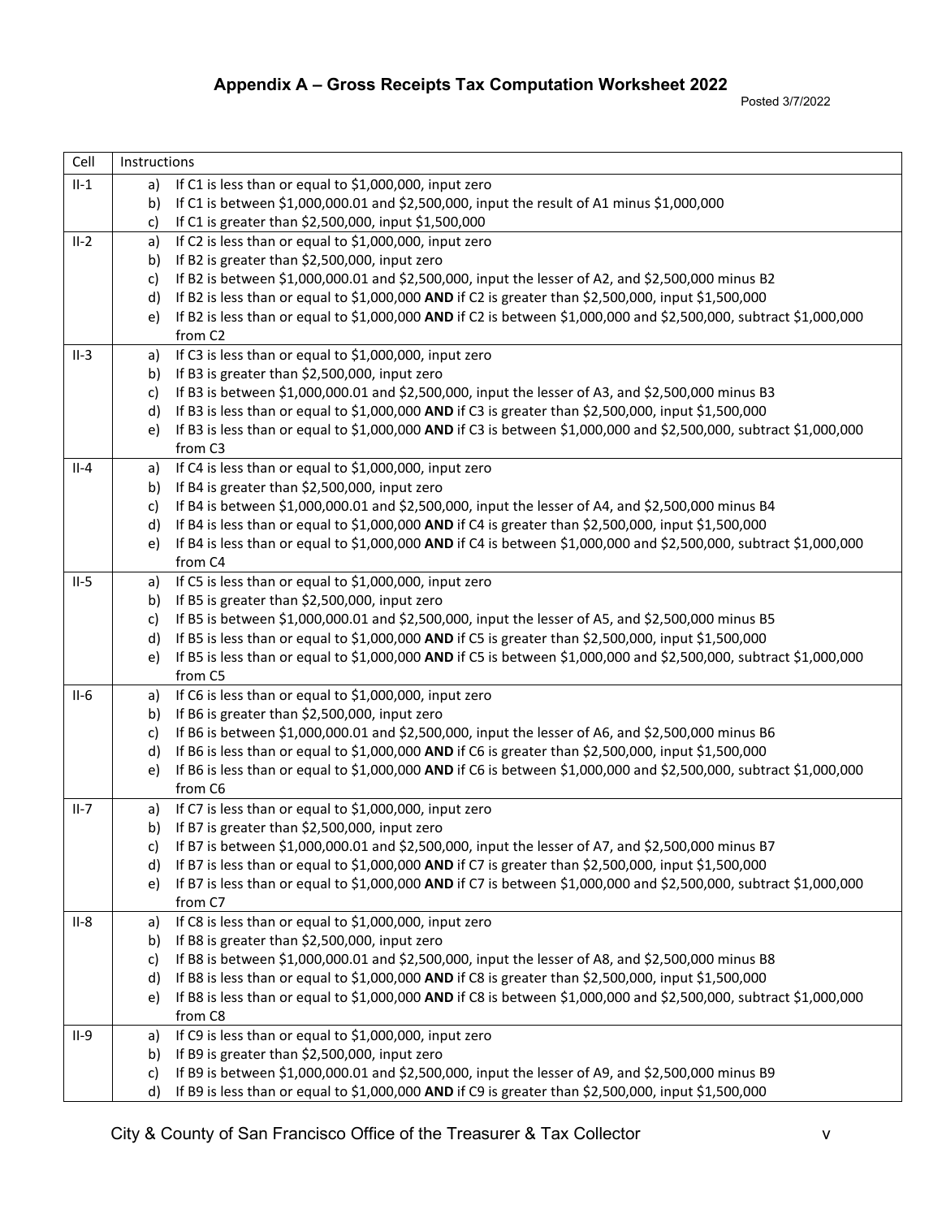## Appendix A – Gross Receipts Tax Computation Worksheet 2022

Posted 3/7/2022

| Cell | Instructions |
|---|---|
| II-1 | a) If C1 is less than or equal to $1,000,000, input zero<br>b) If C1 is between $1,000,000.01 and $2,500,000, input the result of A1 minus $1,000,000<br>c) If C1 is greater than $2,500,000, input $1,500,000 |
| II-2 | a) If C2 is less than or equal to $1,000,000, input zero<br>b) If B2 is greater than $2,500,000, input zero<br>c) If B2 is between $1,000,000.01 and $2,500,000, input the lesser of A2, and $2,500,000 minus B2<br>d) If B2 is less than or equal to $1,000,000 **AND** if C2 is greater than $2,500,000, input $1,500,000<br>e) If B2 is less than or equal to $1,000,000 **AND** if C2 is between $1,000,000 and $2,500,000, subtract $1,000,000 from C2 |
| II-3 | a) If C3 is less than or equal to $1,000,000, input zero<br>b) If B3 is greater than $2,500,000, input zero<br>c) If B3 is between $1,000,000.01 and $2,500,000, input the lesser of A3, and $2,500,000 minus B3<br>d) If B3 is less than or equal to $1,000,000 **AND** if C3 is greater than $2,500,000, input $1,500,000<br>e) If B3 is less than or equal to $1,000,000 **AND** if C3 is between $1,000,000 and $2,500,000, subtract $1,000,000 from C3 |
| II-4 | a) If C4 is less than or equal to $1,000,000, input zero<br>b) If B4 is greater than $2,500,000, input zero<br>c) If B4 is between $1,000,000.01 and $2,500,000, input the lesser of A4, and $2,500,000 minus B4<br>d) If B4 is less than or equal to $1,000,000 **AND** if C4 is greater than $2,500,000, input $1,500,000<br>e) If B4 is less than or equal to $1,000,000 **AND** if C4 is between $1,000,000 and $2,500,000, subtract $1,000,000 from C4 |
| II-5 | a) If C5 is less than or equal to $1,000,000, input zero<br>b) If B5 is greater than $2,500,000, input zero<br>c) If B5 is between $1,000,000.01 and $2,500,000, input the lesser of A5, and $2,500,000 minus B5<br>d) If B5 is less than or equal to $1,000,000 **AND** if C5 is greater than $2,500,000, input $1,500,000<br>e) If B5 is less than or equal to $1,000,000 **AND** if C5 is between $1,000,000 and $2,500,000, subtract $1,000,000 from C5 |
| II-6 | a) If C6 is less than or equal to $1,000,000, input zero<br>b) If B6 is greater than $2,500,000, input zero<br>c) If B6 is between $1,000,000.01 and $2,500,000, input the lesser of A6, and $2,500,000 minus B6<br>d) If B6 is less than or equal to $1,000,000 **AND** if C6 is greater than $2,500,000, input $1,500,000<br>e) If B6 is less than or equal to $1,000,000 **AND** if C6 is between $1,000,000 and $2,500,000, subtract $1,000,000 from C6 |
| II-7 | a) If C7 is less than or equal to $1,000,000, input zero<br>b) If B7 is greater than $2,500,000, input zero<br>c) If B7 is between $1,000,000.01 and $2,500,000, input the lesser of A7, and $2,500,000 minus B7<br>d) If B7 is less than or equal to $1,000,000 **AND** if C7 is greater than $2,500,000, input $1,500,000<br>e) If B7 is less than or equal to $1,000,000 **AND** if C7 is between $1,000,000 and $2,500,000, subtract $1,000,000 from C7 |
| II-8 | a) If C8 is less than or equal to $1,000,000, input zero<br>b) If B8 is greater than $2,500,000, input zero<br>c) If B8 is between $1,000,000.01 and $2,500,000, input the lesser of A8, and $2,500,000 minus B8<br>d) If B8 is less than or equal to $1,000,000 **AND** if C8 is greater than $2,500,000, input $1,500,000<br>e) If B8 is less than or equal to $1,000,000 **AND** if C8 is between $1,000,000 and $2,500,000, subtract $1,000,000 from C8 |
| II-9 | a) If C9 is less than or equal to $1,000,000, input zero<br>b) If B9 is greater than $2,500,000, input zero<br>c) If B9 is between $1,000,000.01 and $2,500,000, input the lesser of A9, and $2,500,000 minus B9<br>d) If B9 is less than or equal to $1,000,000 **AND** if C9 is greater than $2,500,000, input $1,500,000 |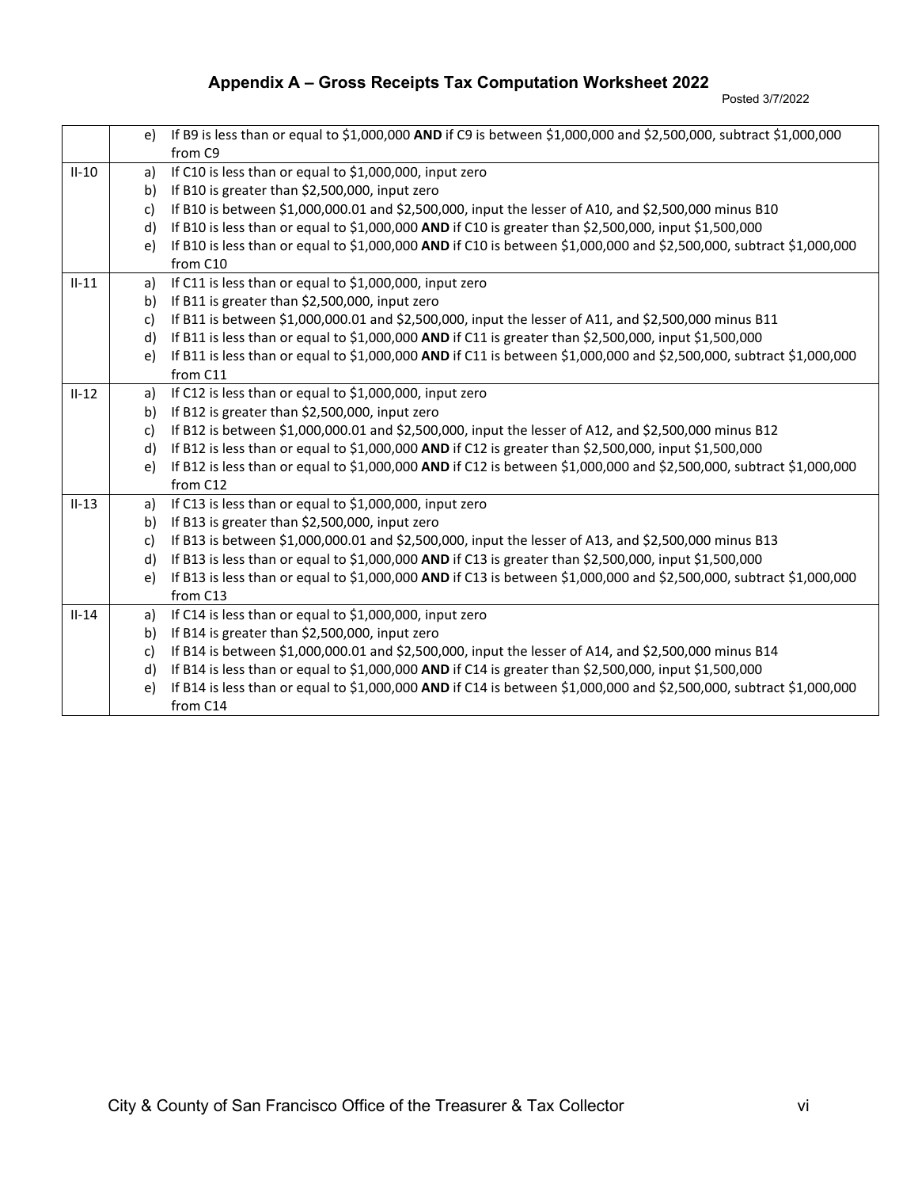## Appendix A – Gross Receipts Tax Computation Worksheet 2022

Posted 3/7/2022

| | |
|---|---|
| | e) If B9 is less than or equal to $1,000,000 **AND** if C9 is between $1,000,000 and $2,500,000, subtract $1,000,000 from C9 |
| II-10 | a) If C10 is less than or equal to $1,000,000, input zero<br>b) If B10 is greater than $2,500,000, input zero<br>c) If B10 is between $1,000,000.01 and $2,500,000, input the lesser of A10, and $2,500,000 minus B10<br>d) If B10 is less than or equal to $1,000,000 **AND** if C10 is greater than $2,500,000, input $1,500,000<br>e) If B10 is less than or equal to $1,000,000 **AND** if C10 is between $1,000,000 and $2,500,000, subtract $1,000,000 from C10 |
| II-11 | a) If C11 is less than or equal to $1,000,000, input zero<br>b) If B11 is greater than $2,500,000, input zero<br>c) If B11 is between $1,000,000.01 and $2,500,000, input the lesser of A11, and $2,500,000 minus B11<br>d) If B11 is less than or equal to $1,000,000 **AND** if C11 is greater than $2,500,000, input $1,500,000<br>e) If B11 is less than or equal to $1,000,000 **AND** if C11 is between $1,000,000 and $2,500,000, subtract $1,000,000 from C11 |
| II-12 | a) If C12 is less than or equal to $1,000,000, input zero<br>b) If B12 is greater than $2,500,000, input zero<br>c) If B12 is between $1,000,000.01 and $2,500,000, input the lesser of A12, and $2,500,000 minus B12<br>d) If B12 is less than or equal to $1,000,000 **AND** if C12 is greater than $2,500,000, input $1,500,000<br>e) If B12 is less than or equal to $1,000,000 **AND** if C12 is between $1,000,000 and $2,500,000, subtract $1,000,000 from C12 |
| II-13 | a) If C13 is less than or equal to $1,000,000, input zero<br>b) If B13 is greater than $2,500,000, input zero<br>c) If B13 is between $1,000,000.01 and $2,500,000, input the lesser of A13, and $2,500,000 minus B13<br>d) If B13 is less than or equal to $1,000,000 **AND** if C13 is greater than $2,500,000, input $1,500,000<br>e) If B13 is less than or equal to $1,000,000 **AND** if C13 is between $1,000,000 and $2,500,000, subtract $1,000,000 from C13 |
| II-14 | a) If C14 is less than or equal to $1,000,000, input zero<br>b) If B14 is greater than $2,500,000, input zero<br>c) If B14 is between $1,000,000.01 and $2,500,000, input the lesser of A14, and $2,500,000 minus B14<br>d) If B14 is less than or equal to $1,000,000 **AND** if C14 is greater than $2,500,000, input $1,500,000<br>e) If B14 is less than or equal to $1,000,000 **AND** if C14 is between $1,000,000 and $2,500,000, subtract $1,000,000 from C14 |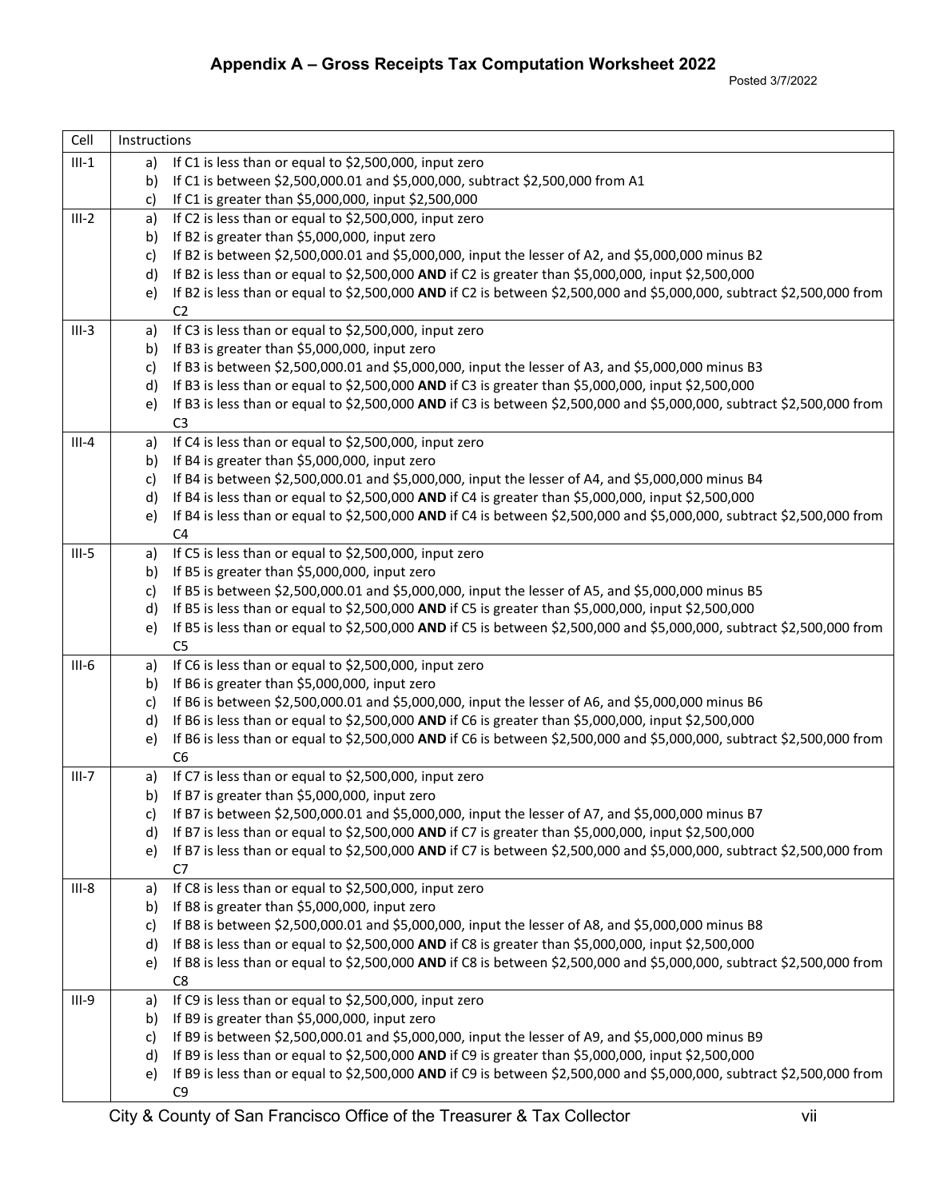## Appendix A – Gross Receipts Tax Computation Worksheet 2022

Posted 3/7/2022

| Cell | Instructions |
|---|---|
| III-1 | a) If C1 is less than or equal to \$2,500,000, input zero<br>b) If C1 is between \$2,500,000.01 and \$5,000,000, subtract \$2,500,000 from A1<br>c) If C1 is greater than \$5,000,000, input \$2,500,000 |
| III-2 | a) If C2 is less than or equal to \$2,500,000, input zero<br>b) If B2 is greater than \$5,000,000, input zero<br>c) If B2 is between \$2,500,000.01 and \$5,000,000, input the lesser of A2, and \$5,000,000 minus B2<br>d) If B2 is less than or equal to \$2,500,000 **AND** if C2 is greater than \$5,000,000, input \$2,500,000<br>e) If B2 is less than or equal to \$2,500,000 **AND** if C2 is between \$2,500,000 and \$5,000,000, subtract \$2,500,000 from C2 |
| III-3 | a) If C3 is less than or equal to \$2,500,000, input zero<br>b) If B3 is greater than \$5,000,000, input zero<br>c) If B3 is between \$2,500,000.01 and \$5,000,000, input the lesser of A3, and \$5,000,000 minus B3<br>d) If B3 is less than or equal to \$2,500,000 **AND** if C3 is greater than \$5,000,000, input \$2,500,000<br>e) If B3 is less than or equal to \$2,500,000 **AND** if C3 is between \$2,500,000 and \$5,000,000, subtract \$2,500,000 from C3 |
| III-4 | a) If C4 is less than or equal to \$2,500,000, input zero<br>b) If B4 is greater than \$5,000,000, input zero<br>c) If B4 is between \$2,500,000.01 and \$5,000,000, input the lesser of A4, and \$5,000,000 minus B4<br>d) If B4 is less than or equal to \$2,500,000 **AND** if C4 is greater than \$5,000,000, input \$2,500,000<br>e) If B4 is less than or equal to \$2,500,000 **AND** if C4 is between \$2,500,000 and \$5,000,000, subtract \$2,500,000 from C4 |
| III-5 | a) If C5 is less than or equal to \$2,500,000, input zero<br>b) If B5 is greater than \$5,000,000, input zero<br>c) If B5 is between \$2,500,000.01 and \$5,000,000, input the lesser of A5, and \$5,000,000 minus B5<br>d) If B5 is less than or equal to \$2,500,000 **AND** if C5 is greater than \$5,000,000, input \$2,500,000<br>e) If B5 is less than or equal to \$2,500,000 **AND** if C5 is between \$2,500,000 and \$5,000,000, subtract \$2,500,000 from C5 |
| III-6 | a) If C6 is less than or equal to \$2,500,000, input zero<br>b) If B6 is greater than \$5,000,000, input zero<br>c) If B6 is between \$2,500,000.01 and \$5,000,000, input the lesser of A6, and \$5,000,000 minus B6<br>d) If B6 is less than or equal to \$2,500,000 **AND** if C6 is greater than \$5,000,000, input \$2,500,000<br>e) If B6 is less than or equal to \$2,500,000 **AND** if C6 is between \$2,500,000 and \$5,000,000, subtract \$2,500,000 from C6 |
| III-7 | a) If C7 is less than or equal to \$2,500,000, input zero<br>b) If B7 is greater than \$5,000,000, input zero<br>c) If B7 is between \$2,500,000.01 and \$5,000,000, input the lesser of A7, and \$5,000,000 minus B7<br>d) If B7 is less than or equal to \$2,500,000 **AND** if C7 is greater than \$5,000,000, input \$2,500,000<br>e) If B7 is less than or equal to \$2,500,000 **AND** if C7 is between \$2,500,000 and \$5,000,000, subtract \$2,500,000 from C7 |
| III-8 | a) If C8 is less than or equal to \$2,500,000, input zero<br>b) If B8 is greater than \$5,000,000, input zero<br>c) If B8 is between \$2,500,000.01 and \$5,000,000, input the lesser of A8, and \$5,000,000 minus B8<br>d) If B8 is less than or equal to \$2,500,000 **AND** if C8 is greater than \$5,000,000, input \$2,500,000<br>e) If B8 is less than or equal to \$2,500,000 **AND** if C8 is between \$2,500,000 and \$5,000,000, subtract \$2,500,000 from C8 |
| III-9 | a) If C9 is less than or equal to \$2,500,000, input zero<br>b) If B9 is greater than \$5,000,000, input zero<br>c) If B9 is between \$2,500,000.01 and \$5,000,000, input the lesser of A9, and \$5,000,000 minus B9<br>d) If B9 is less than or equal to \$2,500,000 **AND** if C9 is greater than \$5,000,000, input \$2,500,000<br>e) If B9 is less than or equal to \$2,500,000 **AND** if C9 is between \$2,500,000 and \$5,000,000, subtract \$2,500,000 from C9 |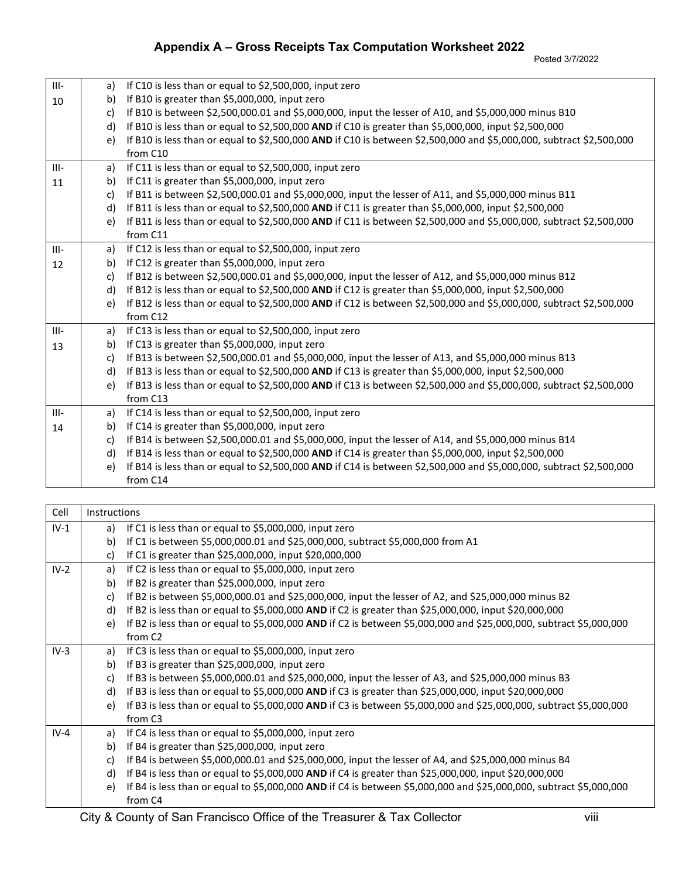## Appendix A – Gross Receipts Tax Computation Worksheet 2022

Posted 3/7/2022

| | |
|---|---|
| III-10 | a) If C10 is less than or equal to $2,500,000, input zero<br>b) If B10 is greater than $5,000,000, input zero<br>c) If B10 is between $2,500,000.01 and $5,000,000, input the lesser of A10, and $5,000,000 minus B10<br>d) If B10 is less than or equal to $2,500,000 **AND** if C10 is greater than $5,000,000, input $2,500,000<br>e) If B10 is less than or equal to $2,500,000 **AND** if C10 is between $2,500,000 and $5,000,000, subtract $2,500,000 from C10 |
| III-11 | a) If C11 is less than or equal to $2,500,000, input zero<br>b) If C11 is greater than $5,000,000, input zero<br>c) If B11 is between $2,500,000.01 and $5,000,000, input the lesser of A11, and $5,000,000 minus B11<br>d) If B11 is less than or equal to $2,500,000 **AND** if C11 is greater than $5,000,000, input $2,500,000<br>e) If B11 is less than or equal to $2,500,000 **AND** if C11 is between $2,500,000 and $5,000,000, subtract $2,500,000 from C11 |
| III-12 | a) If C12 is less than or equal to $2,500,000, input zero<br>b) If C12 is greater than $5,000,000, input zero<br>c) If B12 is between $2,500,000.01 and $5,000,000, input the lesser of A12, and $5,000,000 minus B12<br>d) If B12 is less than or equal to $2,500,000 **AND** if C12 is greater than $5,000,000, input $2,500,000<br>e) If B12 is less than or equal to $2,500,000 **AND** if C12 is between $2,500,000 and $5,000,000, subtract $2,500,000 from C12 |
| III-13 | a) If C13 is less than or equal to $2,500,000, input zero<br>b) If C13 is greater than $5,000,000, input zero<br>c) If B13 is between $2,500,000.01 and $5,000,000, input the lesser of A13, and $5,000,000 minus B13<br>d) If B13 is less than or equal to $2,500,000 **AND** if C13 is greater than $5,000,000, input $2,500,000<br>e) If B13 is less than or equal to $2,500,000 **AND** if C13 is between $2,500,000 and $5,000,000, subtract $2,500,000 from C13 |
| III-14 | a) If C14 is less than or equal to $2,500,000, input zero<br>b) If C14 is greater than $5,000,000, input zero<br>c) If B14 is between $2,500,000.01 and $5,000,000, input the lesser of A14, and $5,000,000 minus B14<br>d) If B14 is less than or equal to $2,500,000 **AND** if C14 is greater than $5,000,000, input $2,500,000<br>e) If B14 is less than or equal to $2,500,000 **AND** if C14 is between $2,500,000 and $5,000,000, subtract $2,500,000 from C14 |

| Cell | Instructions |
|---|---|
| IV-1 | a) If C1 is less than or equal to $5,000,000, input zero<br>b) If C1 is between $5,000,000.01 and $25,000,000, subtract $5,000,000 from A1<br>c) If C1 is greater than $25,000,000, input $20,000,000 |
| IV-2 | a) If C2 is less than or equal to $5,000,000, input zero<br>b) If B2 is greater than $25,000,000, input zero<br>c) If B2 is between $5,000,000.01 and $25,000,000, input the lesser of A2, and $25,000,000 minus B2<br>d) If B2 is less than or equal to $5,000,000 **AND** if C2 is greater than $25,000,000, input $20,000,000<br>e) If B2 is less than or equal to $5,000,000 **AND** if C2 is between $5,000,000 and $25,000,000, subtract $5,000,000 from C2 |
| IV-3 | a) If C3 is less than or equal to $5,000,000, input zero<br>b) If B3 is greater than $25,000,000, input zero<br>c) If B3 is between $5,000,000.01 and $25,000,000, input the lesser of A3, and $25,000,000 minus B3<br>d) If B3 is less than or equal to $5,000,000 **AND** if C3 is greater than $25,000,000, input $20,000,000<br>e) If B3 is less than or equal to $5,000,000 **AND** if C3 is between $5,000,000 and $25,000,000, subtract $5,000,000 from C3 |
| IV-4 | a) If C4 is less than or equal to $5,000,000, input zero<br>b) If B4 is greater than $25,000,000, input zero<br>c) If B4 is between $5,000,000.01 and $25,000,000, input the lesser of A4, and $25,000,000 minus B4<br>d) If B4 is less than or equal to $5,000,000 **AND** if C4 is greater than $25,000,000, input $20,000,000<br>e) If B4 is less than or equal to $5,000,000 **AND** if C4 is between $5,000,000 and $25,000,000, subtract $5,000,000 from C4 |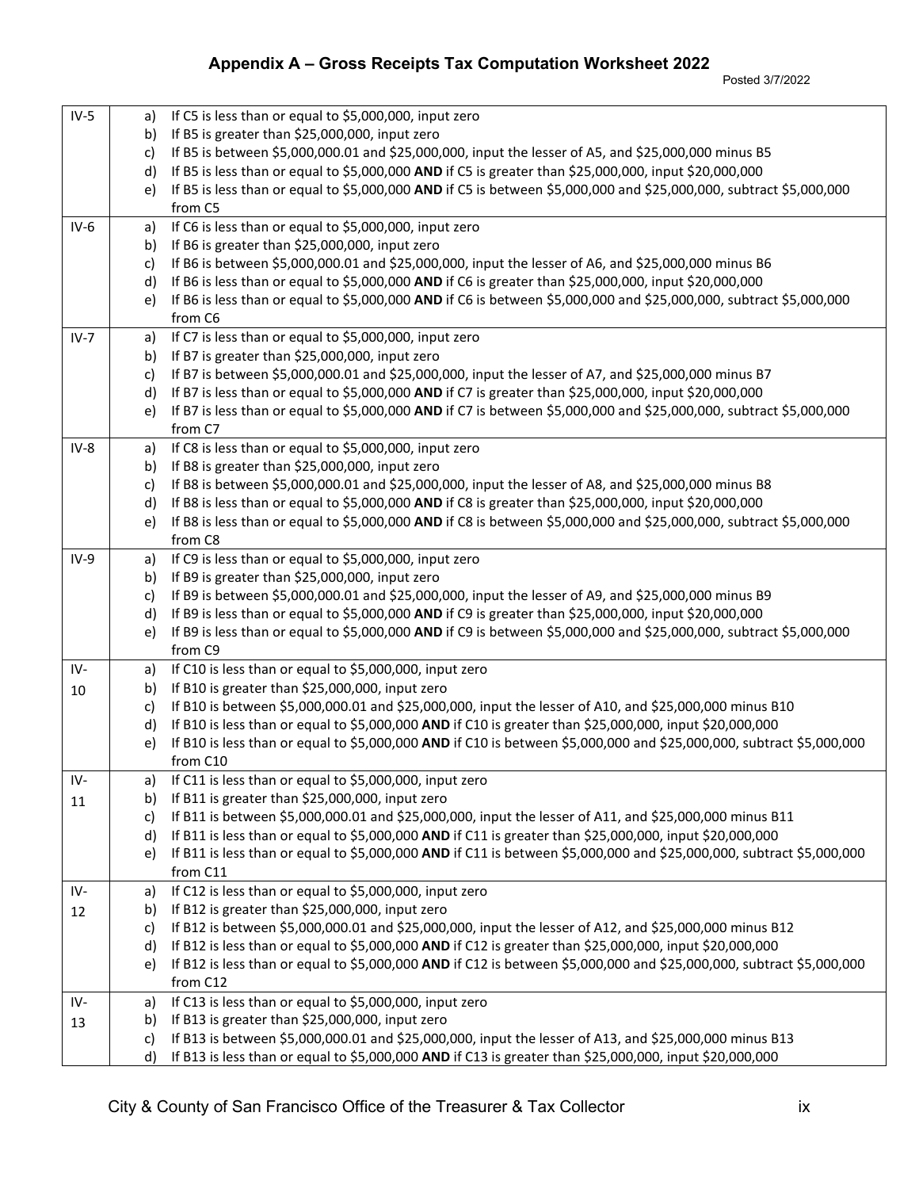## Appendix A – Gross Receipts Tax Computation Worksheet 2022

Posted 3/7/2022

| | |
|---|---|
| IV-5 | a) If C5 is less than or equal to \$5,000,000, input zero<br>b) If B5 is greater than \$25,000,000, input zero<br>c) If B5 is between \$5,000,000.01 and \$25,000,000, input the lesser of A5, and \$25,000,000 minus B5<br>d) If B5 is less than or equal to \$5,000,000 **AND** if C5 is greater than \$25,000,000, input \$20,000,000<br>e) If B5 is less than or equal to \$5,000,000 **AND** if C5 is between \$5,000,000 and \$25,000,000, subtract \$5,000,000 from C5 |
| IV-6 | a) If C6 is less than or equal to \$5,000,000, input zero<br>b) If B6 is greater than \$25,000,000, input zero<br>c) If B6 is between \$5,000,000.01 and \$25,000,000, input the lesser of A6, and \$25,000,000 minus B6<br>d) If B6 is less than or equal to \$5,000,000 **AND** if C6 is greater than \$25,000,000, input \$20,000,000<br>e) If B6 is less than or equal to \$5,000,000 **AND** if C6 is between \$5,000,000 and \$25,000,000, subtract \$5,000,000 from C6 |
| IV-7 | a) If C7 is less than or equal to \$5,000,000, input zero<br>b) If B7 is greater than \$25,000,000, input zero<br>c) If B7 is between \$5,000,000.01 and \$25,000,000, input the lesser of A7, and \$25,000,000 minus B7<br>d) If B7 is less than or equal to \$5,000,000 **AND** if C7 is greater than \$25,000,000, input \$20,000,000<br>e) If B7 is less than or equal to \$5,000,000 **AND** if C7 is between \$5,000,000 and \$25,000,000, subtract \$5,000,000 from C7 |
| IV-8 | a) If C8 is less than or equal to \$5,000,000, input zero<br>b) If B8 is greater than \$25,000,000, input zero<br>c) If B8 is between \$5,000,000.01 and \$25,000,000, input the lesser of A8, and \$25,000,000 minus B8<br>d) If B8 is less than or equal to \$5,000,000 **AND** if C8 is greater than \$25,000,000, input \$20,000,000<br>e) If B8 is less than or equal to \$5,000,000 **AND** if C8 is between \$5,000,000 and \$25,000,000, subtract \$5,000,000 from C8 |
| IV-9 | a) If C9 is less than or equal to \$5,000,000, input zero<br>b) If B9 is greater than \$25,000,000, input zero<br>c) If B9 is between \$5,000,000.01 and \$25,000,000, input the lesser of A9, and \$25,000,000 minus B9<br>d) If B9 is less than or equal to \$5,000,000 **AND** if C9 is greater than \$25,000,000, input \$20,000,000<br>e) If B9 is less than or equal to \$5,000,000 **AND** if C9 is between \$5,000,000 and \$25,000,000, subtract \$5,000,000 from C9 |
| IV-10 | a) If C10 is less than or equal to \$5,000,000, input zero<br>b) If B10 is greater than \$25,000,000, input zero<br>c) If B10 is between \$5,000,000.01 and \$25,000,000, input the lesser of A10, and \$25,000,000 minus B10<br>d) If B10 is less than or equal to \$5,000,000 **AND** if C10 is greater than \$25,000,000, input \$20,000,000<br>e) If B10 is less than or equal to \$5,000,000 **AND** if C10 is between \$5,000,000 and \$25,000,000, subtract \$5,000,000 from C10 |
| IV-11 | a) If C11 is less than or equal to \$5,000,000, input zero<br>b) If B11 is greater than \$25,000,000, input zero<br>c) If B11 is between \$5,000,000.01 and \$25,000,000, input the lesser of A11, and \$25,000,000 minus B11<br>d) If B11 is less than or equal to \$5,000,000 **AND** if C11 is greater than \$25,000,000, input \$20,000,000<br>e) If B11 is less than or equal to \$5,000,000 **AND** if C11 is between \$5,000,000 and \$25,000,000, subtract \$5,000,000 from C11 |
| IV-12 | a) If C12 is less than or equal to \$5,000,000, input zero<br>b) If B12 is greater than \$25,000,000, input zero<br>c) If B12 is between \$5,000,000.01 and \$25,000,000, input the lesser of A12, and \$25,000,000 minus B12<br>d) If B12 is less than or equal to \$5,000,000 **AND** if C12 is greater than \$25,000,000, input \$20,000,000<br>e) If B12 is less than or equal to \$5,000,000 **AND** if C12 is between \$5,000,000 and \$25,000,000, subtract \$5,000,000 from C12 |
| IV-13 | a) If C13 is less than or equal to \$5,000,000, input zero<br>b) If B13 is greater than \$25,000,000, input zero<br>c) If B13 is between \$5,000,000.01 and \$25,000,000, input the lesser of A13, and \$25,000,000 minus B13<br>d) If B13 is less than or equal to \$5,000,000 **AND** if C13 is greater than \$25,000,000, input \$20,000,000 |

City & County of San Francisco Office of the Treasurer & Tax Collector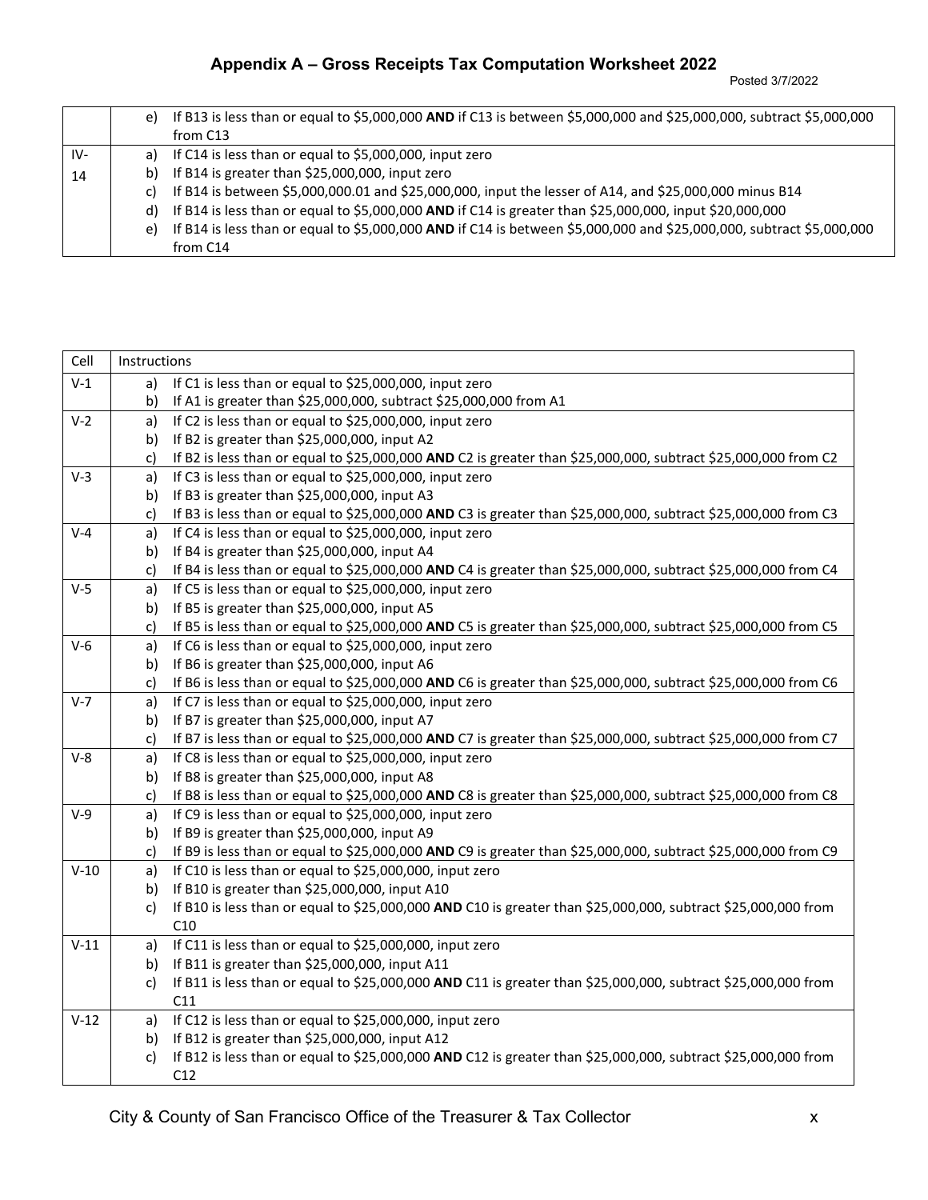## Appendix A – Gross Receipts Tax Computation Worksheet 2022

Posted 3/7/2022

| | |
|---|---|
| | e) If B13 is less than or equal to \$5,000,000 **AND** if C13 is between \$5,000,000 and \$25,000,000, subtract \$5,000,000 from C13 |
| IV-14 | a) If C14 is less than or equal to \$5,000,000, input zero<br>b) If B14 is greater than \$25,000,000, input zero<br>c) If B14 is between \$5,000,000.01 and \$25,000,000, input the lesser of A14, and \$25,000,000 minus B14<br>d) If B14 is less than or equal to \$5,000,000 **AND** if C14 is greater than \$25,000,000, input \$20,000,000<br>e) If B14 is less than or equal to \$5,000,000 **AND** if C14 is between \$5,000,000 and \$25,000,000, subtract \$5,000,000 from C14 |

| Cell | Instructions |
|---|---|
| V-1 | a) If C1 is less than or equal to \$25,000,000, input zero<br>b) If A1 is greater than \$25,000,000, subtract \$25,000,000 from A1 |
| V-2 | a) If C2 is less than or equal to \$25,000,000, input zero<br>b) If B2 is greater than \$25,000,000, input A2<br>c) If B2 is less than or equal to \$25,000,000 **AND** C2 is greater than \$25,000,000, subtract \$25,000,000 from C2 |
| V-3 | a) If C3 is less than or equal to \$25,000,000, input zero<br>b) If B3 is greater than \$25,000,000, input A3<br>c) If B3 is less than or equal to \$25,000,000 **AND** C3 is greater than \$25,000,000, subtract \$25,000,000 from C3 |
| V-4 | a) If C4 is less than or equal to \$25,000,000, input zero<br>b) If B4 is greater than \$25,000,000, input A4<br>c) If B4 is less than or equal to \$25,000,000 **AND** C4 is greater than \$25,000,000, subtract \$25,000,000 from C4 |
| V-5 | a) If C5 is less than or equal to \$25,000,000, input zero<br>b) If B5 is greater than \$25,000,000, input A5<br>c) If B5 is less than or equal to \$25,000,000 **AND** C5 is greater than \$25,000,000, subtract \$25,000,000 from C5 |
| V-6 | a) If C6 is less than or equal to \$25,000,000, input zero<br>b) If B6 is greater than \$25,000,000, input A6<br>c) If B6 is less than or equal to \$25,000,000 **AND** C6 is greater than \$25,000,000, subtract \$25,000,000 from C6 |
| V-7 | a) If C7 is less than or equal to \$25,000,000, input zero<br>b) If B7 is greater than \$25,000,000, input A7<br>c) If B7 is less than or equal to \$25,000,000 **AND** C7 is greater than \$25,000,000, subtract \$25,000,000 from C7 |
| V-8 | a) If C8 is less than or equal to \$25,000,000, input zero<br>b) If B8 is greater than \$25,000,000, input A8<br>c) If B8 is less than or equal to \$25,000,000 **AND** C8 is greater than \$25,000,000, subtract \$25,000,000 from C8 |
| V-9 | a) If C9 is less than or equal to \$25,000,000, input zero<br>b) If B9 is greater than \$25,000,000, input A9<br>c) If B9 is less than or equal to \$25,000,000 **AND** C9 is greater than \$25,000,000, subtract \$25,000,000 from C9 |
| V-10 | a) If C10 is less than or equal to \$25,000,000, input zero<br>b) If B10 is greater than \$25,000,000, input A10<br>c) If B10 is less than or equal to \$25,000,000 **AND** C10 is greater than \$25,000,000, subtract \$25,000,000 from C10 |
| V-11 | a) If C11 is less than or equal to \$25,000,000, input zero<br>b) If B11 is greater than \$25,000,000, input A11<br>c) If B11 is less than or equal to \$25,000,000 **AND** C11 is greater than \$25,000,000, subtract \$25,000,000 from C11 |
| V-12 | a) If C12 is less than or equal to \$25,000,000, input zero<br>b) If B12 is greater than \$25,000,000, input A12<br>c) If B12 is less than or equal to \$25,000,000 **AND** C12 is greater than \$25,000,000, subtract \$25,000,000 from C12 |

City & County of San Francisco Office of the Treasurer & Tax Collector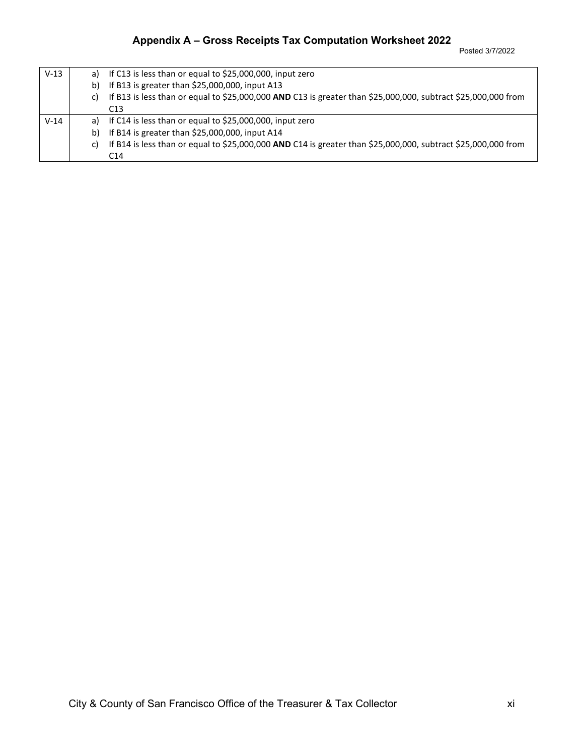| | |
|---|---|
| V-13 | a) If C13 is less than or equal to $25,000,000, input zero<br>b) If B13 is greater than $25,000,000, input A13<br>c) If B13 is less than or equal to $25,000,000 **AND** C13 is greater than $25,000,000, subtract $25,000,000 from C13 |
| V-14 | a) If C14 is less than or equal to $25,000,000, input zero<br>b) If B14 is greater than $25,000,000, input A14<br>c) If B14 is less than or equal to $25,000,000 **AND** C14 is greater than $25,000,000, subtract $25,000,000 from C14 |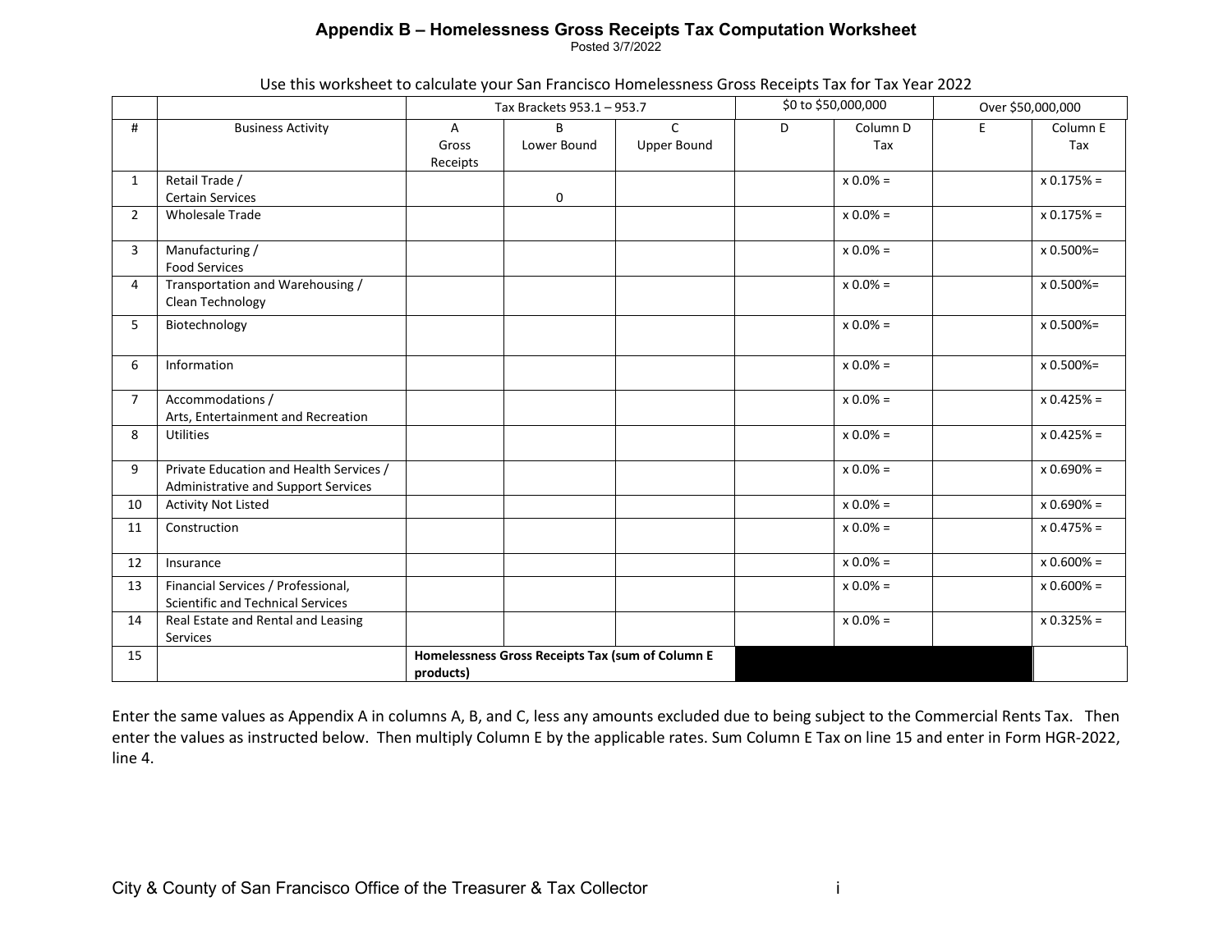# Appendix B – Homelessness Gross Receipts Tax Computation Worksheet

Posted 3/7/2022

Use this worksheet to calculate your San Francisco Homelessness Gross Receipts Tax for Tax Year 2022

| | | Tax Brackets 953.1 – 953.7 | | | $0 to $50,000,000 | | Over $50,000,000 | |
|---|---|---|---|---|---|---|---|---|
| # | Business Activity | A Gross Receipts | B Lower Bound | C Upper Bound | D | Column D Tax | E | Column E Tax |
| 1 | Retail Trade / Certain Services | | 0 | | | x 0.0% = | | x 0.175% = |
| 2 | Wholesale Trade | | | | | x 0.0% = | | x 0.175% = |
| 3 | Manufacturing / Food Services | | | | | x 0.0% = | | x 0.500%= |
| 4 | Transportation and Warehousing / Clean Technology | | | | | x 0.0% = | | x 0.500%= |
| 5 | Biotechnology | | | | | x 0.0% = | | x 0.500%= |
| 6 | Information | | | | | x 0.0% = | | x 0.500%= |
| 7 | Accommodations / Arts, Entertainment and Recreation | | | | | x 0.0% = | | x 0.425% = |
| 8 | Utilities | | | | | x 0.0% = | | x 0.425% = |
| 9 | Private Education and Health Services / Administrative and Support Services | | | | | x 0.0% = | | x 0.690% = |
| 10 | Activity Not Listed | | | | | x 0.0% = | | x 0.690% = |
| 11 | Construction | | | | | x 0.0% = | | x 0.475% = |
| 12 | Insurance | | | | | x 0.0% = | | x 0.600% = |
| 13 | Financial Services / Professional, Scientific and Technical Services | | | | | x 0.0% = | | x 0.600% = |
| 14 | Real Estate and Rental and Leasing Services | | | | | x 0.0% = | | x 0.325% = |
| 15 | | **Homelessness Gross Receipts Tax (sum of Column E products)** | | | | | | |

Enter the same values as Appendix A in columns A, B, and C, less any amounts excluded due to being subject to the Commercial Rents Tax. Then enter the values as instructed below. Then multiply Column E by the applicable rates. Sum Column E Tax on line 15 and enter in Form HGR-2022, line 4.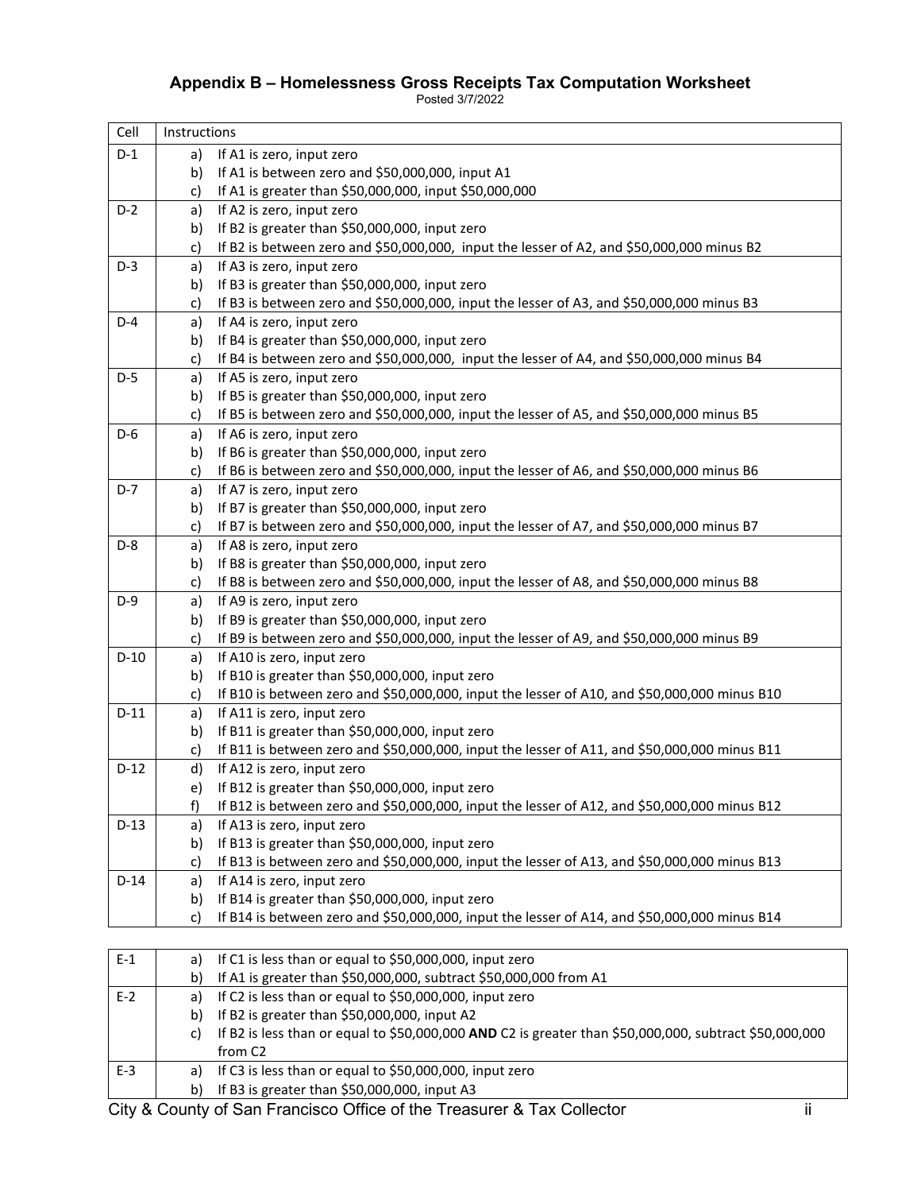## Appendix B – Homelessness Gross Receipts Tax Computation Worksheet

Posted 3/7/2022

| Cell | Instructions |
|---|---|
| D-1 | a) If A1 is zero, input zero<br>b) If A1 is between zero and \$50,000,000, input A1<br>c) If A1 is greater than \$50,000,000, input \$50,000,000 |
| D-2 | a) If A2 is zero, input zero<br>b) If B2 is greater than \$50,000,000, input zero<br>c) If B2 is between zero and \$50,000,000, input the lesser of A2, and \$50,000,000 minus B2 |
| D-3 | a) If A3 is zero, input zero<br>b) If B3 is greater than \$50,000,000, input zero<br>c) If B3 is between zero and \$50,000,000, input the lesser of A3, and \$50,000,000 minus B3 |
| D-4 | a) If A4 is zero, input zero<br>b) If B4 is greater than \$50,000,000, input zero<br>c) If B4 is between zero and \$50,000,000, input the lesser of A4, and \$50,000,000 minus B4 |
| D-5 | a) If A5 is zero, input zero<br>b) If B5 is greater than \$50,000,000, input zero<br>c) If B5 is between zero and \$50,000,000, input the lesser of A5, and \$50,000,000 minus B5 |
| D-6 | a) If A6 is zero, input zero<br>b) If B6 is greater than \$50,000,000, input zero<br>c) If B6 is between zero and \$50,000,000, input the lesser of A6, and \$50,000,000 minus B6 |
| D-7 | a) If A7 is zero, input zero<br>b) If B7 is greater than \$50,000,000, input zero<br>c) If B7 is between zero and \$50,000,000, input the lesser of A7, and \$50,000,000 minus B7 |
| D-8 | a) If A8 is zero, input zero<br>b) If B8 is greater than \$50,000,000, input zero<br>c) If B8 is between zero and \$50,000,000, input the lesser of A8, and \$50,000,000 minus B8 |
| D-9 | a) If A9 is zero, input zero<br>b) If B9 is greater than \$50,000,000, input zero<br>c) If B9 is between zero and \$50,000,000, input the lesser of A9, and \$50,000,000 minus B9 |
| D-10 | a) If A10 is zero, input zero<br>b) If B10 is greater than \$50,000,000, input zero<br>c) If B10 is between zero and \$50,000,000, input the lesser of A10, and \$50,000,000 minus B10 |
| D-11 | a) If A11 is zero, input zero<br>b) If B11 is greater than \$50,000,000, input zero<br>c) If B11 is between zero and \$50,000,000, input the lesser of A11, and \$50,000,000 minus B11 |
| D-12 | d) If A12 is zero, input zero<br>e) If B12 is greater than \$50,000,000, input zero<br>f) If B12 is between zero and \$50,000,000, input the lesser of A12, and \$50,000,000 minus B12 |
| D-13 | a) If A13 is zero, input zero<br>b) If B13 is greater than \$50,000,000, input zero<br>c) If B13 is between zero and \$50,000,000, input the lesser of A13, and \$50,000,000 minus B13 |
| D-14 | a) If A14 is zero, input zero<br>b) If B14 is greater than \$50,000,000, input zero<br>c) If B14 is between zero and \$50,000,000, input the lesser of A14, and \$50,000,000 minus B14 |

| Cell | Instructions |
|---|---|
| E-1 | a) If C1 is less than or equal to \$50,000,000, input zero<br>b) If A1 is greater than \$50,000,000, subtract \$50,000,000 from A1 |
| E-2 | a) If C2 is less than or equal to \$50,000,000, input zero<br>b) If B2 is greater than \$50,000,000, input A2<br>c) If B2 is less than or equal to \$50,000,000 **AND** C2 is greater than \$50,000,000, subtract \$50,000,000 from C2 |
| E-3 | a) If C3 is less than or equal to \$50,000,000, input zero<br>b) If B3 is greater than \$50,000,000, input A3 |

City & County of San Francisco Office of the Treasurer & Tax Collector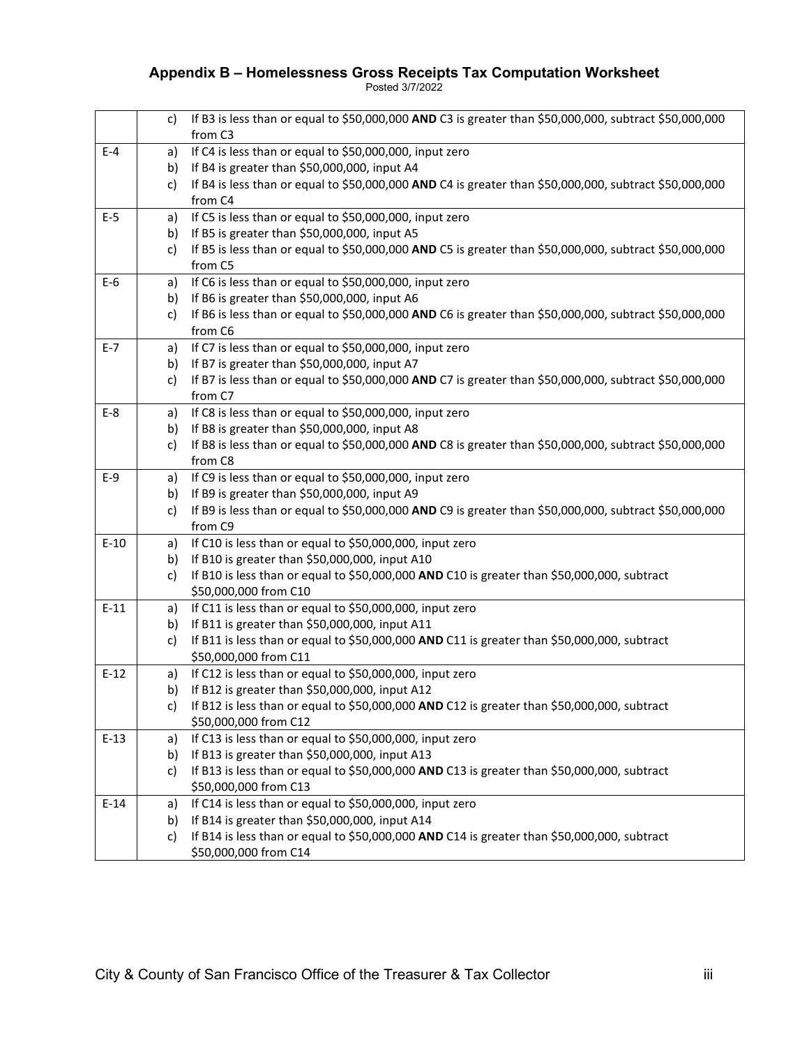## Appendix B – Homelessness Gross Receipts Tax Computation Worksheet

Posted 3/7/2022

| | |
|---|---|
| | c) If B3 is less than or equal to $50,000,000 **AND** C3 is greater than $50,000,000, subtract $50,000,000 from C3 |
| E-4 | a) If C4 is less than or equal to $50,000,000, input zero<br>b) If B4 is greater than $50,000,000, input A4<br>c) If B4 is less than or equal to $50,000,000 **AND** C4 is greater than $50,000,000, subtract $50,000,000 from C4 |
| E-5 | a) If C5 is less than or equal to $50,000,000, input zero<br>b) If B5 is greater than $50,000,000, input A5<br>c) If B5 is less than or equal to $50,000,000 **AND** C5 is greater than $50,000,000, subtract $50,000,000 from C5 |
| E-6 | a) If C6 is less than or equal to $50,000,000, input zero<br>b) If B6 is greater than $50,000,000, input A6<br>c) If B6 is less than or equal to $50,000,000 **AND** C6 is greater than $50,000,000, subtract $50,000,000 from C6 |
| E-7 | a) If C7 is less than or equal to $50,000,000, input zero<br>b) If B7 is greater than $50,000,000, input A7<br>c) If B7 is less than or equal to $50,000,000 **AND** C7 is greater than $50,000,000, subtract $50,000,000 from C7 |
| E-8 | a) If C8 is less than or equal to $50,000,000, input zero<br>b) If B8 is greater than $50,000,000, input A8<br>c) If B8 is less than or equal to $50,000,000 **AND** C8 is greater than $50,000,000, subtract $50,000,000 from C8 |
| E-9 | a) If C9 is less than or equal to $50,000,000, input zero<br>b) If B9 is greater than $50,000,000, input A9<br>c) If B9 is less than or equal to $50,000,000 **AND** C9 is greater than $50,000,000, subtract $50,000,000 from C9 |
| E-10 | a) If C10 is less than or equal to $50,000,000, input zero<br>b) If B10 is greater than $50,000,000, input A10<br>c) If B10 is less than or equal to $50,000,000 **AND** C10 is greater than $50,000,000, subtract $50,000,000 from C10 |
| E-11 | a) If C11 is less than or equal to $50,000,000, input zero<br>b) If B11 is greater than $50,000,000, input A11<br>c) If B11 is less than or equal to $50,000,000 **AND** C11 is greater than $50,000,000, subtract $50,000,000 from C11 |
| E-12 | a) If C12 is less than or equal to $50,000,000, input zero<br>b) If B12 is greater than $50,000,000, input A12<br>c) If B12 is less than or equal to $50,000,000 **AND** C12 is greater than $50,000,000, subtract $50,000,000 from C12 |
| E-13 | a) If C13 is less than or equal to $50,000,000, input zero<br>b) If B13 is greater than $50,000,000, input A13<br>c) If B13 is less than or equal to $50,000,000 **AND** C13 is greater than $50,000,000, subtract $50,000,000 from C13 |
| E-14 | a) If C14 is less than or equal to $50,000,000, input zero<br>b) If B14 is greater than $50,000,000, input A14<br>c) If B14 is less than or equal to $50,000,000 **AND** C14 is greater than $50,000,000, subtract $50,000,000 from C14 |